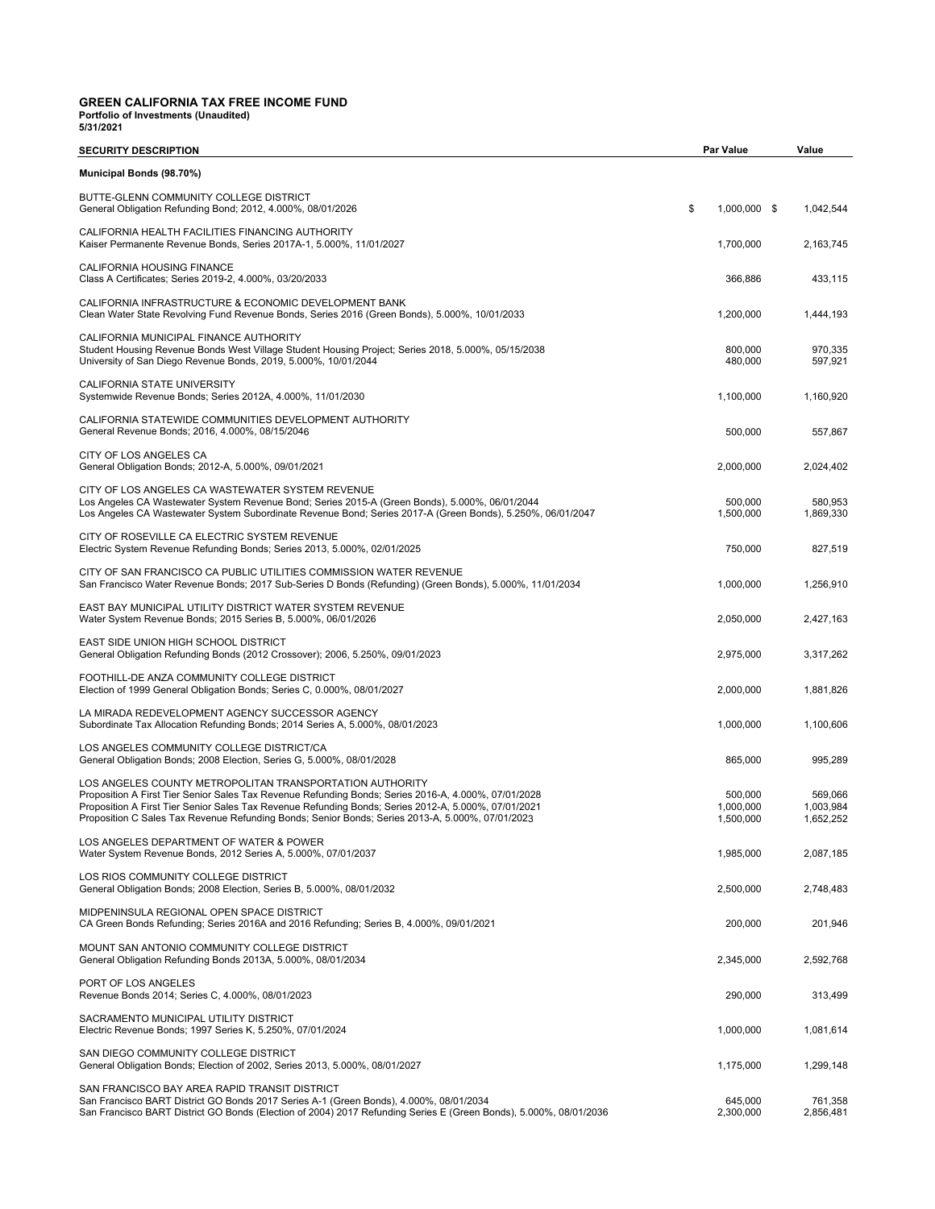**GREEN CALIFORNIA TAX FREE INCOME FUND**
**Portfolio of Investments (Unaudited)**
**5/31/2021**

| SECURITY DESCRIPTION | Par Value | Value |
|---|---|---|
| **Municipal Bonds (98.70%)** | | |
| BUTTE-GLENN COMMUNITY COLLEGE DISTRICT | | |
| General Obligation Refunding Bond; 2012, 4.000%, 08/01/2026 | $ 1,000,000 | $ 1,042,544 |
| CALIFORNIA HEALTH FACILITIES FINANCING AUTHORITY | | |
| Kaiser Permanente Revenue Bonds, Series 2017A-1, 5.000%, 11/01/2027 | 1,700,000 | 2,163,745 |
| CALIFORNIA HOUSING FINANCE | | |
| Class A Certificates; Series 2019-2, 4.000%, 03/20/2033 | 366,886 | 433,115 |
| CALIFORNIA INFRASTRUCTURE & ECONOMIC DEVELOPMENT BANK | | |
| Clean Water State Revolving Fund Revenue Bonds, Series 2016 (Green Bonds), 5.000%, 10/01/2033 | 1,200,000 | 1,444,193 |
| CALIFORNIA MUNICIPAL FINANCE AUTHORITY | | |
| Student Housing Revenue Bonds West Village Student Housing Project; Series 2018, 5.000%, 05/15/2038 | 800,000 | 970,335 |
| University of San Diego Revenue Bonds, 2019, 5.000%, 10/01/2044 | 480,000 | 597,921 |
| CALIFORNIA STATE UNIVERSITY | | |
| Systemwide Revenue Bonds; Series 2012A, 4.000%, 11/01/2030 | 1,100,000 | 1,160,920 |
| CALIFORNIA STATEWIDE COMMUNITIES DEVELOPMENT AUTHORITY | | |
| General Revenue Bonds; 2016, 4.000%, 08/15/2046 | 500,000 | 557,867 |
| CITY OF LOS ANGELES CA | | |
| General Obligation Bonds; 2012-A, 5.000%, 09/01/2021 | 2,000,000 | 2,024,402 |
| CITY OF LOS ANGELES CA WASTEWATER SYSTEM REVENUE | | |
| Los Angeles CA Wastewater System Revenue Bond; Series 2015-A (Green Bonds), 5.000%, 06/01/2044 | 500,000 | 580,953 |
| Los Angeles CA Wastewater System Subordinate Revenue Bond; Series 2017-A (Green Bonds), 5.250%, 06/01/2047 | 1,500,000 | 1,869,330 |
| CITY OF ROSEVILLE CA ELECTRIC SYSTEM REVENUE | | |
| Electric System Revenue Refunding Bonds; Series 2013, 5.000%, 02/01/2025 | 750,000 | 827,519 |
| CITY OF SAN FRANCISCO CA PUBLIC UTILITIES COMMISSION WATER REVENUE | | |
| San Francisco Water Revenue Bonds; 2017 Sub-Series D Bonds (Refunding) (Green Bonds), 5.000%, 11/01/2034 | 1,000,000 | 1,256,910 |
| EAST BAY MUNICIPAL UTILITY DISTRICT WATER SYSTEM REVENUE | | |
| Water System Revenue Bonds; 2015 Series B, 5.000%, 06/01/2026 | 2,050,000 | 2,427,163 |
| EAST SIDE UNION HIGH SCHOOL DISTRICT | | |
| General Obligation Refunding Bonds (2012 Crossover); 2006, 5.250%, 09/01/2023 | 2,975,000 | 3,317,262 |
| FOOTHILL-DE ANZA COMMUNITY COLLEGE DISTRICT | | |
| Election of 1999 General Obligation Bonds; Series C, 0.000%, 08/01/2027 | 2,000,000 | 1,881,826 |
| LA MIRADA REDEVELOPMENT AGENCY SUCCESSOR AGENCY | | |
| Subordinate Tax Allocation Refunding Bonds; 2014 Series A, 5.000%, 08/01/2023 | 1,000,000 | 1,100,606 |
| LOS ANGELES COMMUNITY COLLEGE DISTRICT/CA | | |
| General Obligation Bonds; 2008 Election, Series G, 5.000%, 08/01/2028 | 865,000 | 995,289 |
| LOS ANGELES COUNTY METROPOLITAN TRANSPORTATION AUTHORITY | | |
| Proposition A First Tier Senior Sales Tax Revenue Refunding Bonds; Series 2016-A, 4.000%, 07/01/2028 | 500,000 | 569,066 |
| Proposition A First Tier Senior Sales Tax Revenue Refunding Bonds; Series 2012-A, 5.000%, 07/01/2021 | 1,000,000 | 1,003,984 |
| Proposition C Sales Tax Revenue Refunding Bonds; Senior Bonds; Series 2013-A, 5.000%, 07/01/2023 | 1,500,000 | 1,652,252 |
| LOS ANGELES DEPARTMENT OF WATER & POWER | | |
| Water System Revenue Bonds, 2012 Series A, 5.000%, 07/01/2037 | 1,985,000 | 2,087,185 |
| LOS RIOS COMMUNITY COLLEGE DISTRICT | | |
| General Obligation Bonds; 2008 Election, Series B, 5.000%, 08/01/2032 | 2,500,000 | 2,748,483 |
| MIDPENINSULA REGIONAL OPEN SPACE DISTRICT | | |
| CA Green Bonds Refunding; Series 2016A and 2016 Refunding; Series B, 4.000%, 09/01/2021 | 200,000 | 201,946 |
| MOUNT SAN ANTONIO COMMUNITY COLLEGE DISTRICT | | |
| General Obligation Refunding Bonds 2013A, 5.000%, 08/01/2034 | 2,345,000 | 2,592,768 |
| PORT OF LOS ANGELES | | |
| Revenue Bonds 2014; Series C, 4.000%, 08/01/2023 | 290,000 | 313,499 |
| SACRAMENTO MUNICIPAL UTILITY DISTRICT | | |
| Electric Revenue Bonds; 1997 Series K, 5.250%, 07/01/2024 | 1,000,000 | 1,081,614 |
| SAN DIEGO COMMUNITY COLLEGE DISTRICT | | |
| General Obligation Bonds; Election of 2002, Series 2013, 5.000%, 08/01/2027 | 1,175,000 | 1,299,148 |
| SAN FRANCISCO BAY AREA RAPID TRANSIT DISTRICT | | |
| San Francisco BART District GO Bonds 2017 Series A-1 (Green Bonds), 4.000%, 08/01/2034 | 645,000 | 761,358 |
| San Francisco BART District GO Bonds (Election of 2004) 2017 Refunding Series E (Green Bonds), 5.000%, 08/01/2036 | 2,300,000 | 2,856,481 |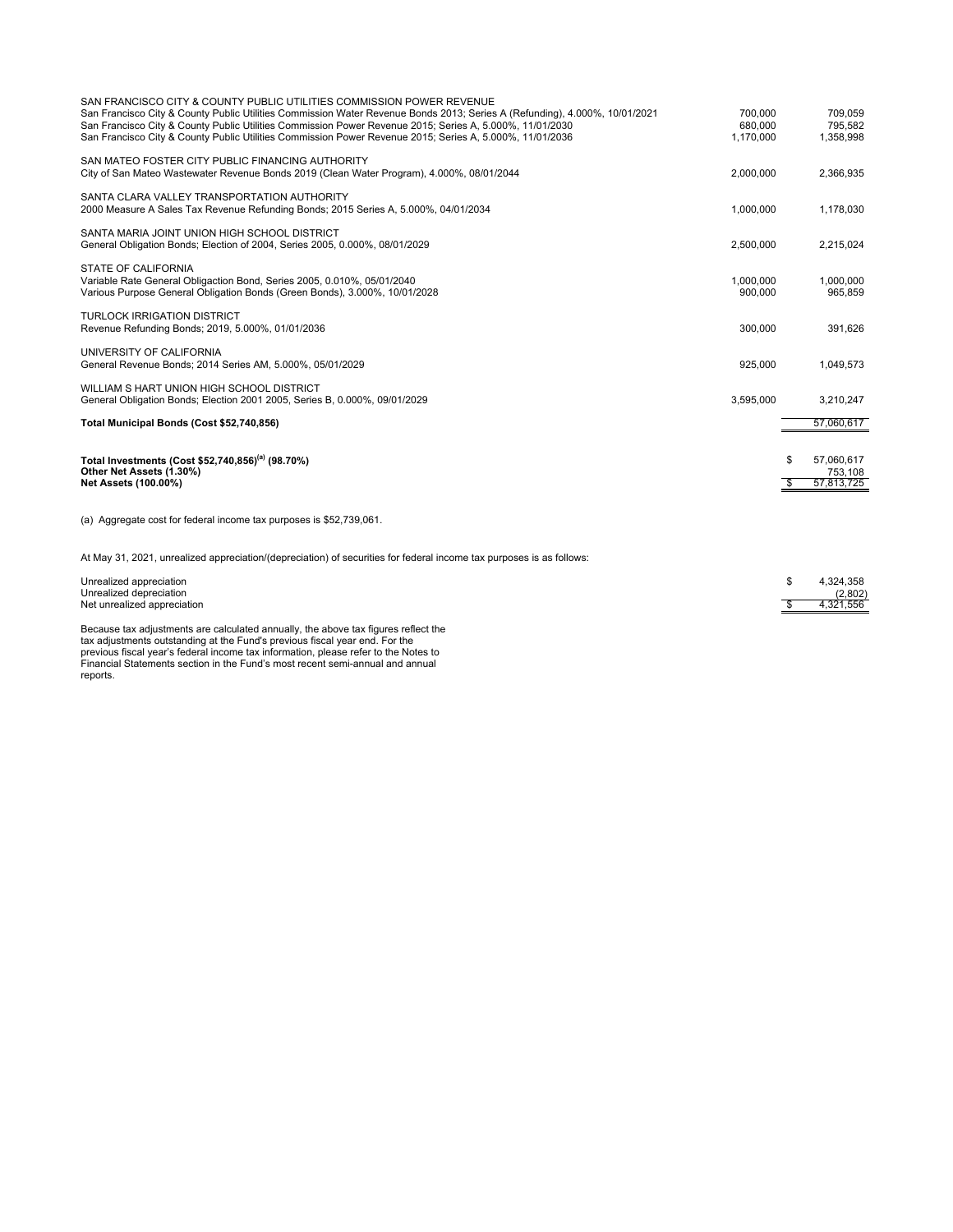| | Principal Amount | Value |
|---|---|---|
| SAN FRANCISCO CITY & COUNTY PUBLIC UTILITIES COMMISSION POWER REVENUE | | |
| San Francisco City & County Public Utilities Commission Water Revenue Bonds 2013; Series A (Refunding), 4.000%, 10/01/2021 | 700,000 | 709,059 |
| San Francisco City & County Public Utilities Commission Power Revenue 2015; Series A, 5.000%, 11/01/2030 | 680,000 | 795,582 |
| San Francisco City & County Public Utilities Commission Power Revenue 2015; Series A, 5.000%, 11/01/2036 | 1,170,000 | 1,358,998 |
| SAN MATEO FOSTER CITY PUBLIC FINANCING AUTHORITY | | |
| City of San Mateo Wastewater Revenue Bonds 2019 (Clean Water Program), 4.000%, 08/01/2044 | 2,000,000 | 2,366,935 |
| SANTA CLARA VALLEY TRANSPORTATION AUTHORITY | | |
| 2000 Measure A Sales Tax Revenue Refunding Bonds; 2015 Series A, 5.000%, 04/01/2034 | 1,000,000 | 1,178,030 |
| SANTA MARIA JOINT UNION HIGH SCHOOL DISTRICT | | |
| General Obligation Bonds; Election of 2004, Series 2005, 0.000%, 08/01/2029 | 2,500,000 | 2,215,024 |
| STATE OF CALIFORNIA | | |
| Variable Rate General Obligaction Bond, Series 2005, 0.010%, 05/01/2040 | 1,000,000 | 1,000,000 |
| Various Purpose General Obligation Bonds (Green Bonds), 3.000%, 10/01/2028 | 900,000 | 965,859 |
| TURLOCK IRRIGATION DISTRICT | | |
| Revenue Refunding Bonds; 2019, 5.000%, 01/01/2036 | 300,000 | 391,626 |
| UNIVERSITY OF CALIFORNIA | | |
| General Revenue Bonds; 2014 Series AM, 5.000%, 05/01/2029 | 925,000 | 1,049,573 |
| WILLIAM S HART UNION HIGH SCHOOL DISTRICT | | |
| General Obligation Bonds; Election 2001 2005, Series B, 0.000%, 09/01/2029 | 3,595,000 | 3,210,247 |
| **Total Municipal Bonds (Cost $52,740,856)** | | 57,060,617 |
| | | |
| **Total Investments (Cost $52,740,856)[(a)] (98.70%)** | | $ 57,060,617 |
| **Other Net Assets (1.30%)** | | 753,108 |
| **Net Assets (100.00%)** | | $ 57,813,725 |

(a) Aggregate cost for federal income tax purposes is $52,739,061.

At May 31, 2021, unrealized appreciation/(depreciation) of securities for federal income tax purposes is as follows:

| | |
|---|---|
| Unrealized appreciation | $ 4,324,358 |
| Unrealized depreciation | (2,802) |
| Net unrealized appreciation | $ 4,321,556 |

Because tax adjustments are calculated annually, the above tax figures reflect the tax adjustments outstanding at the Fund's previous fiscal year end. For the previous fiscal year's federal income tax information, please refer to the Notes to Financial Statements section in the Fund's most recent semi-annual and annual reports.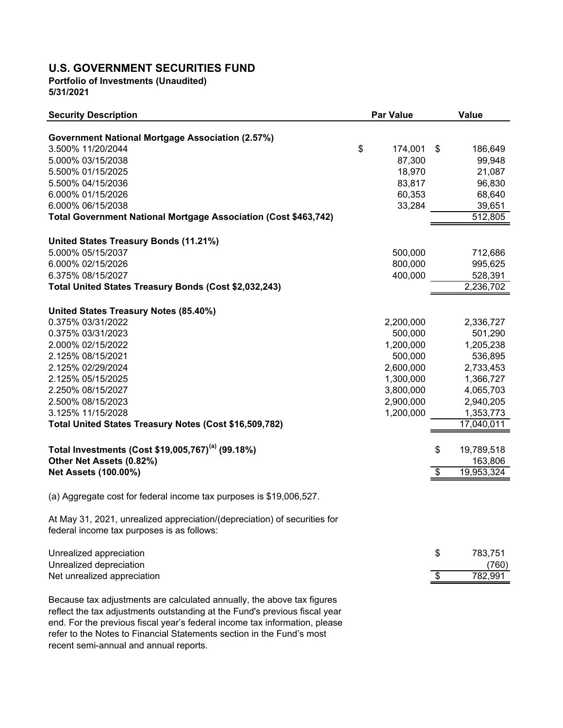# U.S. GOVERNMENT SECURITIES FUND

**Portfolio of Investments (Unaudited)**
**5/31/2021**

| Security Description | Par Value | Value |
|---|---|---|
| **Government National Mortgage Association (2.57%)** | | |
| 3.500% 11/20/2044 | $ 174,001 | $ 186,649 |
| 5.000% 03/15/2038 | 87,300 | 99,948 |
| 5.500% 01/15/2025 | 18,970 | 21,087 |
| 5.500% 04/15/2036 | 83,817 | 96,830 |
| 6.000% 01/15/2026 | 60,353 | 68,640 |
| 6.000% 06/15/2038 | 33,284 | 39,651 |
| **Total Government National Mortgage Association (Cost $463,742)** | | 512,805 |
| **United States Treasury Bonds (11.21%)** | | |
| 5.000% 05/15/2037 | 500,000 | 712,686 |
| 6.000% 02/15/2026 | 800,000 | 995,625 |
| 6.375% 08/15/2027 | 400,000 | 528,391 |
| **Total United States Treasury Bonds (Cost $2,032,243)** | | 2,236,702 |
| **United States Treasury Notes (85.40%)** | | |
| 0.375% 03/31/2022 | 2,200,000 | 2,336,727 |
| 0.375% 03/31/2023 | 500,000 | 501,290 |
| 2.000% 02/15/2022 | 1,200,000 | 1,205,238 |
| 2.125% 08/15/2021 | 500,000 | 536,895 |
| 2.125% 02/29/2024 | 2,600,000 | 2,733,453 |
| 2.125% 05/15/2025 | 1,300,000 | 1,366,727 |
| 2.250% 08/15/2027 | 3,800,000 | 4,065,703 |
| 2.500% 08/15/2023 | 2,900,000 | 2,940,205 |
| 3.125% 11/15/2028 | 1,200,000 | 1,353,773 |
| **Total United States Treasury Notes (Cost $16,509,782)** | | 17,040,011 |
| **Total Investments (Cost $19,005,767)[(a)] (99.18%)** | | $ 19,789,518 |
| **Other Net Assets (0.82%)** | | 163,806 |
| **Net Assets (100.00%)** | | $ 19,953,324 |

(a) Aggregate cost for federal income tax purposes is $19,006,527.

At May 31, 2021, unrealized appreciation/(depreciation) of securities for federal income tax purposes is as follows:

| | |
|---|---|
| Unrealized appreciation | $ 783,751 |
| Unrealized depreciation | (760) |
| Net unrealized appreciation | $ 782,991 |

Because tax adjustments are calculated annually, the above tax figures reflect the tax adjustments outstanding at the Fund's previous fiscal year end. For the previous fiscal year's federal income tax information, please refer to the Notes to Financial Statements section in the Fund's most recent semi-annual and annual reports.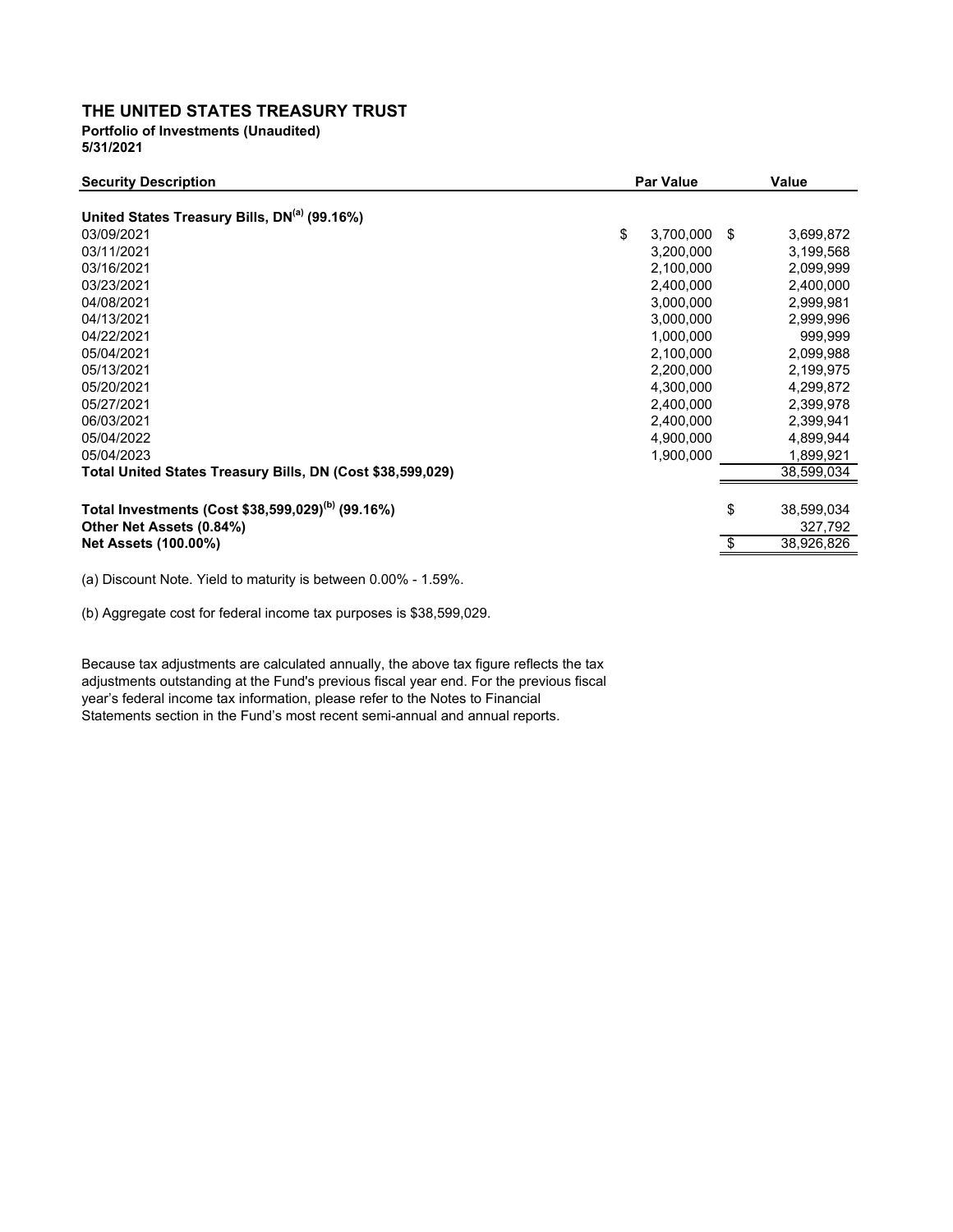# THE UNITED STATES TREASURY TRUST

**Portfolio of Investments (Unaudited)**
**5/31/2021**

| Security Description | Par Value | Value |
|---|---|---|
| **United States Treasury Bills, DN[(a)] (99.16%)** | | |
| 03/09/2021 | $ 3,700,000 | $ 3,699,872 |
| 03/11/2021 | 3,200,000 | 3,199,568 |
| 03/16/2021 | 2,100,000 | 2,099,999 |
| 03/23/2021 | 2,400,000 | 2,400,000 |
| 04/08/2021 | 3,000,000 | 2,999,981 |
| 04/13/2021 | 3,000,000 | 2,999,996 |
| 04/22/2021 | 1,000,000 | 999,999 |
| 05/04/2021 | 2,100,000 | 2,099,988 |
| 05/13/2021 | 2,200,000 | 2,199,975 |
| 05/20/2021 | 4,300,000 | 4,299,872 |
| 05/27/2021 | 2,400,000 | 2,399,978 |
| 06/03/2021 | 2,400,000 | 2,399,941 |
| 05/04/2022 | 4,900,000 | 4,899,944 |
| 05/04/2023 | 1,900,000 | 1,899,921 |
| **Total United States Treasury Bills, DN (Cost $38,599,029)** | | 38,599,034 |
| | | |
| **Total Investments (Cost $38,599,029)[(b)] (99.16%)** | | $ 38,599,034 |
| **Other Net Assets (0.84%)** | | 327,792 |
| **Net Assets (100.00%)** | | $ 38,926,826 |

(a) Discount Note. Yield to maturity is between 0.00% - 1.59%.

(b) Aggregate cost for federal income tax purposes is $38,599,029.

Because tax adjustments are calculated annually, the above tax figure reflects the tax adjustments outstanding at the Fund's previous fiscal year end. For the previous fiscal year's federal income tax information, please refer to the Notes to Financial Statements section in the Fund's most recent semi-annual and annual reports.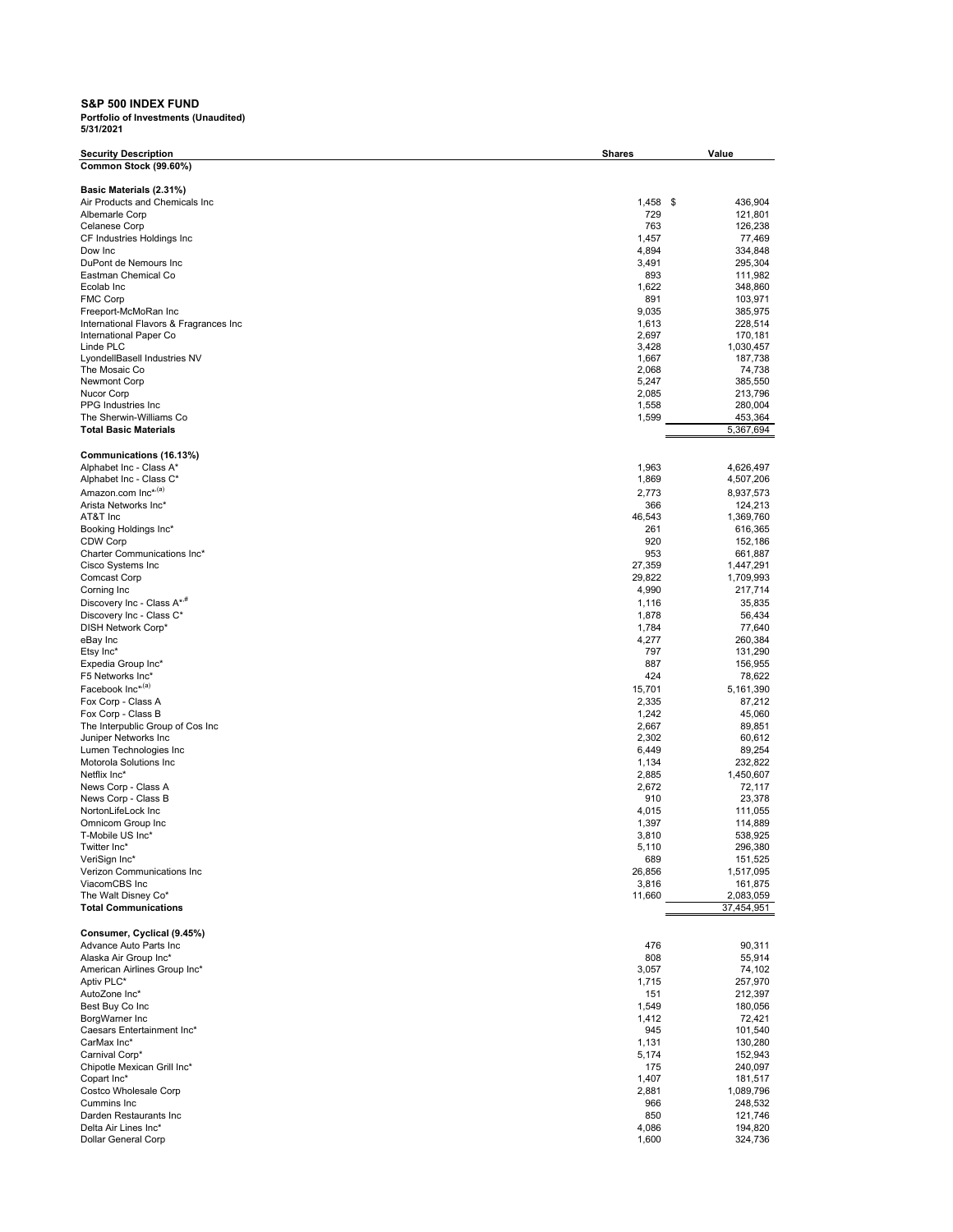**S&P 500 INDEX FUND**
**Portfolio of Investments (Unaudited)**
**5/31/2021**

| Security Description | Shares | Value |
|---|---|---|
| **Common Stock (99.60%)** | | |
| | | |
| **Basic Materials (2.31%)** | | |
| Air Products and Chemicals Inc | 1,458 | $ 436,904 |
| Albemarle Corp | 729 | 121,801 |
| Celanese Corp | 763 | 126,238 |
| CF Industries Holdings Inc | 1,457 | 77,469 |
| Dow Inc | 4,894 | 334,848 |
| DuPont de Nemours Inc | 3,491 | 295,304 |
| Eastman Chemical Co | 893 | 111,982 |
| Ecolab Inc | 1,622 | 348,860 |
| FMC Corp | 891 | 103,971 |
| Freeport-McMoRan Inc | 9,035 | 385,975 |
| International Flavors & Fragrances Inc | 1,613 | 228,514 |
| International Paper Co | 2,697 | 170,181 |
| Linde PLC | 3,428 | 1,030,457 |
| LyondellBasell Industries NV | 1,667 | 187,738 |
| The Mosaic Co | 2,068 | 74,738 |
| Newmont Corp | 5,247 | 385,550 |
| Nucor Corp | 2,085 | 213,796 |
| PPG Industries Inc | 1,558 | 280,004 |
| The Sherwin-Williams Co | 1,599 | 453,364 |
| **Total Basic Materials** | | 5,367,694 |
| | | |
| **Communications (16.13%)** | | |
| Alphabet Inc - Class A* | 1,963 | 4,626,497 |
| Alphabet Inc - Class C* | 1,869 | 4,507,206 |
| Amazon.com Inc*,(a) | 2,773 | 8,937,573 |
| Arista Networks Inc* | 366 | 124,213 |
| AT&T Inc | 46,543 | 1,369,760 |
| Booking Holdings Inc* | 261 | 616,365 |
| CDW Corp | 920 | 152,186 |
| Charter Communications Inc* | 953 | 661,887 |
| Cisco Systems Inc | 27,359 | 1,447,291 |
| Comcast Corp | 29,822 | 1,709,993 |
| Corning Inc | 4,990 | 217,714 |
| Discovery Inc - Class A*,# | 1,116 | 35,835 |
| Discovery Inc - Class C* | 1,878 | 56,434 |
| DISH Network Corp* | 1,784 | 77,640 |
| eBay Inc | 4,277 | 260,384 |
| Etsy Inc* | 797 | 131,290 |
| Expedia Group Inc* | 887 | 156,955 |
| F5 Networks Inc* | 424 | 78,622 |
| Facebook Inc*,(a) | 15,701 | 5,161,390 |
| Fox Corp - Class A | 2,335 | 87,212 |
| Fox Corp - Class B | 1,242 | 45,060 |
| The Interpublic Group of Cos Inc | 2,667 | 89,851 |
| Juniper Networks Inc | 2,302 | 60,612 |
| Lumen Technologies Inc | 6,449 | 89,254 |
| Motorola Solutions Inc | 1,134 | 232,822 |
| Netflix Inc* | 2,885 | 1,450,607 |
| News Corp - Class A | 2,672 | 72,117 |
| News Corp - Class B | 910 | 23,378 |
| NortonLifeLock Inc | 4,015 | 111,055 |
| Omnicom Group Inc | 1,397 | 114,889 |
| T-Mobile US Inc* | 3,810 | 538,925 |
| Twitter Inc* | 5,110 | 296,380 |
| VeriSign Inc* | 689 | 151,525 |
| Verizon Communications Inc | 26,856 | 1,517,095 |
| ViacomCBS Inc | 3,816 | 161,875 |
| The Walt Disney Co* | 11,660 | 2,083,059 |
| **Total Communications** | | 37,454,951 |
| | | |
| **Consumer, Cyclical (9.45%)** | | |
| Advance Auto Parts Inc | 476 | 90,311 |
| Alaska Air Group Inc* | 808 | 55,914 |
| American Airlines Group Inc* | 3,057 | 74,102 |
| Aptiv PLC* | 1,715 | 257,970 |
| AutoZone Inc* | 151 | 212,397 |
| Best Buy Co Inc | 1,549 | 180,056 |
| BorgWarner Inc | 1,412 | 72,421 |
| Caesars Entertainment Inc* | 945 | 101,540 |
| CarMax Inc* | 1,131 | 130,280 |
| Carnival Corp* | 5,174 | 152,943 |
| Chipotle Mexican Grill Inc* | 175 | 240,097 |
| Copart Inc* | 1,407 | 181,517 |
| Costco Wholesale Corp | 2,881 | 1,089,796 |
| Cummins Inc | 966 | 248,532 |
| Darden Restaurants Inc | 850 | 121,746 |
| Delta Air Lines Inc* | 4,086 | 194,820 |
| Dollar General Corp | 1,600 | 324,736 |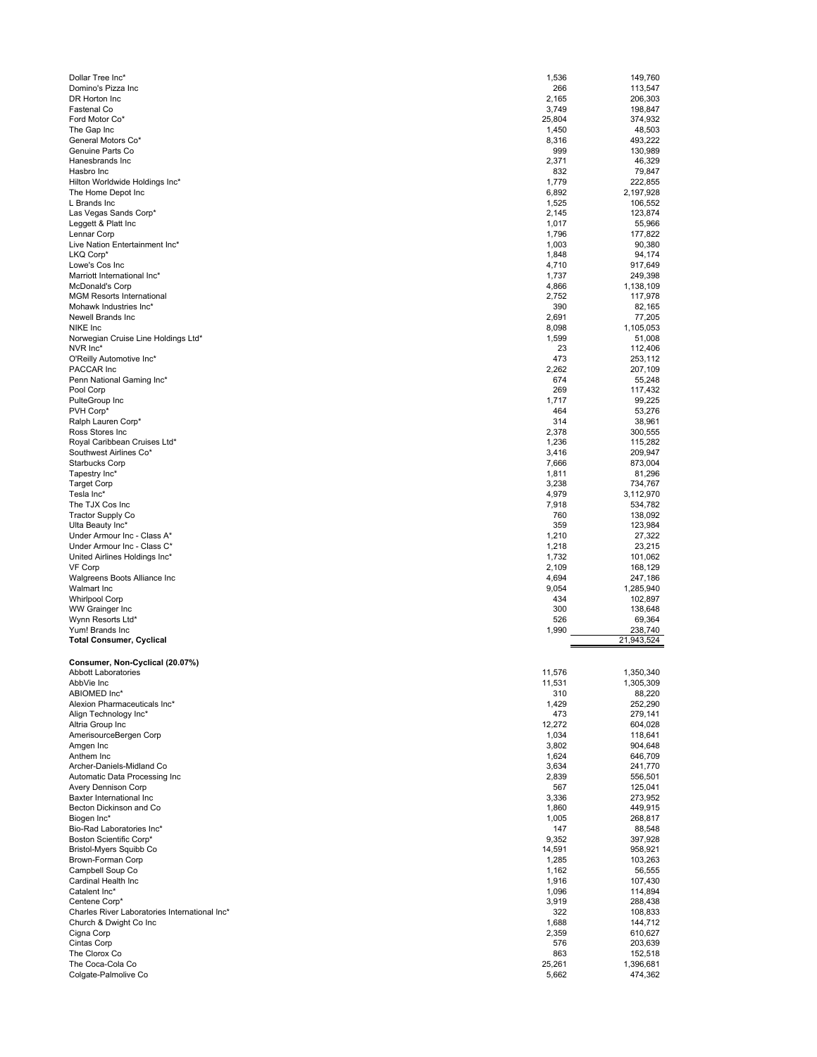| | | |
|---|---|---|
| Dollar Tree Inc* | 1,536 | 149,760 |
| Domino's Pizza Inc | 266 | 113,547 |
| DR Horton Inc | 2,165 | 206,303 |
| Fastenal Co | 3,749 | 198,847 |
| Ford Motor Co* | 25,804 | 374,932 |
| The Gap Inc | 1,450 | 48,503 |
| General Motors Co* | 8,316 | 493,222 |
| Genuine Parts Co | 999 | 130,989 |
| Hanesbrands Inc | 2,371 | 46,329 |
| Hasbro Inc | 832 | 79,847 |
| Hilton Worldwide Holdings Inc* | 1,779 | 222,855 |
| The Home Depot Inc | 6,892 | 2,197,928 |
| L Brands Inc | 1,525 | 106,552 |
| Las Vegas Sands Corp* | 2,145 | 123,874 |
| Leggett & Platt Inc | 1,017 | 55,966 |
| Lennar Corp | 1,796 | 177,822 |
| Live Nation Entertainment Inc* | 1,003 | 90,380 |
| LKQ Corp* | 1,848 | 94,174 |
| Lowe's Cos Inc | 4,710 | 917,649 |
| Marriott International Inc* | 1,737 | 249,398 |
| McDonald's Corp | 4,866 | 1,138,109 |
| MGM Resorts International | 2,752 | 117,978 |
| Mohawk Industries Inc* | 390 | 82,165 |
| Newell Brands Inc | 2,691 | 77,205 |
| NIKE Inc | 8,098 | 1,105,053 |
| Norwegian Cruise Line Holdings Ltd* | 1,599 | 51,008 |
| NVR Inc* | 23 | 112,406 |
| O'Reilly Automotive Inc* | 473 | 253,112 |
| PACCAR Inc | 2,262 | 207,109 |
| Penn National Gaming Inc* | 674 | 55,248 |
| Pool Corp | 269 | 117,432 |
| PulteGroup Inc | 1,717 | 99,225 |
| PVH Corp* | 464 | 53,276 |
| Ralph Lauren Corp* | 314 | 38,961 |
| Ross Stores Inc | 2,378 | 300,555 |
| Royal Caribbean Cruises Ltd* | 1,236 | 115,282 |
| Southwest Airlines Co* | 3,416 | 209,947 |
| Starbucks Corp | 7,666 | 873,004 |
| Tapestry Inc* | 1,811 | 81,296 |
| Target Corp | 3,238 | 734,767 |
| Tesla Inc* | 4,979 | 3,112,970 |
| The TJX Cos Inc | 7,918 | 534,782 |
| Tractor Supply Co | 760 | 138,092 |
| Ulta Beauty Inc* | 359 | 123,984 |
| Under Armour Inc - Class A* | 1,210 | 27,322 |
| Under Armour Inc - Class C* | 1,218 | 23,215 |
| United Airlines Holdings Inc* | 1,732 | 101,062 |
| VF Corp | 2,109 | 168,129 |
| Walgreens Boots Alliance Inc | 4,694 | 247,186 |
| Walmart Inc | 9,054 | 1,285,940 |
| Whirlpool Corp | 434 | 102,897 |
| WW Grainger Inc | 300 | 138,648 |
| Wynn Resorts Ltd* | 526 | 69,364 |
| Yum! Brands Inc | 1,990 | 238,740 |
| **Total Consumer, Cyclical** | | 21,943,524 |
| | | |
| **Consumer, Non-Cyclical (20.07%)** | | |
| Abbott Laboratories | 11,576 | 1,350,340 |
| AbbVie Inc | 11,531 | 1,305,309 |
| ABIOMED Inc* | 310 | 88,220 |
| Alexion Pharmaceuticals Inc* | 1,429 | 252,290 |
| Align Technology Inc* | 473 | 279,141 |
| Altria Group Inc | 12,272 | 604,028 |
| AmerisourceBergen Corp | 1,034 | 118,641 |
| Amgen Inc | 3,802 | 904,648 |
| Anthem Inc | 1,624 | 646,709 |
| Archer-Daniels-Midland Co | 3,634 | 241,770 |
| Automatic Data Processing Inc | 2,839 | 556,501 |
| Avery Dennison Corp | 567 | 125,041 |
| Baxter International Inc | 3,336 | 273,952 |
| Becton Dickinson and Co | 1,860 | 449,915 |
| Biogen Inc* | 1,005 | 268,817 |
| Bio-Rad Laboratories Inc* | 147 | 88,548 |
| Boston Scientific Corp* | 9,352 | 397,928 |
| Bristol-Myers Squibb Co | 14,591 | 958,921 |
| Brown-Forman Corp | 1,285 | 103,263 |
| Campbell Soup Co | 1,162 | 56,555 |
| Cardinal Health Inc | 1,916 | 107,430 |
| Catalent Inc* | 1,096 | 114,894 |
| Centene Corp* | 3,919 | 288,438 |
| Charles River Laboratories International Inc* | 322 | 108,833 |
| Church & Dwight Co Inc | 1,688 | 144,712 |
| Cigna Corp | 2,359 | 610,627 |
| Cintas Corp | 576 | 203,639 |
| The Clorox Co | 863 | 152,518 |
| The Coca-Cola Co | 25,261 | 1,396,681 |
| Colgate-Palmolive Co | 5,662 | 474,362 |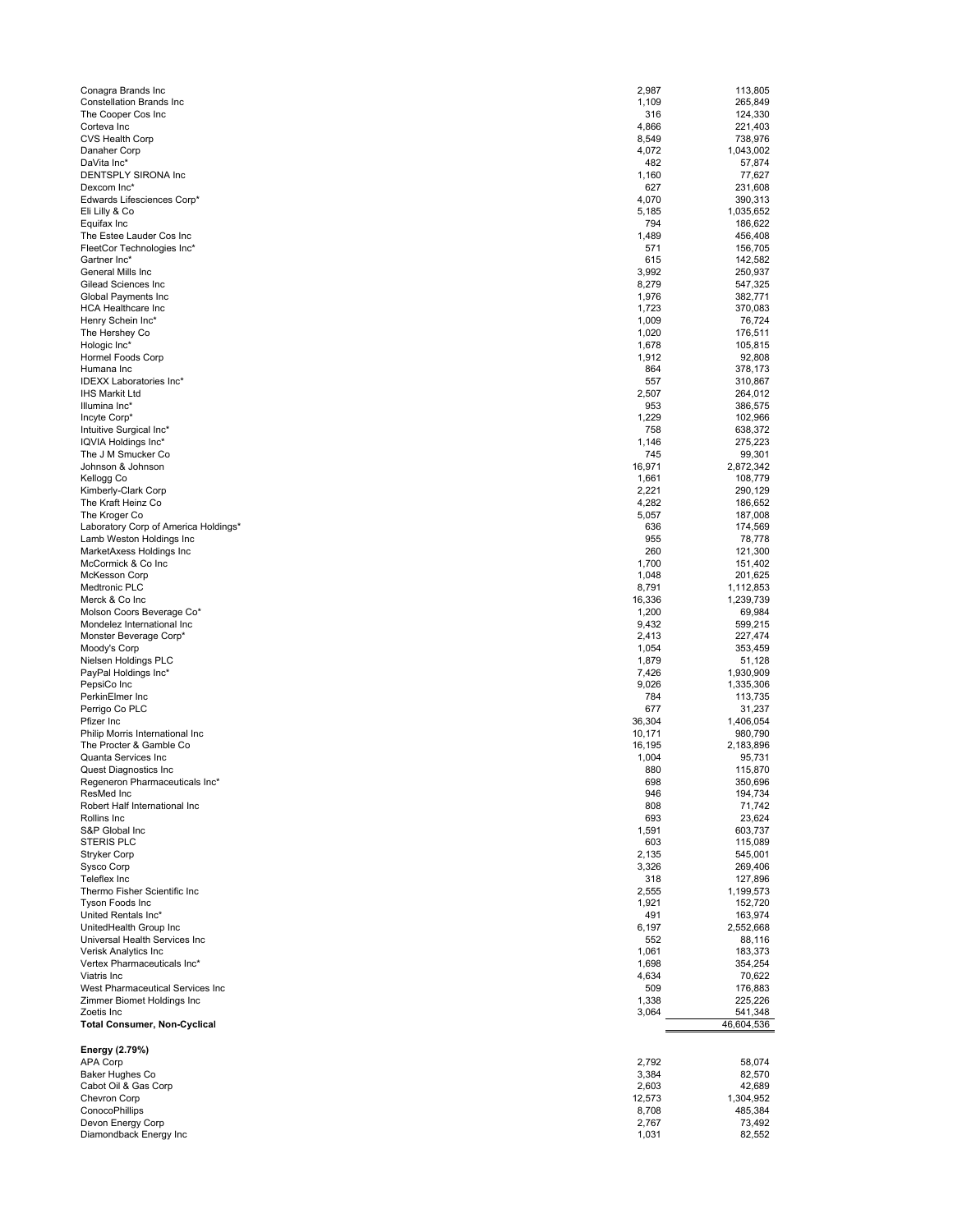| | | |
|---|---|---|
| Conagra Brands Inc | 2,987 | 113,805 |
| Constellation Brands Inc | 1,109 | 265,849 |
| The Cooper Cos Inc | 316 | 124,330 |
| Corteva Inc | 4,866 | 221,403 |
| CVS Health Corp | 8,549 | 738,976 |
| Danaher Corp | 4,072 | 1,043,002 |
| DaVita Inc* | 482 | 57,874 |
| DENTSPLY SIRONA Inc | 1,160 | 77,627 |
| Dexcom Inc* | 627 | 231,608 |
| Edwards Lifesciences Corp* | 4,070 | 390,313 |
| Eli Lilly & Co | 5,185 | 1,035,652 |
| Equifax Inc | 794 | 186,622 |
| The Estee Lauder Cos Inc | 1,489 | 456,408 |
| FleetCor Technologies Inc* | 571 | 156,705 |
| Gartner Inc* | 615 | 142,582 |
| General Mills Inc | 3,992 | 250,937 |
| Gilead Sciences Inc | 8,279 | 547,325 |
| Global Payments Inc | 1,976 | 382,771 |
| HCA Healthcare Inc | 1,723 | 370,083 |
| Henry Schein Inc* | 1,009 | 76,724 |
| The Hershey Co | 1,020 | 176,511 |
| Hologic Inc* | 1,678 | 105,815 |
| Hormel Foods Corp | 1,912 | 92,808 |
| Humana Inc | 864 | 378,173 |
| IDEXX Laboratories Inc* | 557 | 310,867 |
| IHS Markit Ltd | 2,507 | 264,012 |
| Illumina Inc* | 953 | 386,575 |
| Incyte Corp* | 1,229 | 102,966 |
| Intuitive Surgical Inc* | 758 | 638,372 |
| IQVIA Holdings Inc* | 1,146 | 275,223 |
| The J M Smucker Co | 745 | 99,301 |
| Johnson & Johnson | 16,971 | 2,872,342 |
| Kellogg Co | 1,661 | 108,779 |
| Kimberly-Clark Corp | 2,221 | 290,129 |
| The Kraft Heinz Co | 4,282 | 186,652 |
| The Kroger Co | 5,057 | 187,008 |
| Laboratory Corp of America Holdings* | 636 | 174,569 |
| Lamb Weston Holdings Inc | 955 | 78,778 |
| MarketAxess Holdings Inc | 260 | 121,300 |
| McCormick & Co Inc | 1,700 | 151,402 |
| McKesson Corp | 1,048 | 201,625 |
| Medtronic PLC | 8,791 | 1,112,853 |
| Merck & Co Inc | 16,336 | 1,239,739 |
| Molson Coors Beverage Co* | 1,200 | 69,984 |
| Mondelez International Inc | 9,432 | 599,215 |
| Monster Beverage Corp* | 2,413 | 227,474 |
| Moody's Corp | 1,054 | 353,459 |
| Nielsen Holdings PLC | 1,879 | 51,128 |
| PayPal Holdings Inc* | 7,426 | 1,930,909 |
| PepsiCo Inc | 9,026 | 1,335,306 |
| PerkinElmer Inc | 784 | 113,735 |
| Perrigo Co PLC | 677 | 31,237 |
| Pfizer Inc | 36,304 | 1,406,054 |
| Philip Morris International Inc | 10,171 | 980,790 |
| The Procter & Gamble Co | 16,195 | 2,183,896 |
| Quanta Services Inc | 1,004 | 95,731 |
| Quest Diagnostics Inc | 880 | 115,870 |
| Regeneron Pharmaceuticals Inc* | 698 | 350,696 |
| ResMed Inc | 946 | 194,734 |
| Robert Half International Inc | 808 | 71,742 |
| Rollins Inc | 693 | 23,624 |
| S&P Global Inc | 1,591 | 603,737 |
| STERIS PLC | 603 | 115,089 |
| Stryker Corp | 2,135 | 545,001 |
| Sysco Corp | 3,326 | 269,406 |
| Teleflex Inc | 318 | 127,896 |
| Thermo Fisher Scientific Inc | 2,555 | 1,199,573 |
| Tyson Foods Inc | 1,921 | 152,720 |
| United Rentals Inc* | 491 | 163,974 |
| UnitedHealth Group Inc | 6,197 | 2,552,668 |
| Universal Health Services Inc | 552 | 88,116 |
| Verisk Analytics Inc | 1,061 | 183,373 |
| Vertex Pharmaceuticals Inc* | 1,698 | 354,254 |
| Viatris Inc | 4,634 | 70,622 |
| West Pharmaceutical Services Inc | 509 | 176,883 |
| Zimmer Biomet Holdings Inc | 1,338 | 225,226 |
| Zoetis Inc | 3,064 | 541,348 |
| **Total Consumer, Non-Cyclical** | | 46,604,536 |
| | | |
| **Energy (2.79%)** | | |
| APA Corp | 2,792 | 58,074 |
| Baker Hughes Co | 3,384 | 82,570 |
| Cabot Oil & Gas Corp | 2,603 | 42,689 |
| Chevron Corp | 12,573 | 1,304,952 |
| ConocoPhillips | 8,708 | 485,384 |
| Devon Energy Corp | 2,767 | 73,492 |
| Diamondback Energy Inc | 1,031 | 82,552 |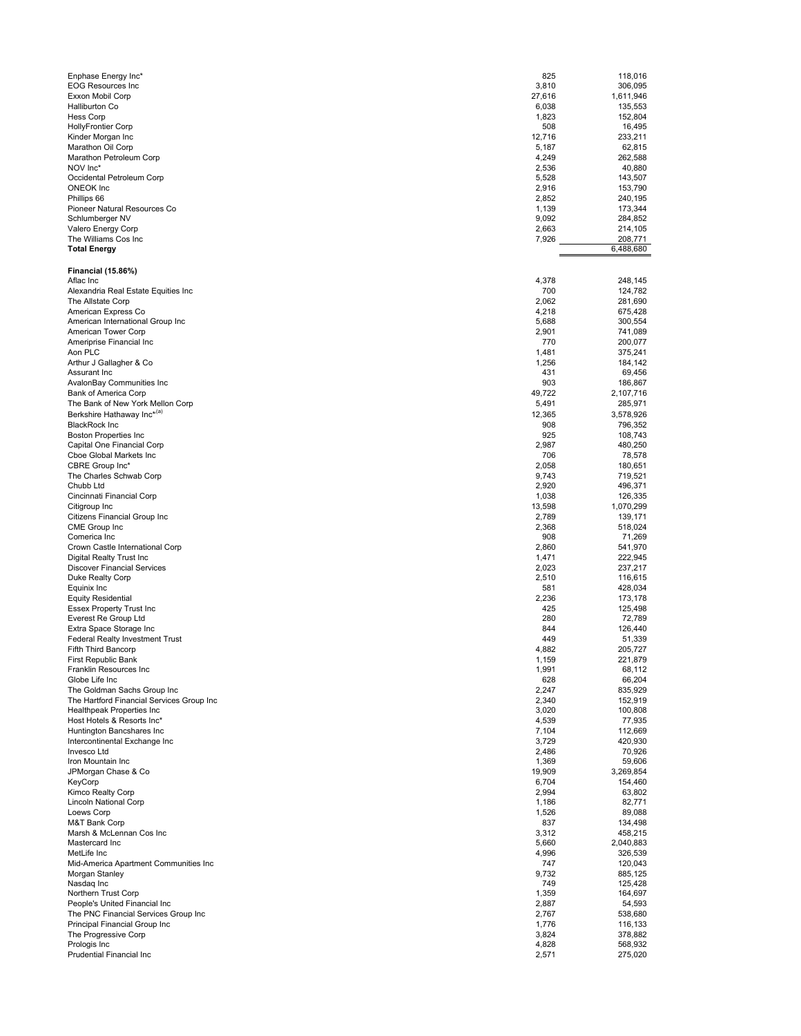| | | |
|---|---|---|
| Enphase Energy Inc* | 825 | 118,016 |
| EOG Resources Inc | 3,810 | 306,095 |
| Exxon Mobil Corp | 27,616 | 1,611,946 |
| Halliburton Co | 6,038 | 135,553 |
| Hess Corp | 1,823 | 152,804 |
| HollyFrontier Corp | 508 | 16,495 |
| Kinder Morgan Inc | 12,716 | 233,211 |
| Marathon Oil Corp | 5,187 | 62,815 |
| Marathon Petroleum Corp | 4,249 | 262,588 |
| NOV Inc* | 2,536 | 40,880 |
| Occidental Petroleum Corp | 5,528 | 143,507 |
| ONEOK Inc | 2,916 | 153,790 |
| Phillips 66 | 2,852 | 240,195 |
| Pioneer Natural Resources Co | 1,139 | 173,344 |
| Schlumberger NV | 9,092 | 284,852 |
| Valero Energy Corp | 2,663 | 214,105 |
| The Williams Cos Inc | 7,926 | 208,771 |
| **Total Energy** | | 6,488,680 |
| | | |
| **Financial (15.86%)** | | |
| Aflac Inc | 4,378 | 248,145 |
| Alexandria Real Estate Equities Inc | 700 | 124,782 |
| The Allstate Corp | 2,062 | 281,690 |
| American Express Co | 4,218 | 675,428 |
| American International Group Inc | 5,688 | 300,554 |
| American Tower Corp | 2,901 | 741,089 |
| Ameriprise Financial Inc | 770 | 200,077 |
| Aon PLC | 1,481 | 375,241 |
| Arthur J Gallagher & Co | 1,256 | 184,142 |
| Assurant Inc | 431 | 69,456 |
| AvalonBay Communities Inc | 903 | 186,867 |
| Bank of America Corp | 49,722 | 2,107,716 |
| The Bank of New York Mellon Corp | 5,491 | 285,971 |
| Berkshire Hathaway Inc*,[(a)] | 12,365 | 3,578,926 |
| BlackRock Inc | 908 | 796,352 |
| Boston Properties Inc | 925 | 108,743 |
| Capital One Financial Corp | 2,987 | 480,250 |
| Cboe Global Markets Inc | 706 | 78,578 |
| CBRE Group Inc* | 2,058 | 180,651 |
| The Charles Schwab Corp | 9,743 | 719,521 |
| Chubb Ltd | 2,920 | 496,371 |
| Cincinnati Financial Corp | 1,038 | 126,335 |
| Citigroup Inc | 13,598 | 1,070,299 |
| Citizens Financial Group Inc | 2,789 | 139,171 |
| CME Group Inc | 2,368 | 518,024 |
| Comerica Inc | 908 | 71,269 |
| Crown Castle International Corp | 2,860 | 541,970 |
| Digital Realty Trust Inc | 1,471 | 222,945 |
| Discover Financial Services | 2,023 | 237,217 |
| Duke Realty Corp | 2,510 | 116,615 |
| Equinix Inc | 581 | 428,034 |
| Equity Residential | 2,236 | 173,178 |
| Essex Property Trust Inc | 425 | 125,498 |
| Everest Re Group Ltd | 280 | 72,789 |
| Extra Space Storage Inc | 844 | 126,440 |
| Federal Realty Investment Trust | 449 | 51,339 |
| Fifth Third Bancorp | 4,882 | 205,727 |
| First Republic Bank | 1,159 | 221,879 |
| Franklin Resources Inc | 1,991 | 68,112 |
| Globe Life Inc | 628 | 66,204 |
| The Goldman Sachs Group Inc | 2,247 | 835,929 |
| The Hartford Financial Services Group Inc | 2,340 | 152,919 |
| Healthpeak Properties Inc | 3,020 | 100,808 |
| Host Hotels & Resorts Inc* | 4,539 | 77,935 |
| Huntington Bancshares Inc | 7,104 | 112,669 |
| Intercontinental Exchange Inc | 3,729 | 420,930 |
| Invesco Ltd | 2,486 | 70,926 |
| Iron Mountain Inc | 1,369 | 59,606 |
| JPMorgan Chase & Co | 19,909 | 3,269,854 |
| KeyCorp | 6,704 | 154,460 |
| Kimco Realty Corp | 2,994 | 63,802 |
| Lincoln National Corp | 1,186 | 82,771 |
| Loews Corp | 1,526 | 89,088 |
| M&T Bank Corp | 837 | 134,498 |
| Marsh & McLennan Cos Inc | 3,312 | 458,215 |
| Mastercard Inc | 5,660 | 2,040,883 |
| MetLife Inc | 4,996 | 326,539 |
| Mid-America Apartment Communities Inc | 747 | 120,043 |
| Morgan Stanley | 9,732 | 885,125 |
| Nasdaq Inc | 749 | 125,428 |
| Northern Trust Corp | 1,359 | 164,697 |
| People's United Financial Inc | 2,887 | 54,593 |
| The PNC Financial Services Group Inc | 2,767 | 538,680 |
| Principal Financial Group Inc | 1,776 | 116,133 |
| The Progressive Corp | 3,824 | 378,882 |
| Prologis Inc | 4,828 | 568,932 |
| Prudential Financial Inc | 2,571 | 275,020 |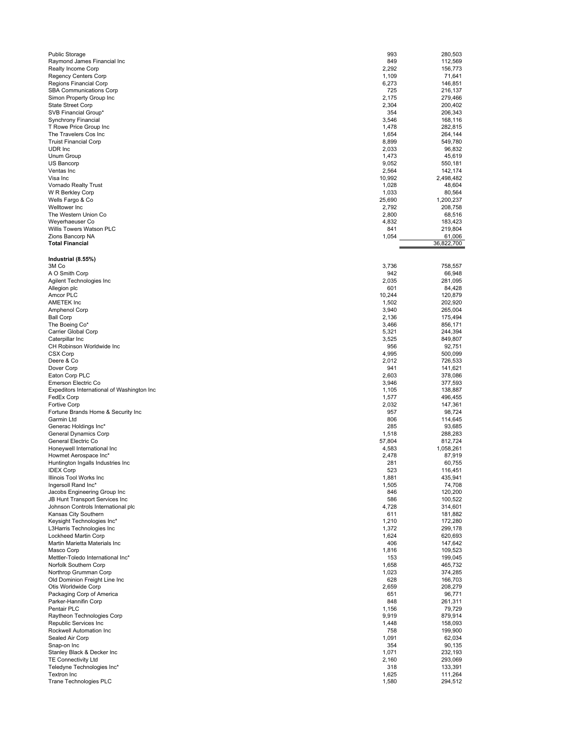| | | |
|---|---|---|
| Public Storage | 993 | 280,503 |
| Raymond James Financial Inc | 849 | 112,569 |
| Realty Income Corp | 2,292 | 156,773 |
| Regency Centers Corp | 1,109 | 71,641 |
| Regions Financial Corp | 6,273 | 146,851 |
| SBA Communications Corp | 725 | 216,137 |
| Simon Property Group Inc | 2,175 | 279,466 |
| State Street Corp | 2,304 | 200,402 |
| SVB Financial Group* | 354 | 206,343 |
| Synchrony Financial | 3,546 | 168,116 |
| T Rowe Price Group Inc | 1,478 | 282,815 |
| The Travelers Cos Inc | 1,654 | 264,144 |
| Truist Financial Corp | 8,899 | 549,780 |
| UDR Inc | 2,033 | 96,832 |
| Unum Group | 1,473 | 45,619 |
| US Bancorp | 9,052 | 550,181 |
| Ventas Inc | 2,564 | 142,174 |
| Visa Inc | 10,992 | 2,498,482 |
| Vornado Realty Trust | 1,028 | 48,604 |
| W R Berkley Corp | 1,033 | 80,564 |
| Wells Fargo & Co | 25,690 | 1,200,237 |
| Welltower Inc | 2,792 | 208,758 |
| The Western Union Co | 2,800 | 68,516 |
| Weyerhaeuser Co | 4,832 | 183,423 |
| Willis Towers Watson PLC | 841 | 219,804 |
| Zions Bancorp NA | 1,054 | 61,006 |
| **Total Financial** | | 36,822,700 |
| | | |
| **Industrial (8.55%)** | | |
| 3M Co | 3,736 | 758,557 |
| A O Smith Corp | 942 | 66,948 |
| Agilent Technologies Inc | 2,035 | 281,095 |
| Allegion plc | 601 | 84,428 |
| Amcor PLC | 10,244 | 120,879 |
| AMETEK Inc | 1,502 | 202,920 |
| Amphenol Corp | 3,940 | 265,004 |
| Ball Corp | 2,136 | 175,494 |
| The Boeing Co* | 3,466 | 856,171 |
| Carrier Global Corp | 5,321 | 244,394 |
| Caterpillar Inc | 3,525 | 849,807 |
| CH Robinson Worldwide Inc | 956 | 92,751 |
| CSX Corp | 4,995 | 500,099 |
| Deere & Co | 2,012 | 726,533 |
| Dover Corp | 941 | 141,621 |
| Eaton Corp PLC | 2,603 | 378,086 |
| Emerson Electric Co | 3,946 | 377,593 |
| Expeditors International of Washington Inc | 1,105 | 138,887 |
| FedEx Corp | 1,577 | 496,455 |
| Fortive Corp | 2,032 | 147,361 |
| Fortune Brands Home & Security Inc | 957 | 98,724 |
| Garmin Ltd | 806 | 114,645 |
| Generac Holdings Inc* | 285 | 93,685 |
| General Dynamics Corp | 1,518 | 288,283 |
| General Electric Co | 57,804 | 812,724 |
| Honeywell International Inc | 4,583 | 1,058,261 |
| Howmet Aerospace Inc* | 2,478 | 87,919 |
| Huntington Ingalls Industries Inc | 281 | 60,755 |
| IDEX Corp | 523 | 116,451 |
| Illinois Tool Works Inc | 1,881 | 435,941 |
| Ingersoll Rand Inc* | 1,505 | 74,708 |
| Jacobs Engineering Group Inc | 846 | 120,200 |
| JB Hunt Transport Services Inc | 586 | 100,522 |
| Johnson Controls International plc | 4,728 | 314,601 |
| Kansas City Southern | 611 | 181,882 |
| Keysight Technologies Inc* | 1,210 | 172,280 |
| L3Harris Technologies Inc | 1,372 | 299,178 |
| Lockheed Martin Corp | 1,624 | 620,693 |
| Martin Marietta Materials Inc | 406 | 147,642 |
| Masco Corp | 1,816 | 109,523 |
| Mettler-Toledo International Inc* | 153 | 199,045 |
| Norfolk Southern Corp | 1,658 | 465,732 |
| Northrop Grumman Corp | 1,023 | 374,285 |
| Old Dominion Freight Line Inc | 628 | 166,703 |
| Otis Worldwide Corp | 2,659 | 208,279 |
| Packaging Corp of America | 651 | 96,771 |
| Parker-Hannifin Corp | 848 | 261,311 |
| Pentair PLC | 1,156 | 79,729 |
| Raytheon Technologies Corp | 9,919 | 879,914 |
| Republic Services Inc | 1,448 | 158,093 |
| Rockwell Automation Inc | 758 | 199,900 |
| Sealed Air Corp | 1,091 | 62,034 |
| Snap-on Inc | 354 | 90,135 |
| Stanley Black & Decker Inc | 1,071 | 232,193 |
| TE Connectivity Ltd | 2,160 | 293,069 |
| Teledyne Technologies Inc* | 318 | 133,391 |
| Textron Inc | 1,625 | 111,264 |
| Trane Technologies PLC | 1,580 | 294,512 |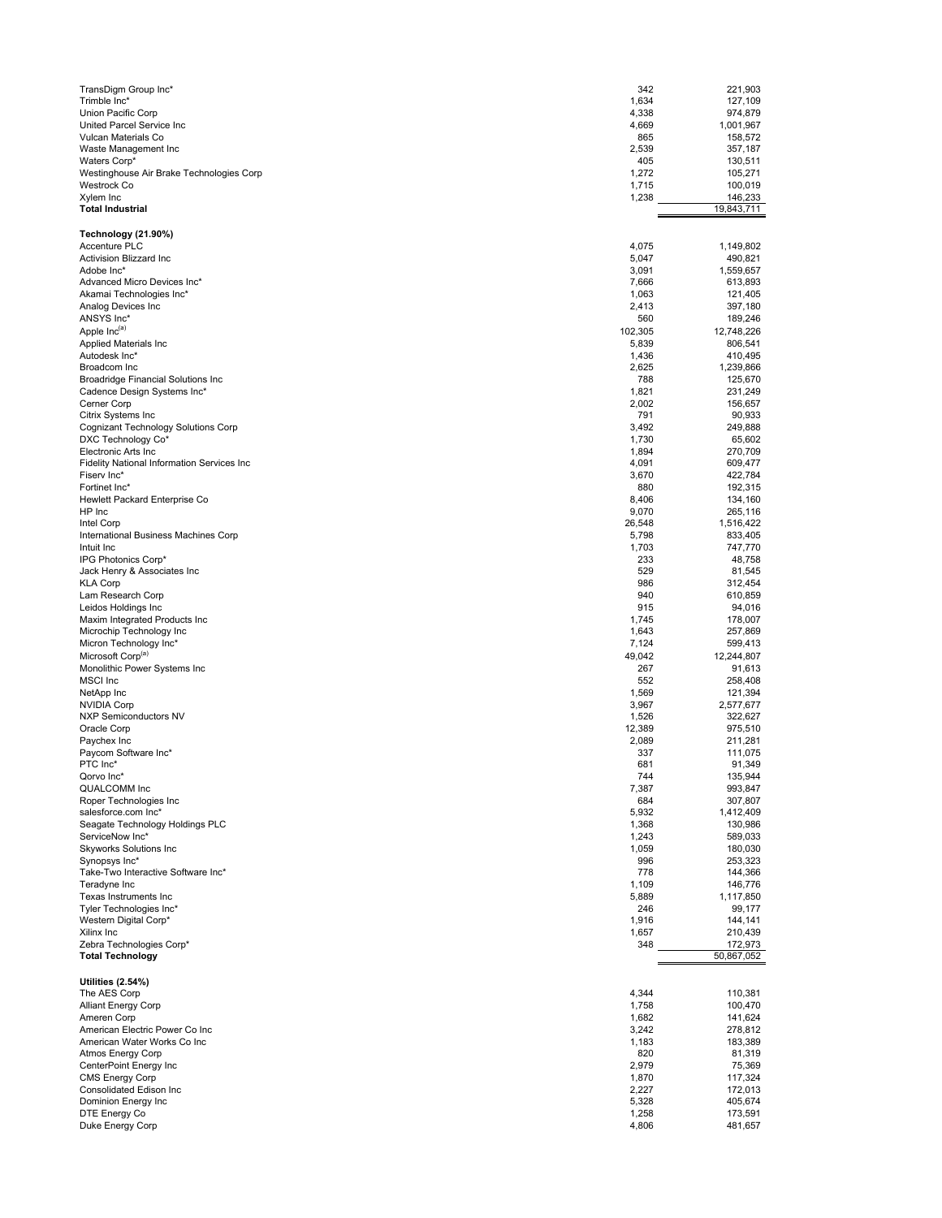| | | |
|---|---|---|
| TransDigm Group Inc* | 342 | 221,903 |
| Trimble Inc* | 1,634 | 127,109 |
| Union Pacific Corp | 4,338 | 974,879 |
| United Parcel Service Inc | 4,669 | 1,001,967 |
| Vulcan Materials Co | 865 | 158,572 |
| Waste Management Inc | 2,539 | 357,187 |
| Waters Corp* | 405 | 130,511 |
| Westinghouse Air Brake Technologies Corp | 1,272 | 105,271 |
| Westrock Co | 1,715 | 100,019 |
| Xylem Inc | 1,238 | 146,233 |
| **Total Industrial** | | 19,843,711 |
| | | |
| **Technology (21.90%)** | | |
| Accenture PLC | 4,075 | 1,149,802 |
| Activision Blizzard Inc | 5,047 | 490,821 |
| Adobe Inc* | 3,091 | 1,559,657 |
| Advanced Micro Devices Inc* | 7,666 | 613,893 |
| Akamai Technologies Inc* | 1,063 | 121,405 |
| Analog Devices Inc | 2,413 | 397,180 |
| ANSYS Inc* | 560 | 189,246 |
| Apple Inc[(a)] | 102,305 | 12,748,226 |
| Applied Materials Inc | 5,839 | 806,541 |
| Autodesk Inc* | 1,436 | 410,495 |
| Broadcom Inc | 2,625 | 1,239,866 |
| Broadridge Financial Solutions Inc | 788 | 125,670 |
| Cadence Design Systems Inc* | 1,821 | 231,249 |
| Cerner Corp | 2,002 | 156,657 |
| Citrix Systems Inc | 791 | 90,933 |
| Cognizant Technology Solutions Corp | 3,492 | 249,888 |
| DXC Technology Co* | 1,730 | 65,602 |
| Electronic Arts Inc | 1,894 | 270,709 |
| Fidelity National Information Services Inc | 4,091 | 609,477 |
| Fiserv Inc* | 3,670 | 422,784 |
| Fortinet Inc* | 880 | 192,315 |
| Hewlett Packard Enterprise Co | 8,406 | 134,160 |
| HP Inc | 9,070 | 265,116 |
| Intel Corp | 26,548 | 1,516,422 |
| International Business Machines Corp | 5,798 | 833,405 |
| Intuit Inc | 1,703 | 747,770 |
| IPG Photonics Corp* | 233 | 48,758 |
| Jack Henry & Associates Inc | 529 | 81,545 |
| KLA Corp | 986 | 312,454 |
| Lam Research Corp | 940 | 610,859 |
| Leidos Holdings Inc | 915 | 94,016 |
| Maxim Integrated Products Inc | 1,745 | 178,007 |
| Microchip Technology Inc | 1,643 | 257,869 |
| Micron Technology Inc* | 7,124 | 599,413 |
| Microsoft Corp[(a)] | 49,042 | 12,244,807 |
| Monolithic Power Systems Inc | 267 | 91,613 |
| MSCI Inc | 552 | 258,408 |
| NetApp Inc | 1,569 | 121,394 |
| NVIDIA Corp | 3,967 | 2,577,677 |
| NXP Semiconductors NV | 1,526 | 322,627 |
| Oracle Corp | 12,389 | 975,510 |
| Paychex Inc | 2,089 | 211,281 |
| Paycom Software Inc* | 337 | 111,075 |
| PTC Inc* | 681 | 91,349 |
| Qorvo Inc* | 744 | 135,944 |
| QUALCOMM Inc | 7,387 | 993,847 |
| Roper Technologies Inc | 684 | 307,807 |
| salesforce.com Inc* | 5,932 | 1,412,409 |
| Seagate Technology Holdings PLC | 1,368 | 130,986 |
| ServiceNow Inc* | 1,243 | 589,033 |
| Skyworks Solutions Inc | 1,059 | 180,030 |
| Synopsys Inc* | 996 | 253,323 |
| Take-Two Interactive Software Inc* | 778 | 144,366 |
| Teradyne Inc | 1,109 | 146,776 |
| Texas Instruments Inc | 5,889 | 1,117,850 |
| Tyler Technologies Inc* | 246 | 99,177 |
| Western Digital Corp* | 1,916 | 144,141 |
| Xilinx Inc | 1,657 | 210,439 |
| Zebra Technologies Corp* | 348 | 172,973 |
| **Total Technology** | | 50,867,052 |
| | | |
| **Utilities (2.54%)** | | |
| The AES Corp | 4,344 | 110,381 |
| Alliant Energy Corp | 1,758 | 100,470 |
| Ameren Corp | 1,682 | 141,624 |
| American Electric Power Co Inc | 3,242 | 278,812 |
| American Water Works Co Inc | 1,183 | 183,389 |
| Atmos Energy Corp | 820 | 81,319 |
| CenterPoint Energy Inc | 2,979 | 75,369 |
| CMS Energy Corp | 1,870 | 117,324 |
| Consolidated Edison Inc | 2,227 | 172,013 |
| Dominion Energy Inc | 5,328 | 405,674 |
| DTE Energy Co | 1,258 | 173,591 |
| Duke Energy Corp | 4,806 | 481,657 |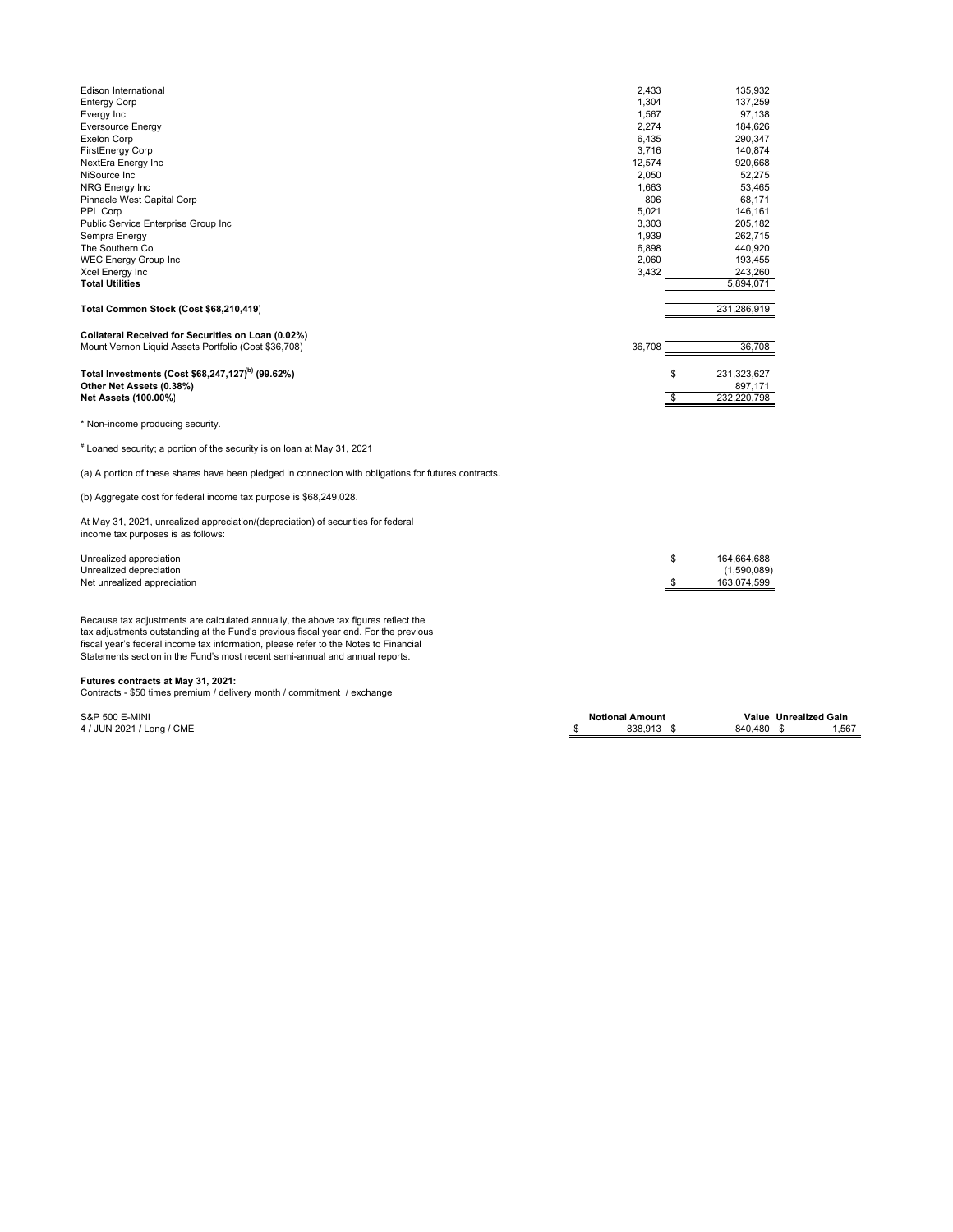| Security | Shares | Value |
|---|---|---|
| Edison International | 2,433 | 135,932 |
| Entergy Corp | 1,304 | 137,259 |
| Evergy Inc | 1,567 | 97,138 |
| Eversource Energy | 2,274 | 184,626 |
| Exelon Corp | 6,435 | 290,347 |
| FirstEnergy Corp | 3,716 | 140,874 |
| NextEra Energy Inc | 12,574 | 920,668 |
| NiSource Inc | 2,050 | 52,275 |
| NRG Energy Inc | 1,663 | 53,465 |
| Pinnacle West Capital Corp | 806 | 68,171 |
| PPL Corp | 5,021 | 146,161 |
| Public Service Enterprise Group Inc | 3,303 | 205,182 |
| Sempra Energy | 1,939 | 262,715 |
| The Southern Co | 6,898 | 440,920 |
| WEC Energy Group Inc | 2,060 | 193,455 |
| Xcel Energy Inc | 3,432 | 243,260 |
| **Total Utilities** | | 5,894,071 |
| | | |
| **Total Common Stock (Cost $68,210,419)** | | 231,286,919 |
| | | |
| **Collateral Received for Securities on Loan (0.02%)** | | |
| Mount Vernon Liquid Assets Portfolio (Cost $36,708) | 36,708 | 36,708 |
| | | |
| **Total Investments (Cost $68,247,127)[(b)] (99.62%)** | | $ 231,323,627 |
| **Other Net Assets (0.38%)** | | 897,171 |
| **Net Assets (100.00%)** | | $ 232,220,798 |

\* Non-income producing security.

# Loaned security; a portion of the security is on loan at May 31, 2021

(a) A portion of these shares have been pledged in connection with obligations for futures contracts.

(b) Aggregate cost for federal income tax purpose is $68,249,028.

At May 31, 2021, unrealized appreciation/(depreciation) of securities for federal income tax purposes is as follows:

| | |
|---|---|
| Unrealized appreciation | $ 164,664,688 |
| Unrealized depreciation | (1,590,089) |
| Net unrealized appreciation | $ 163,074,599 |

Because tax adjustments are calculated annually, the above tax figures reflect the tax adjustments outstanding at the Fund's previous fiscal year end. For the previous fiscal year's federal income tax information, please refer to the Notes to Financial Statements section in the Fund's most recent semi-annual and annual reports.

**Futures contracts at May 31, 2021:**

Contracts - $50 times premium / delivery month / commitment / exchange

| | Notional Amount | Value | Unrealized Gain |
|---|---|---|---|
| S&P 500 E-MINI | | | |
| 4 / JUN 2021 / Long / CME | $ 838,913 | $ 840,480 | $ 1,567 |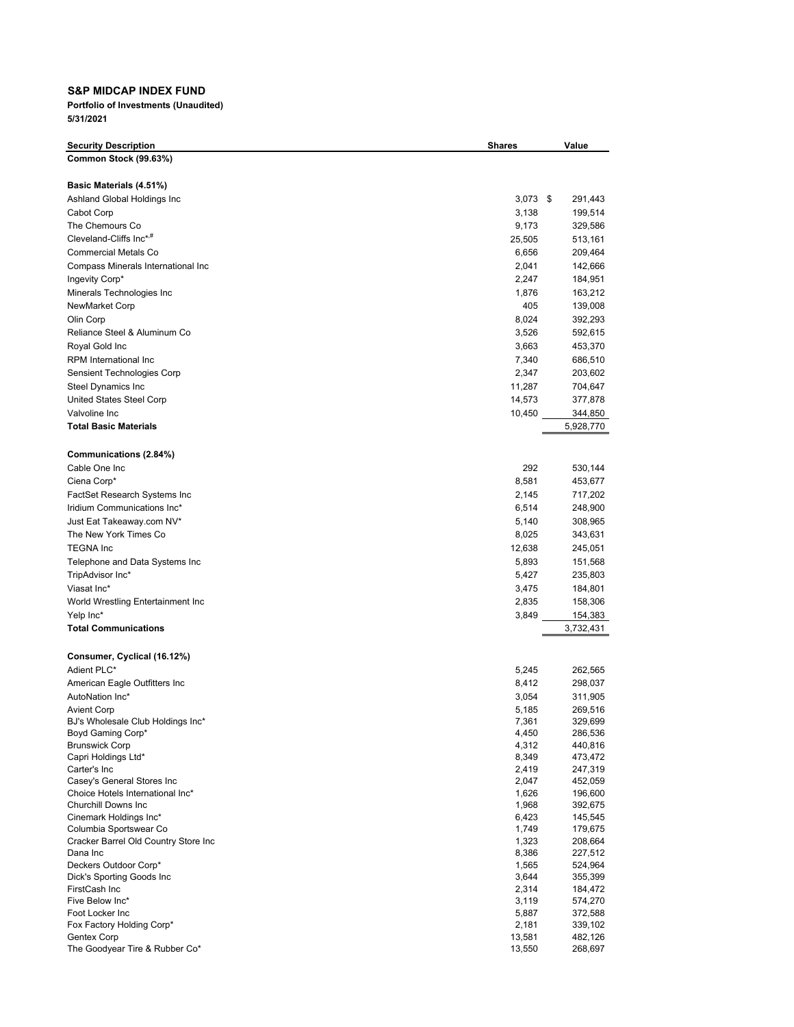**S&P MIDCAP INDEX FUND**

**Portfolio of Investments (Unaudited)**

**5/31/2021**

| Security Description | Shares | Value |
|---|---|---|
| **Common Stock (99.63%)** | | |
| | | |
| **Basic Materials (4.51%)** | | |
| Ashland Global Holdings Inc | 3,073 | $ 291,443 |
| Cabot Corp | 3,138 | 199,514 |
| The Chemours Co | 9,173 | 329,586 |
| Cleveland-Cliffs Inc*,# | 25,505 | 513,161 |
| Commercial Metals Co | 6,656 | 209,464 |
| Compass Minerals International Inc | 2,041 | 142,666 |
| Ingevity Corp* | 2,247 | 184,951 |
| Minerals Technologies Inc | 1,876 | 163,212 |
| NewMarket Corp | 405 | 139,008 |
| Olin Corp | 8,024 | 392,293 |
| Reliance Steel & Aluminum Co | 3,526 | 592,615 |
| Royal Gold Inc | 3,663 | 453,370 |
| RPM International Inc | 7,340 | 686,510 |
| Sensient Technologies Corp | 2,347 | 203,602 |
| Steel Dynamics Inc | 11,287 | 704,647 |
| United States Steel Corp | 14,573 | 377,878 |
| Valvoline Inc | 10,450 | 344,850 |
| **Total Basic Materials** | | 5,928,770 |
| | | |
| **Communications (2.84%)** | | |
| Cable One Inc | 292 | 530,144 |
| Ciena Corp* | 8,581 | 453,677 |
| FactSet Research Systems Inc | 2,145 | 717,202 |
| Iridium Communications Inc* | 6,514 | 248,900 |
| Just Eat Takeaway.com NV* | 5,140 | 308,965 |
| The New York Times Co | 8,025 | 343,631 |
| TEGNA Inc | 12,638 | 245,051 |
| Telephone and Data Systems Inc | 5,893 | 151,568 |
| TripAdvisor Inc* | 5,427 | 235,803 |
| Viasat Inc* | 3,475 | 184,801 |
| World Wrestling Entertainment Inc | 2,835 | 158,306 |
| Yelp Inc* | 3,849 | 154,383 |
| **Total Communications** | | 3,732,431 |
| | | |
| **Consumer, Cyclical (16.12%)** | | |
| Adient PLC* | 5,245 | 262,565 |
| American Eagle Outfitters Inc | 8,412 | 298,037 |
| AutoNation Inc* | 3,054 | 311,905 |
| Avient Corp | 5,185 | 269,516 |
| BJ's Wholesale Club Holdings Inc* | 7,361 | 329,699 |
| Boyd Gaming Corp* | 4,450 | 286,536 |
| Brunswick Corp | 4,312 | 440,816 |
| Capri Holdings Ltd* | 8,349 | 473,472 |
| Carter's Inc | 2,419 | 247,319 |
| Casey's General Stores Inc | 2,047 | 452,059 |
| Choice Hotels International Inc* | 1,626 | 196,600 |
| Churchill Downs Inc | 1,968 | 392,675 |
| Cinemark Holdings Inc* | 6,423 | 145,545 |
| Columbia Sportswear Co | 1,749 | 179,675 |
| Cracker Barrel Old Country Store Inc | 1,323 | 208,664 |
| Dana Inc | 8,386 | 227,512 |
| Deckers Outdoor Corp* | 1,565 | 524,964 |
| Dick's Sporting Goods Inc | 3,644 | 355,399 |
| FirstCash Inc | 2,314 | 184,472 |
| Five Below Inc* | 3,119 | 574,270 |
| Foot Locker Inc | 5,887 | 372,588 |
| Fox Factory Holding Corp* | 2,181 | 339,102 |
| Gentex Corp | 13,581 | 482,126 |
| The Goodyear Tire & Rubber Co* | 13,550 | 268,697 |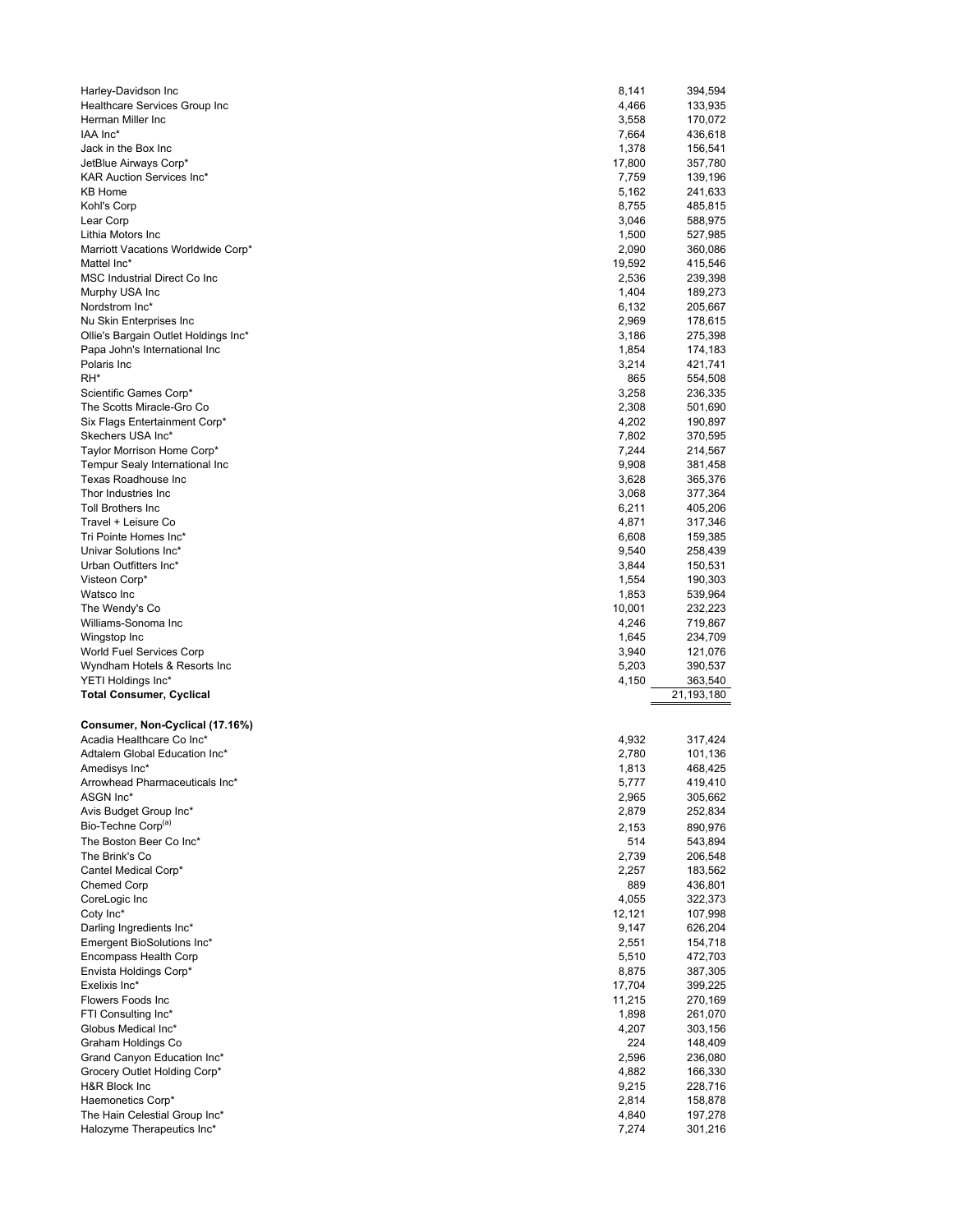| | | |
|---|---|---|
| Harley-Davidson Inc | 8,141 | 394,594 |
| Healthcare Services Group Inc | 4,466 | 133,935 |
| Herman Miller Inc | 3,558 | 170,072 |
| IAA Inc* | 7,664 | 436,618 |
| Jack in the Box Inc | 1,378 | 156,541 |
| JetBlue Airways Corp* | 17,800 | 357,780 |
| KAR Auction Services Inc* | 7,759 | 139,196 |
| KB Home | 5,162 | 241,633 |
| Kohl's Corp | 8,755 | 485,815 |
| Lear Corp | 3,046 | 588,975 |
| Lithia Motors Inc | 1,500 | 527,985 |
| Marriott Vacations Worldwide Corp* | 2,090 | 360,086 |
| Mattel Inc* | 19,592 | 415,546 |
| MSC Industrial Direct Co Inc | 2,536 | 239,398 |
| Murphy USA Inc | 1,404 | 189,273 |
| Nordstrom Inc* | 6,132 | 205,667 |
| Nu Skin Enterprises Inc | 2,969 | 178,615 |
| Ollie's Bargain Outlet Holdings Inc* | 3,186 | 275,398 |
| Papa John's International Inc | 1,854 | 174,183 |
| Polaris Inc | 3,214 | 421,741 |
| RH* | 865 | 554,508 |
| Scientific Games Corp* | 3,258 | 236,335 |
| The Scotts Miracle-Gro Co | 2,308 | 501,690 |
| Six Flags Entertainment Corp* | 4,202 | 190,897 |
| Skechers USA Inc* | 7,802 | 370,595 |
| Taylor Morrison Home Corp* | 7,244 | 214,567 |
| Tempur Sealy International Inc | 9,908 | 381,458 |
| Texas Roadhouse Inc | 3,628 | 365,376 |
| Thor Industries Inc | 3,068 | 377,364 |
| Toll Brothers Inc | 6,211 | 405,206 |
| Travel + Leisure Co | 4,871 | 317,346 |
| Tri Pointe Homes Inc* | 6,608 | 159,385 |
| Univar Solutions Inc* | 9,540 | 258,439 |
| Urban Outfitters Inc* | 3,844 | 150,531 |
| Visteon Corp* | 1,554 | 190,303 |
| Watsco Inc | 1,853 | 539,964 |
| The Wendy's Co | 10,001 | 232,223 |
| Williams-Sonoma Inc | 4,246 | 719,867 |
| Wingstop Inc | 1,645 | 234,709 |
| World Fuel Services Corp | 3,940 | 121,076 |
| Wyndham Hotels & Resorts Inc | 5,203 | 390,537 |
| YETI Holdings Inc* | 4,150 | 363,540 |
| **Total Consumer, Cyclical** | | 21,193,180 |
| | | |
| **Consumer, Non-Cyclical (17.16%)** | | |
| Acadia Healthcare Co Inc* | 4,932 | 317,424 |
| Adtalem Global Education Inc* | 2,780 | 101,136 |
| Amedisys Inc* | 1,813 | 468,425 |
| Arrowhead Pharmaceuticals Inc* | 5,777 | 419,410 |
| ASGN Inc* | 2,965 | 305,662 |
| Avis Budget Group Inc* | 2,879 | 252,834 |
| Bio-Techne Corp[(a)] | 2,153 | 890,976 |
| The Boston Beer Co Inc* | 514 | 543,894 |
| The Brink's Co | 2,739 | 206,548 |
| Cantel Medical Corp* | 2,257 | 183,562 |
| Chemed Corp | 889 | 436,801 |
| CoreLogic Inc | 4,055 | 322,373 |
| Coty Inc* | 12,121 | 107,998 |
| Darling Ingredients Inc* | 9,147 | 626,204 |
| Emergent BioSolutions Inc* | 2,551 | 154,718 |
| Encompass Health Corp | 5,510 | 472,703 |
| Envista Holdings Corp* | 8,875 | 387,305 |
| Exelixis Inc* | 17,704 | 399,225 |
| Flowers Foods Inc | 11,215 | 270,169 |
| FTI Consulting Inc* | 1,898 | 261,070 |
| Globus Medical Inc* | 4,207 | 303,156 |
| Graham Holdings Co | 224 | 148,409 |
| Grand Canyon Education Inc* | 2,596 | 236,080 |
| Grocery Outlet Holding Corp* | 4,882 | 166,330 |
| H&R Block Inc | 9,215 | 228,716 |
| Haemonetics Corp* | 2,814 | 158,878 |
| The Hain Celestial Group Inc* | 4,840 | 197,278 |
| Halozyme Therapeutics Inc* | 7,274 | 301,216 |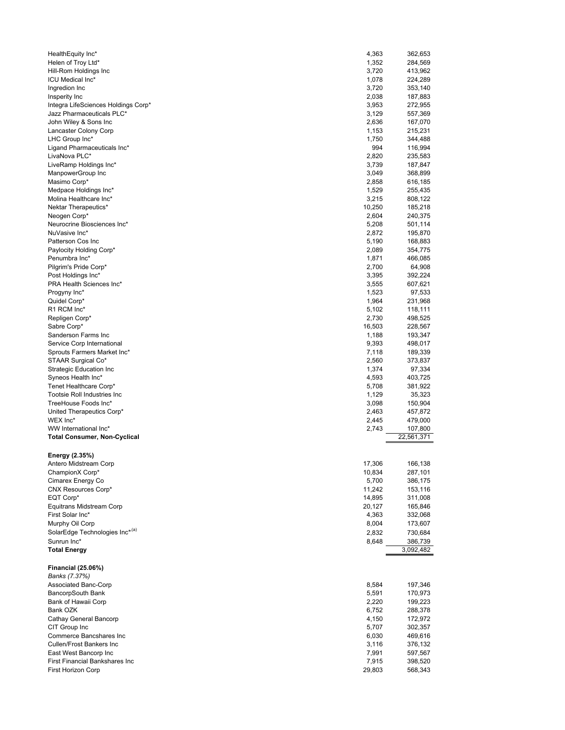| | | |
|---|---|---|
| HealthEquity Inc* | 4,363 | 362,653 |
| Helen of Troy Ltd* | 1,352 | 284,569 |
| Hill-Rom Holdings Inc | 3,720 | 413,962 |
| ICU Medical Inc* | 1,078 | 224,289 |
| Ingredion Inc | 3,720 | 353,140 |
| Insperity Inc | 2,038 | 187,883 |
| Integra LifeSciences Holdings Corp* | 3,953 | 272,955 |
| Jazz Pharmaceuticals PLC* | 3,129 | 557,369 |
| John Wiley & Sons Inc | 2,636 | 167,070 |
| Lancaster Colony Corp | 1,153 | 215,231 |
| LHC Group Inc* | 1,750 | 344,488 |
| Ligand Pharmaceuticals Inc* | 994 | 116,994 |
| LivaNova PLC* | 2,820 | 235,583 |
| LiveRamp Holdings Inc* | 3,739 | 187,847 |
| ManpowerGroup Inc | 3,049 | 368,899 |
| Masimo Corp* | 2,858 | 616,185 |
| Medpace Holdings Inc* | 1,529 | 255,435 |
| Molina Healthcare Inc* | 3,215 | 808,122 |
| Nektar Therapeutics* | 10,250 | 185,218 |
| Neogen Corp* | 2,604 | 240,375 |
| Neurocrine Biosciences Inc* | 5,208 | 501,114 |
| NuVasive Inc* | 2,872 | 195,870 |
| Patterson Cos Inc | 5,190 | 168,883 |
| Paylocity Holding Corp* | 2,089 | 354,775 |
| Penumbra Inc* | 1,871 | 466,085 |
| Pilgrim's Pride Corp* | 2,700 | 64,908 |
| Post Holdings Inc* | 3,395 | 392,224 |
| PRA Health Sciences Inc* | 3,555 | 607,621 |
| Progyny Inc* | 1,523 | 97,533 |
| Quidel Corp* | 1,964 | 231,968 |
| R1 RCM Inc* | 5,102 | 118,111 |
| Repligen Corp* | 2,730 | 498,525 |
| Sabre Corp* | 16,503 | 228,567 |
| Sanderson Farms Inc | 1,188 | 193,347 |
| Service Corp International | 9,393 | 498,017 |
| Sprouts Farmers Market Inc* | 7,118 | 189,339 |
| STAAR Surgical Co* | 2,560 | 373,837 |
| Strategic Education Inc | 1,374 | 97,334 |
| Syneos Health Inc* | 4,593 | 403,725 |
| Tenet Healthcare Corp* | 5,708 | 381,922 |
| Tootsie Roll Industries Inc | 1,129 | 35,323 |
| TreeHouse Foods Inc* | 3,098 | 150,904 |
| United Therapeutics Corp* | 2,463 | 457,872 |
| WEX Inc* | 2,445 | 479,000 |
| WW International Inc* | 2,743 | 107,800 |
| **Total Consumer, Non-Cyclical** | | 22,561,371 |
| | | |
| **Energy (2.35%)** | | |
| Antero Midstream Corp | 17,306 | 166,138 |
| ChampionX Corp* | 10,834 | 287,101 |
| Cimarex Energy Co | 5,700 | 386,175 |
| CNX Resources Corp* | 11,242 | 153,116 |
| EQT Corp* | 14,895 | 311,008 |
| Equitrans Midstream Corp | 20,127 | 165,846 |
| First Solar Inc* | 4,363 | 332,068 |
| Murphy Oil Corp | 8,004 | 173,607 |
| SolarEdge Technologies Inc*,[(a)] | 2,832 | 730,684 |
| Sunrun Inc* | 8,648 | 386,739 |
| **Total Energy** | | 3,092,482 |
| | | |
| **Financial (25.06%)** | | |
| *Banks (7.37%)* | | |
| Associated Banc-Corp | 8,584 | 197,346 |
| BancorpSouth Bank | 5,591 | 170,973 |
| Bank of Hawaii Corp | 2,220 | 199,223 |
| Bank OZK | 6,752 | 288,378 |
| Cathay General Bancorp | 4,150 | 172,972 |
| CIT Group Inc | 5,707 | 302,357 |
| Commerce Bancshares Inc | 6,030 | 469,616 |
| Cullen/Frost Bankers Inc | 3,116 | 376,132 |
| East West Bancorp Inc | 7,991 | 597,567 |
| First Financial Bankshares Inc | 7,915 | 398,520 |
| First Horizon Corp | 29,803 | 568,343 |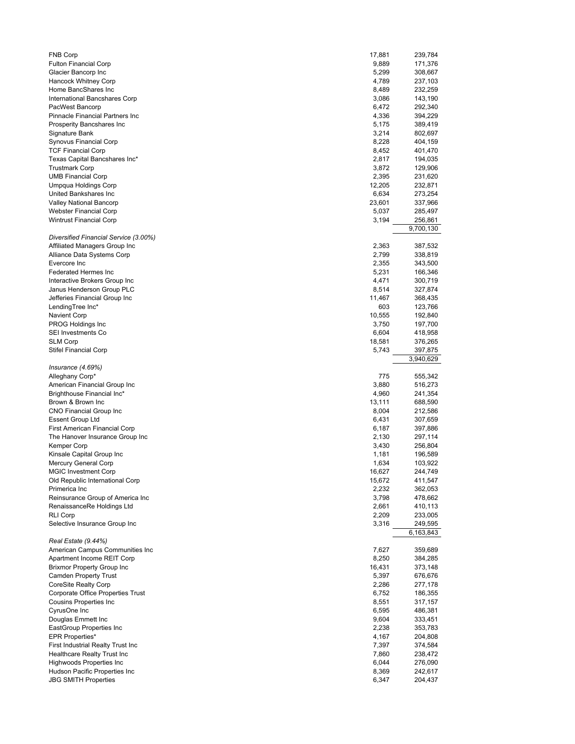| | | |
|---|---|---|
| FNB Corp | 17,881 | 239,784 |
| Fulton Financial Corp | 9,889 | 171,376 |
| Glacier Bancorp Inc | 5,299 | 308,667 |
| Hancock Whitney Corp | 4,789 | 237,103 |
| Home BancShares Inc | 8,489 | 232,259 |
| International Bancshares Corp | 3,086 | 143,190 |
| PacWest Bancorp | 6,472 | 292,340 |
| Pinnacle Financial Partners Inc | 4,336 | 394,229 |
| Prosperity Bancshares Inc | 5,175 | 389,419 |
| Signature Bank | 3,214 | 802,697 |
| Synovus Financial Corp | 8,228 | 404,159 |
| TCF Financial Corp | 8,452 | 401,470 |
| Texas Capital Bancshares Inc* | 2,817 | 194,035 |
| Trustmark Corp | 3,872 | 129,906 |
| UMB Financial Corp | 2,395 | 231,620 |
| Umpqua Holdings Corp | 12,205 | 232,871 |
| United Bankshares Inc | 6,634 | 273,254 |
| Valley National Bancorp | 23,601 | 337,966 |
| Webster Financial Corp | 5,037 | 285,497 |
| Wintrust Financial Corp | 3,194 | 256,861 |
| | | 9,700,130 |
| *Diversified Financial Service (3.00%)* | | |
| Affiliated Managers Group Inc | 2,363 | 387,532 |
| Alliance Data Systems Corp | 2,799 | 338,819 |
| Evercore Inc | 2,355 | 343,500 |
| Federated Hermes Inc | 5,231 | 166,346 |
| Interactive Brokers Group Inc | 4,471 | 300,719 |
| Janus Henderson Group PLC | 8,514 | 327,874 |
| Jefferies Financial Group Inc | 11,467 | 368,435 |
| LendingTree Inc* | 603 | 123,766 |
| Navient Corp | 10,555 | 192,840 |
| PROG Holdings Inc | 3,750 | 197,700 |
| SEI Investments Co | 6,604 | 418,958 |
| SLM Corp | 18,581 | 376,265 |
| Stifel Financial Corp | 5,743 | 397,875 |
| | | 3,940,629 |
| *Insurance (4.69%)* | | |
| Alleghany Corp* | 775 | 555,342 |
| American Financial Group Inc | 3,880 | 516,273 |
| Brighthouse Financial Inc* | 4,960 | 241,354 |
| Brown & Brown Inc | 13,111 | 688,590 |
| CNO Financial Group Inc | 8,004 | 212,586 |
| Essent Group Ltd | 6,431 | 307,659 |
| First American Financial Corp | 6,187 | 397,886 |
| The Hanover Insurance Group Inc | 2,130 | 297,114 |
| Kemper Corp | 3,430 | 256,804 |
| Kinsale Capital Group Inc | 1,181 | 196,589 |
| Mercury General Corp | 1,634 | 103,922 |
| MGIC Investment Corp | 16,627 | 244,749 |
| Old Republic International Corp | 15,672 | 411,547 |
| Primerica Inc | 2,232 | 362,053 |
| Reinsurance Group of America Inc | 3,798 | 478,662 |
| RenaissanceRe Holdings Ltd | 2,661 | 410,113 |
| RLI Corp | 2,209 | 233,005 |
| Selective Insurance Group Inc | 3,316 | 249,595 |
| | | 6,163,843 |
| *Real Estate (9.44%)* | | |
| American Campus Communities Inc | 7,627 | 359,689 |
| Apartment Income REIT Corp | 8,250 | 384,285 |
| Brixmor Property Group Inc | 16,431 | 373,148 |
| Camden Property Trust | 5,397 | 676,676 |
| CoreSite Realty Corp | 2,286 | 277,178 |
| Corporate Office Properties Trust | 6,752 | 186,355 |
| Cousins Properties Inc | 8,551 | 317,157 |
| CyrusOne Inc | 6,595 | 486,381 |
| Douglas Emmett Inc | 9,604 | 333,451 |
| EastGroup Properties Inc | 2,238 | 353,783 |
| EPR Properties* | 4,167 | 204,808 |
| First Industrial Realty Trust Inc | 7,397 | 374,584 |
| Healthcare Realty Trust Inc | 7,860 | 238,472 |
| Highwoods Properties Inc | 6,044 | 276,090 |
| Hudson Pacific Properties Inc | 8,369 | 242,617 |
| JBG SMITH Properties | 6,347 | 204,437 |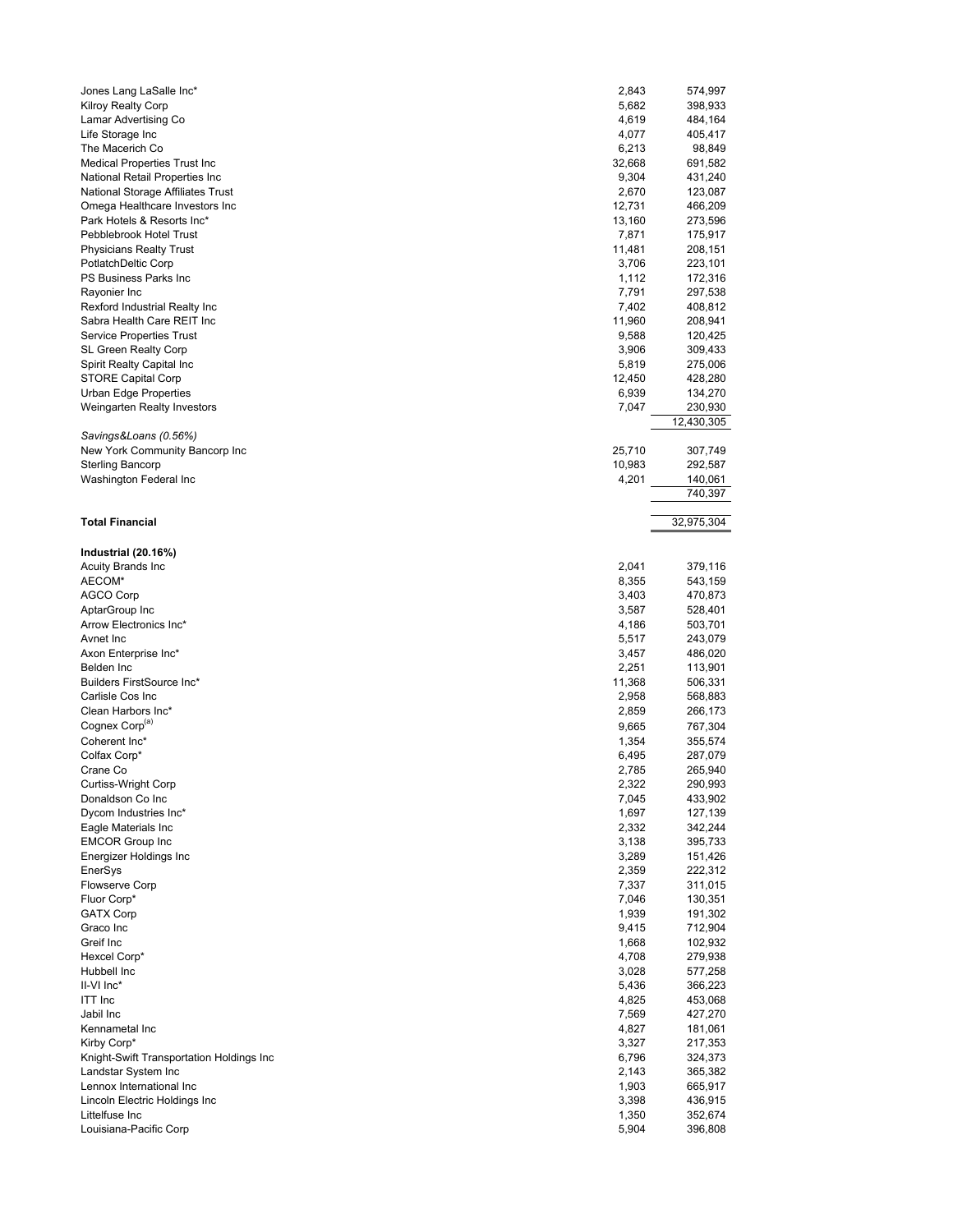| | | |
|---|---|---|
| Jones Lang LaSalle Inc* | 2,843 | 574,997 |
| Kilroy Realty Corp | 5,682 | 398,933 |
| Lamar Advertising Co | 4,619 | 484,164 |
| Life Storage Inc | 4,077 | 405,417 |
| The Macerich Co | 6,213 | 98,849 |
| Medical Properties Trust Inc | 32,668 | 691,582 |
| National Retail Properties Inc | 9,304 | 431,240 |
| National Storage Affiliates Trust | 2,670 | 123,087 |
| Omega Healthcare Investors Inc | 12,731 | 466,209 |
| Park Hotels & Resorts Inc* | 13,160 | 273,596 |
| Pebblebrook Hotel Trust | 7,871 | 175,917 |
| Physicians Realty Trust | 11,481 | 208,151 |
| PotlatchDeltic Corp | 3,706 | 223,101 |
| PS Business Parks Inc | 1,112 | 172,316 |
| Rayonier Inc | 7,791 | 297,538 |
| Rexford Industrial Realty Inc | 7,402 | 408,812 |
| Sabra Health Care REIT Inc | 11,960 | 208,941 |
| Service Properties Trust | 9,588 | 120,425 |
| SL Green Realty Corp | 3,906 | 309,433 |
| Spirit Realty Capital Inc | 5,819 | 275,006 |
| STORE Capital Corp | 12,450 | 428,280 |
| Urban Edge Properties | 6,939 | 134,270 |
| Weingarten Realty Investors | 7,047 | 230,930 |
| | | 12,430,305 |
| *Savings&Loans (0.56%)* | | |
| New York Community Bancorp Inc | 25,710 | 307,749 |
| Sterling Bancorp | 10,983 | 292,587 |
| Washington Federal Inc | 4,201 | 140,061 |
| | | 740,397 |
| **Total Financial** | | 32,975,304 |
| **Industrial (20.16%)** | | |
| Acuity Brands Inc | 2,041 | 379,116 |
| AECOM* | 8,355 | 543,159 |
| AGCO Corp | 3,403 | 470,873 |
| AptarGroup Inc | 3,587 | 528,401 |
| Arrow Electronics Inc* | 4,186 | 503,701 |
| Avnet Inc | 5,517 | 243,079 |
| Axon Enterprise Inc* | 3,457 | 486,020 |
| Belden Inc | 2,251 | 113,901 |
| Builders FirstSource Inc* | 11,368 | 506,331 |
| Carlisle Cos Inc | 2,958 | 568,883 |
| Clean Harbors Inc* | 2,859 | 266,173 |
| Cognex Corp[(a)] | 9,665 | 767,304 |
| Coherent Inc* | 1,354 | 355,574 |
| Colfax Corp* | 6,495 | 287,079 |
| Crane Co | 2,785 | 265,940 |
| Curtiss-Wright Corp | 2,322 | 290,993 |
| Donaldson Co Inc | 7,045 | 433,902 |
| Dycom Industries Inc* | 1,697 | 127,139 |
| Eagle Materials Inc | 2,332 | 342,244 |
| EMCOR Group Inc | 3,138 | 395,733 |
| Energizer Holdings Inc | 3,289 | 151,426 |
| EnerSys | 2,359 | 222,312 |
| Flowserve Corp | 7,337 | 311,015 |
| Fluor Corp* | 7,046 | 130,351 |
| GATX Corp | 1,939 | 191,302 |
| Graco Inc | 9,415 | 712,904 |
| Greif Inc | 1,668 | 102,932 |
| Hexcel Corp* | 4,708 | 279,938 |
| Hubbell Inc | 3,028 | 577,258 |
| II-VI Inc* | 5,436 | 366,223 |
| ITT Inc | 4,825 | 453,068 |
| Jabil Inc | 7,569 | 427,270 |
| Kennametal Inc | 4,827 | 181,061 |
| Kirby Corp* | 3,327 | 217,353 |
| Knight-Swift Transportation Holdings Inc | 6,796 | 324,373 |
| Landstar System Inc | 2,143 | 365,382 |
| Lennox International Inc | 1,903 | 665,917 |
| Lincoln Electric Holdings Inc | 3,398 | 436,915 |
| Littelfuse Inc | 1,350 | 352,674 |
| Louisiana-Pacific Corp | 5,904 | 396,808 |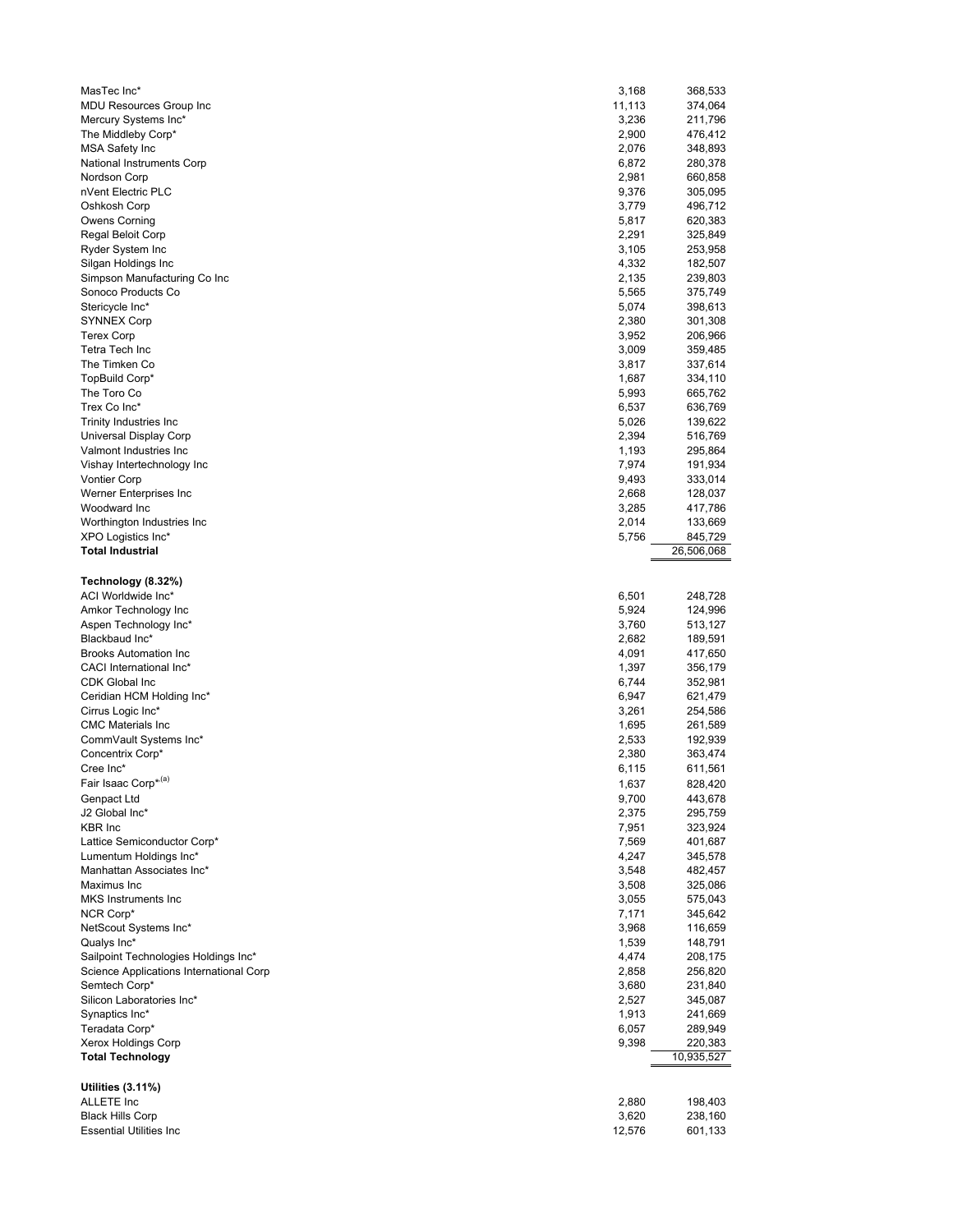| | | |
|---|---|---|
| MasTec Inc* | 3,168 | 368,533 |
| MDU Resources Group Inc | 11,113 | 374,064 |
| Mercury Systems Inc* | 3,236 | 211,796 |
| The Middleby Corp* | 2,900 | 476,412 |
| MSA Safety Inc | 2,076 | 348,893 |
| National Instruments Corp | 6,872 | 280,378 |
| Nordson Corp | 2,981 | 660,858 |
| nVent Electric PLC | 9,376 | 305,095 |
| Oshkosh Corp | 3,779 | 496,712 |
| Owens Corning | 5,817 | 620,383 |
| Regal Beloit Corp | 2,291 | 325,849 |
| Ryder System Inc | 3,105 | 253,958 |
| Silgan Holdings Inc | 4,332 | 182,507 |
| Simpson Manufacturing Co Inc | 2,135 | 239,803 |
| Sonoco Products Co | 5,565 | 375,749 |
| Stericycle Inc* | 5,074 | 398,613 |
| SYNNEX Corp | 2,380 | 301,308 |
| Terex Corp | 3,952 | 206,966 |
| Tetra Tech Inc | 3,009 | 359,485 |
| The Timken Co | 3,817 | 337,614 |
| TopBuild Corp* | 1,687 | 334,110 |
| The Toro Co | 5,993 | 665,762 |
| Trex Co Inc* | 6,537 | 636,769 |
| Trinity Industries Inc | 5,026 | 139,622 |
| Universal Display Corp | 2,394 | 516,769 |
| Valmont Industries Inc | 1,193 | 295,864 |
| Vishay Intertechnology Inc | 7,974 | 191,934 |
| Vontier Corp | 9,493 | 333,014 |
| Werner Enterprises Inc | 2,668 | 128,037 |
| Woodward Inc | 3,285 | 417,786 |
| Worthington Industries Inc | 2,014 | 133,669 |
| XPO Logistics Inc* | 5,756 | 845,729 |
| **Total Industrial** | | 26,506,068 |
| | | |
| **Technology (8.32%)** | | |
| ACI Worldwide Inc* | 6,501 | 248,728 |
| Amkor Technology Inc | 5,924 | 124,996 |
| Aspen Technology Inc* | 3,760 | 513,127 |
| Blackbaud Inc* | 2,682 | 189,591 |
| Brooks Automation Inc | 4,091 | 417,650 |
| CACI International Inc* | 1,397 | 356,179 |
| CDK Global Inc | 6,744 | 352,981 |
| Ceridian HCM Holding Inc* | 6,947 | 621,479 |
| Cirrus Logic Inc* | 3,261 | 254,586 |
| CMC Materials Inc | 1,695 | 261,589 |
| CommVault Systems Inc* | 2,533 | 192,939 |
| Concentrix Corp* | 2,380 | 363,474 |
| Cree Inc* | 6,115 | 611,561 |
| Fair Isaac Corp*,[(a)] | 1,637 | 828,420 |
| Genpact Ltd | 9,700 | 443,678 |
| J2 Global Inc* | 2,375 | 295,759 |
| KBR Inc | 7,951 | 323,924 |
| Lattice Semiconductor Corp* | 7,569 | 401,687 |
| Lumentum Holdings Inc* | 4,247 | 345,578 |
| Manhattan Associates Inc* | 3,548 | 482,457 |
| Maximus Inc | 3,508 | 325,086 |
| MKS Instruments Inc | 3,055 | 575,043 |
| NCR Corp* | 7,171 | 345,642 |
| NetScout Systems Inc* | 3,968 | 116,659 |
| Qualys Inc* | 1,539 | 148,791 |
| Sailpoint Technologies Holdings Inc* | 4,474 | 208,175 |
| Science Applications International Corp | 2,858 | 256,820 |
| Semtech Corp* | 3,680 | 231,840 |
| Silicon Laboratories Inc* | 2,527 | 345,087 |
| Synaptics Inc* | 1,913 | 241,669 |
| Teradata Corp* | 6,057 | 289,949 |
| Xerox Holdings Corp | 9,398 | 220,383 |
| **Total Technology** | | 10,935,527 |
| | | |
| **Utilities (3.11%)** | | |
| ALLETE Inc | 2,880 | 198,403 |
| Black Hills Corp | 3,620 | 238,160 |
| Essential Utilities Inc | 12,576 | 601,133 |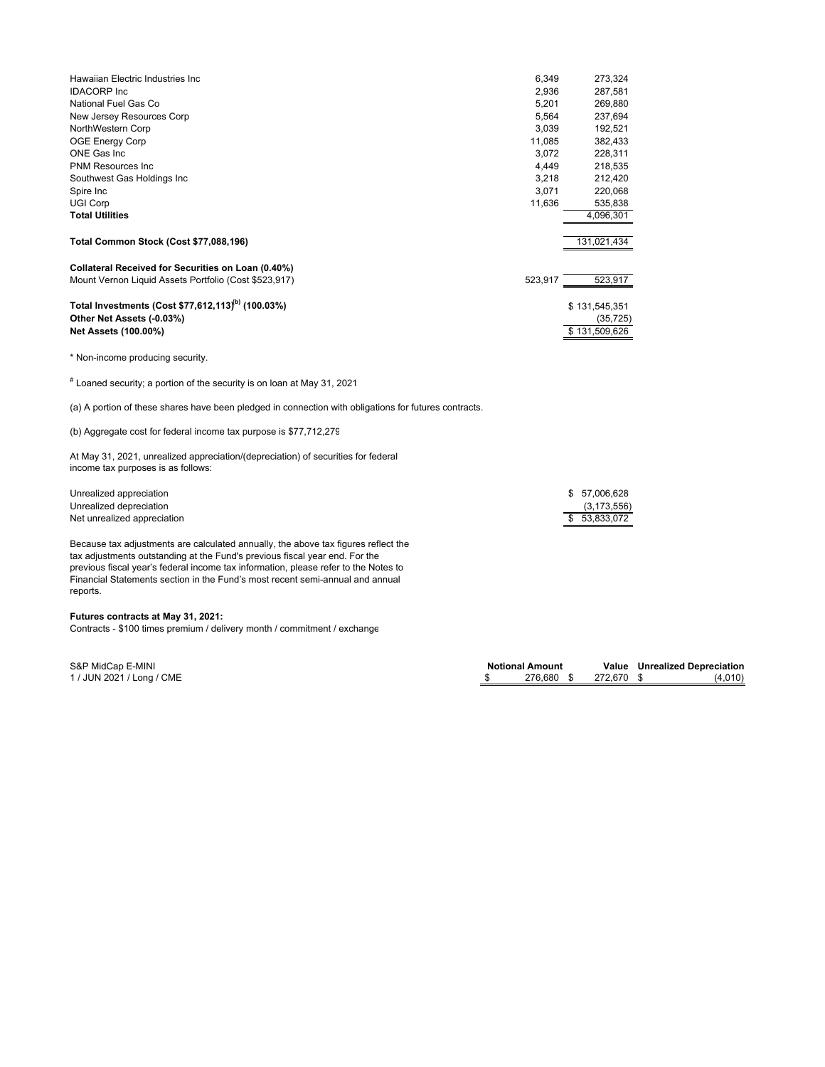| | Shares | Value |
|---|---|---|
| Hawaiian Electric Industries Inc | 6,349 | 273,324 |
| IDACORP Inc | 2,936 | 287,581 |
| National Fuel Gas Co | 5,201 | 269,880 |
| New Jersey Resources Corp | 5,564 | 237,694 |
| NorthWestern Corp | 3,039 | 192,521 |
| OGE Energy Corp | 11,085 | 382,433 |
| ONE Gas Inc | 3,072 | 228,311 |
| PNM Resources Inc | 4,449 | 218,535 |
| Southwest Gas Holdings Inc | 3,218 | 212,420 |
| Spire Inc | 3,071 | 220,068 |
| UGI Corp | 11,636 | 535,838 |
| **Total Utilities** | | 4,096,301 |
| | | |
| **Total Common Stock (Cost $77,088,196)** | | 131,021,434 |
| | | |
| **Collateral Received for Securities on Loan (0.40%)** | | |
| Mount Vernon Liquid Assets Portfolio (Cost $523,917) | 523,917 | 523,917 |
| | | |
| **Total Investments (Cost $77,612,113)[(b)] (100.03%)** | | $ 131,545,351 |
| **Other Net Assets (-0.03%)** | | (35,725) |
| **Net Assets (100.00%)** | | $ 131,509,626 |

* Non-income producing security.

[#] Loaned security; a portion of the security is on loan at May 31, 2021

(a) A portion of these shares have been pledged in connection with obligations for futures contracts.

(b) Aggregate cost for federal income tax purpose is $77,712,279

At May 31, 2021, unrealized appreciation/(depreciation) of securities for federal income tax purposes is as follows:

| | |
|---|---|
| Unrealized appreciation | $ 57,006,628 |
| Unrealized depreciation | (3,173,556) |
| Net unrealized appreciation | $ 53,833,072 |

Because tax adjustments are calculated annually, the above tax figures reflect the tax adjustments outstanding at the Fund's previous fiscal year end. For the previous fiscal year's federal income tax information, please refer to the Notes to Financial Statements section in the Fund's most recent semi-annual and annual reports.

**Futures contracts at May 31, 2021:**

Contracts - $100 times premium / delivery month / commitment / exchange

| S&P MidCap E-MINI | Notional Amount | Value | Unrealized Depreciation |
|---|---|---|---|
| 1 / JUN 2021 / Long / CME | $ 276,680 | $ 272,670 | $ (4,010) |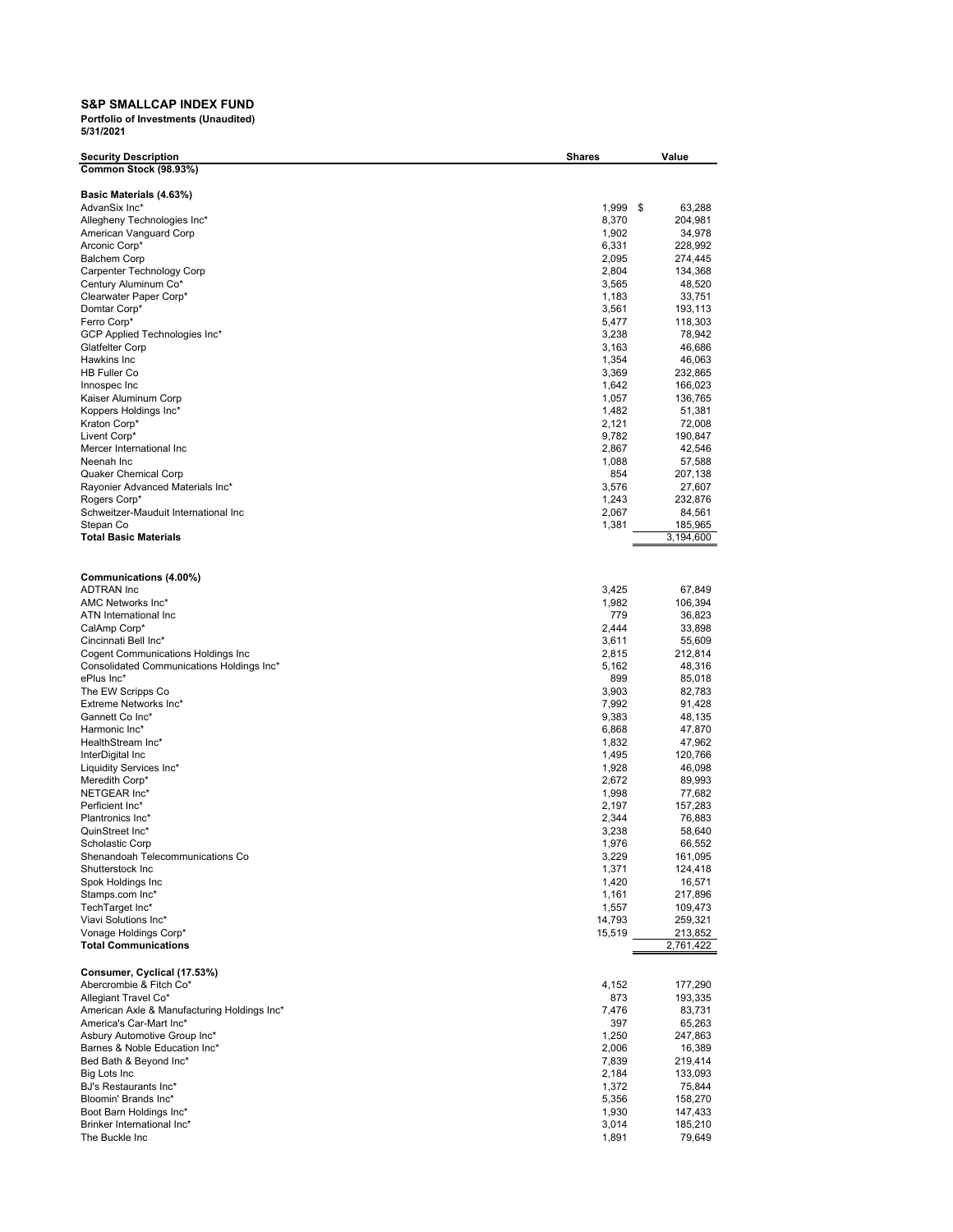**S&P SMALLCAP INDEX FUND**

**Portfolio of Investments (Unaudited)**

**5/31/2021**

| Security Description | Shares | Value |
|---|---|---|
| **Common Stock (98.93%)** | | |
| | | |
| **Basic Materials (4.63%)** | | |
| AdvanSix Inc* | 1,999 | $ 63,288 |
| Allegheny Technologies Inc* | 8,370 | 204,981 |
| American Vanguard Corp | 1,902 | 34,978 |
| Arconic Corp* | 6,331 | 228,992 |
| Balchem Corp | 2,095 | 274,445 |
| Carpenter Technology Corp | 2,804 | 134,368 |
| Century Aluminum Co* | 3,565 | 48,520 |
| Clearwater Paper Corp* | 1,183 | 33,751 |
| Domtar Corp* | 3,561 | 193,113 |
| Ferro Corp* | 5,477 | 118,303 |
| GCP Applied Technologies Inc* | 3,238 | 78,942 |
| Glatfelter Corp | 3,163 | 46,686 |
| Hawkins Inc | 1,354 | 46,063 |
| HB Fuller Co | 3,369 | 232,865 |
| Innospec Inc | 1,642 | 166,023 |
| Kaiser Aluminum Corp | 1,057 | 136,765 |
| Koppers Holdings Inc* | 1,482 | 51,381 |
| Kraton Corp* | 2,121 | 72,008 |
| Livent Corp* | 9,782 | 190,847 |
| Mercer International Inc | 2,867 | 42,546 |
| Neenah Inc | 1,088 | 57,588 |
| Quaker Chemical Corp | 854 | 207,138 |
| Rayonier Advanced Materials Inc* | 3,576 | 27,607 |
| Rogers Corp* | 1,243 | 232,876 |
| Schweitzer-Mauduit International Inc | 2,067 | 84,561 |
| Stepan Co | 1,381 | 185,965 |
| **Total Basic Materials** | | 3,194,600 |
| | | |
| **Communications (4.00%)** | | |
| ADTRAN Inc | 3,425 | 67,849 |
| AMC Networks Inc* | 1,982 | 106,394 |
| ATN International Inc | 779 | 36,823 |
| CalAmp Corp* | 2,444 | 33,898 |
| Cincinnati Bell Inc* | 3,611 | 55,609 |
| Cogent Communications Holdings Inc | 2,815 | 212,814 |
| Consolidated Communications Holdings Inc* | 5,162 | 48,316 |
| ePlus Inc* | 899 | 85,018 |
| The EW Scripps Co | 3,903 | 82,783 |
| Extreme Networks Inc* | 7,992 | 91,428 |
| Gannett Co Inc* | 9,383 | 48,135 |
| Harmonic Inc* | 6,868 | 47,870 |
| HealthStream Inc* | 1,832 | 47,962 |
| InterDigital Inc | 1,495 | 120,766 |
| Liquidity Services Inc* | 1,928 | 46,098 |
| Meredith Corp* | 2,672 | 89,993 |
| NETGEAR Inc* | 1,998 | 77,682 |
| Perficient Inc* | 2,197 | 157,283 |
| Plantronics Inc* | 2,344 | 76,883 |
| QuinStreet Inc* | 3,238 | 58,640 |
| Scholastic Corp | 1,976 | 66,552 |
| Shenandoah Telecommunications Co | 3,229 | 161,095 |
| Shutterstock Inc | 1,371 | 124,418 |
| Spok Holdings Inc | 1,420 | 16,571 |
| Stamps.com Inc* | 1,161 | 217,896 |
| TechTarget Inc* | 1,557 | 109,473 |
| Viavi Solutions Inc* | 14,793 | 259,321 |
| Vonage Holdings Corp* | 15,519 | 213,852 |
| **Total Communications** | | 2,761,422 |
| | | |
| **Consumer, Cyclical (17.53%)** | | |
| Abercrombie & Fitch Co* | 4,152 | 177,290 |
| Allegiant Travel Co* | 873 | 193,335 |
| American Axle & Manufacturing Holdings Inc* | 7,476 | 83,731 |
| America's Car-Mart Inc* | 397 | 65,263 |
| Asbury Automotive Group Inc* | 1,250 | 247,863 |
| Barnes & Noble Education Inc* | 2,006 | 16,389 |
| Bed Bath & Beyond Inc* | 7,839 | 219,414 |
| Big Lots Inc | 2,184 | 133,093 |
| BJ's Restaurants Inc* | 1,372 | 75,844 |
| Bloomin' Brands Inc* | 5,356 | 158,270 |
| Boot Barn Holdings Inc* | 1,930 | 147,433 |
| Brinker International Inc* | 3,014 | 185,210 |
| The Buckle Inc | 1,891 | 79,649 |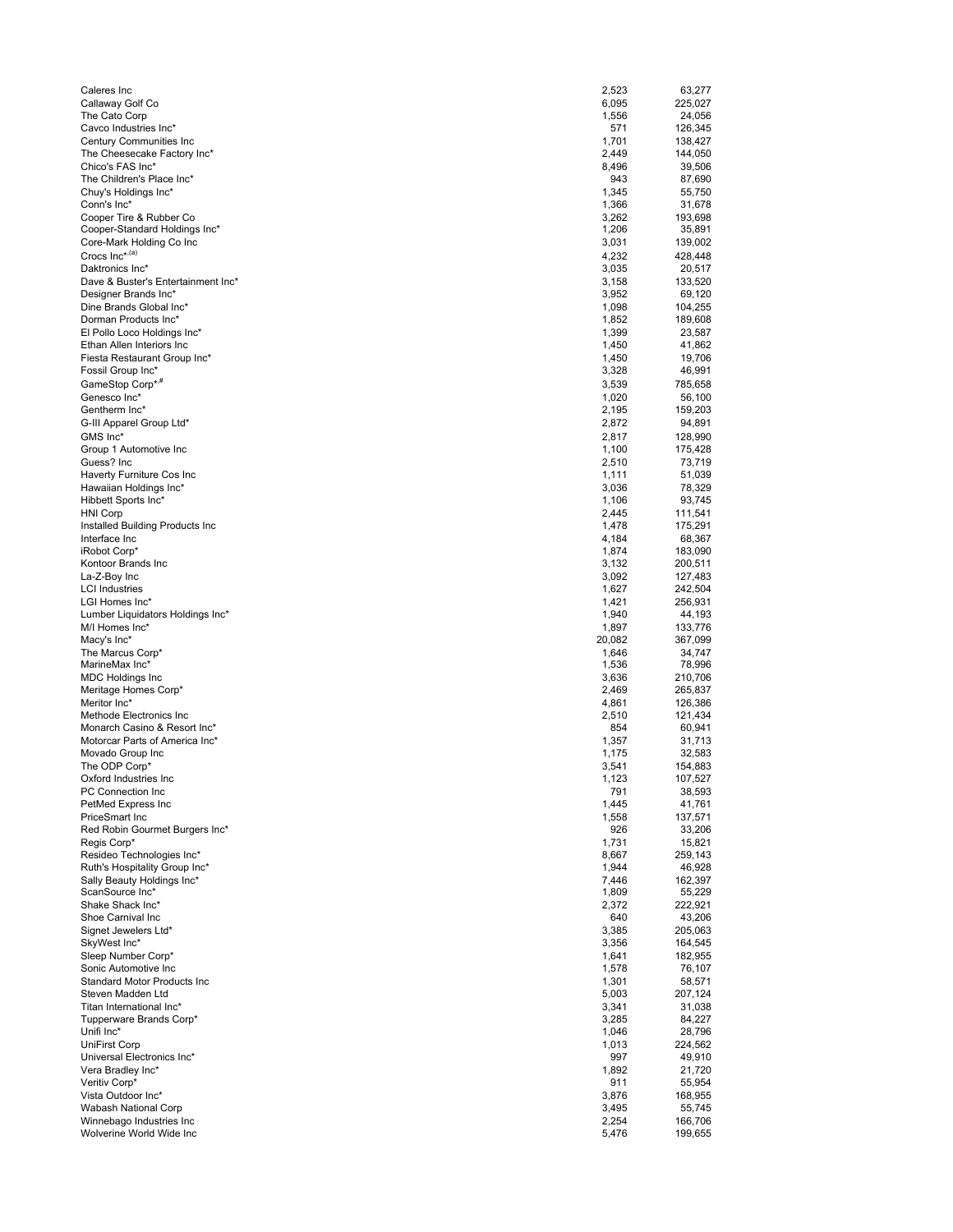| | | |
|---|---|---|
| Caleres Inc | 2,523 | 63,277 |
| Callaway Golf Co | 6,095 | 225,027 |
| The Cato Corp | 1,556 | 24,056 |
| Cavco Industries Inc* | 571 | 126,345 |
| Century Communities Inc | 1,701 | 138,427 |
| The Cheesecake Factory Inc* | 2,449 | 144,050 |
| Chico's FAS Inc* | 8,496 | 39,506 |
| The Children's Place Inc* | 943 | 87,690 |
| Chuy's Holdings Inc* | 1,345 | 55,750 |
| Conn's Inc* | 1,366 | 31,678 |
| Cooper Tire & Rubber Co | 3,262 | 193,698 |
| Cooper-Standard Holdings Inc* | 1,206 | 35,891 |
| Core-Mark Holding Co Inc | 3,031 | 139,002 |
| Crocs Inc*,(a) | 4,232 | 428,448 |
| Daktronics Inc* | 3,035 | 20,517 |
| Dave & Buster's Entertainment Inc* | 3,158 | 133,520 |
| Designer Brands Inc* | 3,952 | 69,120 |
| Dine Brands Global Inc* | 1,098 | 104,255 |
| Dorman Products Inc* | 1,852 | 189,608 |
| El Pollo Loco Holdings Inc* | 1,399 | 23,587 |
| Ethan Allen Interiors Inc | 1,450 | 41,862 |
| Fiesta Restaurant Group Inc* | 1,450 | 19,706 |
| Fossil Group Inc* | 3,328 | 46,991 |
| GameStop Corp*,# | 3,539 | 785,658 |
| Genesco Inc* | 1,020 | 56,100 |
| Gentherm Inc* | 2,195 | 159,203 |
| G-III Apparel Group Ltd* | 2,872 | 94,891 |
| GMS Inc* | 2,817 | 128,990 |
| Group 1 Automotive Inc | 1,100 | 175,428 |
| Guess? Inc | 2,510 | 73,719 |
| Haverty Furniture Cos Inc | 1,111 | 51,039 |
| Hawaiian Holdings Inc* | 3,036 | 78,329 |
| Hibbett Sports Inc* | 1,106 | 93,745 |
| HNI Corp | 2,445 | 111,541 |
| Installed Building Products Inc | 1,478 | 175,291 |
| Interface Inc | 4,184 | 68,367 |
| iRobot Corp* | 1,874 | 183,090 |
| Kontoor Brands Inc | 3,132 | 200,511 |
| La-Z-Boy Inc | 3,092 | 127,483 |
| LCI Industries | 1,627 | 242,504 |
| LGI Homes Inc* | 1,421 | 256,931 |
| Lumber Liquidators Holdings Inc* | 1,940 | 44,193 |
| M/I Homes Inc* | 1,897 | 133,776 |
| Macy's Inc* | 20,082 | 367,099 |
| The Marcus Corp* | 1,646 | 34,747 |
| MarineMax Inc* | 1,536 | 78,996 |
| MDC Holdings Inc | 3,636 | 210,706 |
| Meritage Homes Corp* | 2,469 | 265,837 |
| Meritor Inc* | 4,861 | 126,386 |
| Methode Electronics Inc | 2,510 | 121,434 |
| Monarch Casino & Resort Inc* | 854 | 60,941 |
| Motorcar Parts of America Inc* | 1,357 | 31,713 |
| Movado Group Inc | 1,175 | 32,583 |
| The ODP Corp* | 3,541 | 154,883 |
| Oxford Industries Inc | 1,123 | 107,527 |
| PC Connection Inc | 791 | 38,593 |
| PetMed Express Inc | 1,445 | 41,761 |
| PriceSmart Inc | 1,558 | 137,571 |
| Red Robin Gourmet Burgers Inc* | 926 | 33,206 |
| Regis Corp* | 1,731 | 15,821 |
| Resideo Technologies Inc* | 8,667 | 259,143 |
| Ruth's Hospitality Group Inc* | 1,944 | 46,928 |
| Sally Beauty Holdings Inc* | 7,446 | 162,397 |
| ScanSource Inc* | 1,809 | 55,229 |
| Shake Shack Inc* | 2,372 | 222,921 |
| Shoe Carnival Inc | 640 | 43,206 |
| Signet Jewelers Ltd* | 3,385 | 205,063 |
| SkyWest Inc* | 3,356 | 164,545 |
| Sleep Number Corp* | 1,641 | 182,955 |
| Sonic Automotive Inc | 1,578 | 76,107 |
| Standard Motor Products Inc | 1,301 | 58,571 |
| Steven Madden Ltd | 5,003 | 207,124 |
| Titan International Inc* | 3,341 | 31,038 |
| Tupperware Brands Corp* | 3,285 | 84,227 |
| Unifi Inc* | 1,046 | 28,796 |
| UniFirst Corp | 1,013 | 224,562 |
| Universal Electronics Inc* | 997 | 49,910 |
| Vera Bradley Inc* | 1,892 | 21,720 |
| Veritiv Corp* | 911 | 55,954 |
| Vista Outdoor Inc* | 3,876 | 168,955 |
| Wabash National Corp | 3,495 | 55,745 |
| Winnebago Industries Inc | 2,254 | 166,706 |
| Wolverine World Wide Inc | 5,476 | 199,655 |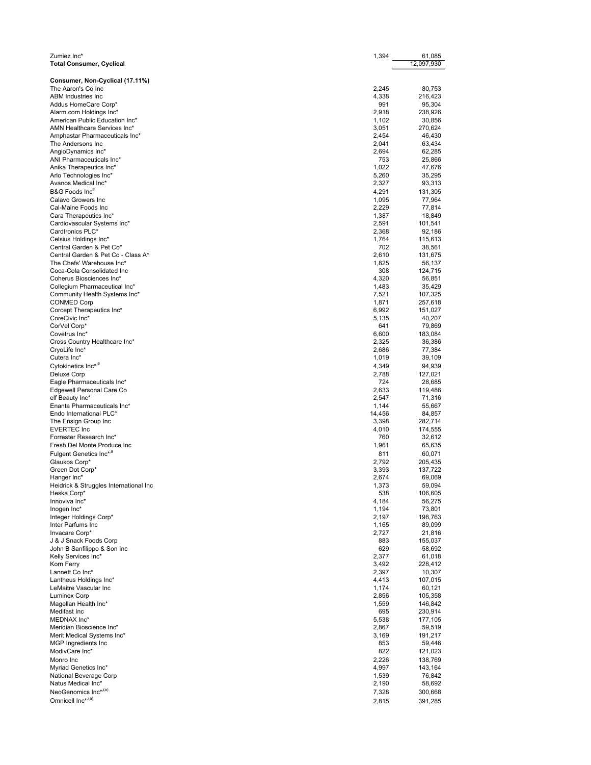| | | |
|---|---|---|
| Zumiez Inc* | 1,394 | 61,085 |
| **Total Consumer, Cyclical** | | 12,097,930 |
| | | |
| **Consumer, Non-Cyclical (17.11%)** | | |
| The Aaron's Co Inc | 2,245 | 80,753 |
| ABM Industries Inc | 4,338 | 216,423 |
| Addus HomeCare Corp* | 991 | 95,304 |
| Alarm.com Holdings Inc* | 2,918 | 238,926 |
| American Public Education Inc* | 1,102 | 30,856 |
| AMN Healthcare Services Inc* | 3,051 | 270,624 |
| Amphastar Pharmaceuticals Inc* | 2,454 | 46,430 |
| The Andersons Inc | 2,041 | 63,434 |
| AngioDynamics Inc* | 2,694 | 62,285 |
| ANI Pharmaceuticals Inc* | 753 | 25,866 |
| Anika Therapeutics Inc* | 1,022 | 47,676 |
| Arlo Technologies Inc* | 5,260 | 35,295 |
| Avanos Medical Inc* | 2,327 | 93,313 |
| B&G Foods Inc# | 4,291 | 131,305 |
| Calavo Growers Inc | 1,095 | 77,964 |
| Cal-Maine Foods Inc | 2,229 | 77,814 |
| Cara Therapeutics Inc* | 1,387 | 18,849 |
| Cardiovascular Systems Inc* | 2,591 | 101,541 |
| Cardtronics PLC* | 2,368 | 92,186 |
| Celsius Holdings Inc* | 1,764 | 115,613 |
| Central Garden & Pet Co* | 702 | 38,561 |
| Central Garden & Pet Co - Class A* | 2,610 | 131,675 |
| The Chefs' Warehouse Inc* | 1,825 | 56,137 |
| Coca-Cola Consolidated Inc | 308 | 124,715 |
| Coherus Biosciences Inc* | 4,320 | 56,851 |
| Collegium Pharmaceutical Inc* | 1,483 | 35,429 |
| Community Health Systems Inc* | 7,521 | 107,325 |
| CONMED Corp | 1,871 | 257,618 |
| Corcept Therapeutics Inc* | 6,992 | 151,027 |
| CoreCivic Inc* | 5,135 | 40,207 |
| CorVel Corp* | 641 | 79,869 |
| Covetrus Inc* | 6,600 | 183,084 |
| Cross Country Healthcare Inc* | 2,325 | 36,386 |
| CryoLife Inc* | 2,686 | 77,384 |
| Cutera Inc* | 1,019 | 39,109 |
| Cytokinetics Inc*,# | 4,349 | 94,939 |
| Deluxe Corp | 2,788 | 127,021 |
| Eagle Pharmaceuticals Inc* | 724 | 28,685 |
| Edgewell Personal Care Co | 2,633 | 119,486 |
| elf Beauty Inc* | 2,547 | 71,316 |
| Enanta Pharmaceuticals Inc* | 1,144 | 55,667 |
| Endo International PLC* | 14,456 | 84,857 |
| The Ensign Group Inc | 3,398 | 282,714 |
| EVERTEC Inc | 4,010 | 174,555 |
| Forrester Research Inc* | 760 | 32,612 |
| Fresh Del Monte Produce Inc | 1,961 | 65,635 |
| Fulgent Genetics Inc*,# | 811 | 60,071 |
| Glaukos Corp* | 2,792 | 205,435 |
| Green Dot Corp* | 3,393 | 137,722 |
| Hanger Inc* | 2,674 | 69,069 |
| Heidrick & Struggles International Inc | 1,373 | 59,094 |
| Heska Corp* | 538 | 106,605 |
| Innoviva Inc* | 4,184 | 56,275 |
| Inogen Inc* | 1,194 | 73,801 |
| Integer Holdings Corp* | 2,197 | 198,763 |
| Inter Parfums Inc | 1,165 | 89,099 |
| Invacare Corp* | 2,727 | 21,816 |
| J & J Snack Foods Corp | 883 | 155,037 |
| John B Sanfilippo & Son Inc | 629 | 58,692 |
| Kelly Services Inc* | 2,377 | 61,018 |
| Korn Ferry | 3,492 | 228,412 |
| Lannett Co Inc* | 2,397 | 10,307 |
| Lantheus Holdings Inc* | 4,413 | 107,015 |
| LeMaitre Vascular Inc | 1,174 | 60,121 |
| Luminex Corp | 2,856 | 105,358 |
| Magellan Health Inc* | 1,559 | 146,842 |
| Medifast Inc | 695 | 230,914 |
| MEDNAX Inc* | 5,538 | 177,105 |
| Meridian Bioscience Inc* | 2,867 | 59,519 |
| Merit Medical Systems Inc* | 3,169 | 191,217 |
| MGP Ingredients Inc | 853 | 59,446 |
| ModivCare Inc* | 822 | 121,023 |
| Monro Inc | 2,226 | 138,769 |
| Myriad Genetics Inc* | 4,997 | 143,164 |
| National Beverage Corp | 1,539 | 76,842 |
| Natus Medical Inc* | 2,190 | 58,692 |
| NeoGenomics Inc*,(a) | 7,328 | 300,668 |
| Omnicell Inc*,(a) | 2,815 | 391,285 |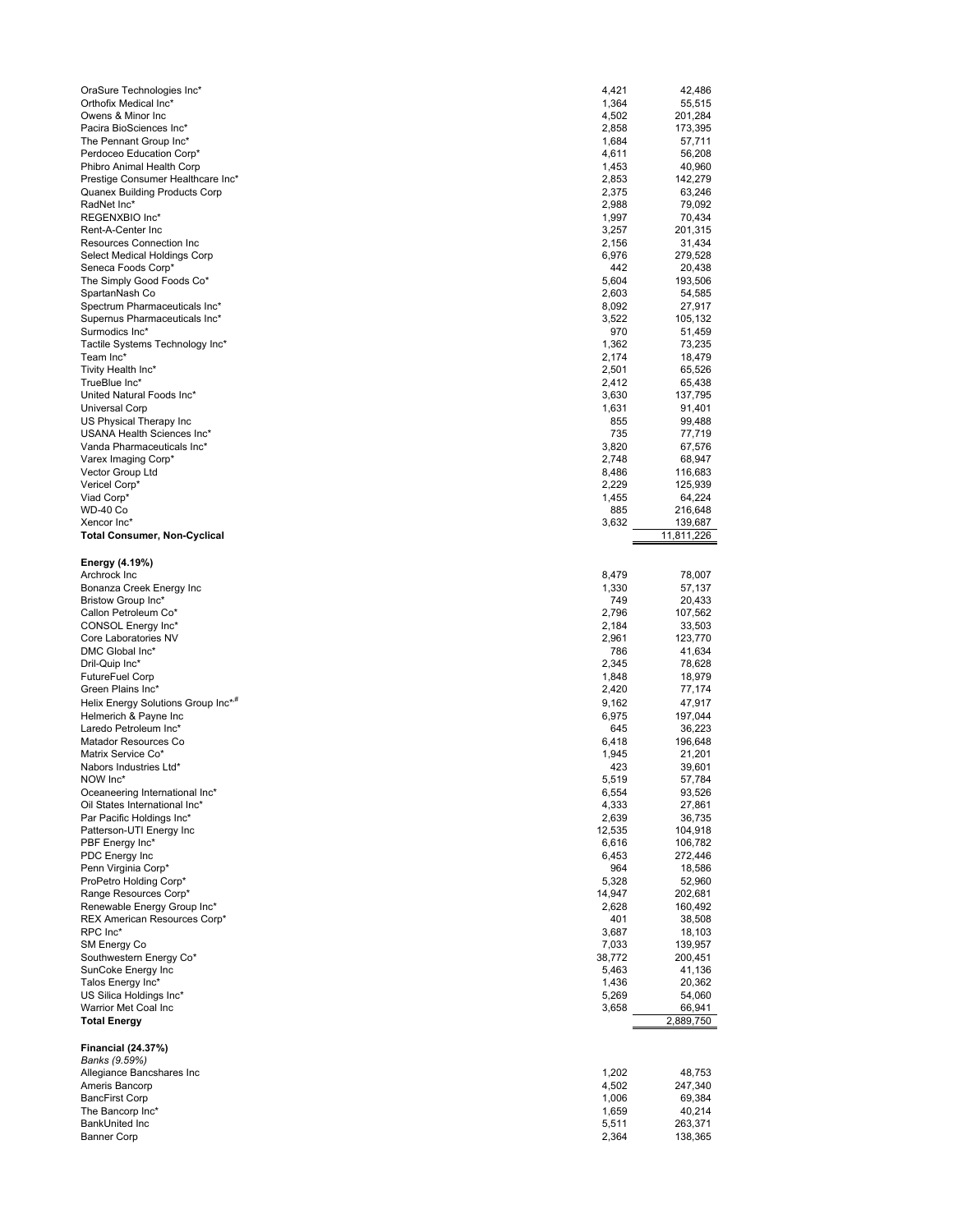| | | |
|---|---|---|
| OraSure Technologies Inc* | 4,421 | 42,486 |
| Orthofix Medical Inc* | 1,364 | 55,515 |
| Owens & Minor Inc | 4,502 | 201,284 |
| Pacira BioSciences Inc* | 2,858 | 173,395 |
| The Pennant Group Inc* | 1,684 | 57,711 |
| Perdoceo Education Corp* | 4,611 | 56,208 |
| Phibro Animal Health Corp | 1,453 | 40,960 |
| Prestige Consumer Healthcare Inc* | 2,853 | 142,279 |
| Quanex Building Products Corp | 2,375 | 63,246 |
| RadNet Inc* | 2,988 | 79,092 |
| REGENXBIO Inc* | 1,997 | 70,434 |
| Rent-A-Center Inc | 3,257 | 201,315 |
| Resources Connection Inc | 2,156 | 31,434 |
| Select Medical Holdings Corp | 6,976 | 279,528 |
| Seneca Foods Corp* | 442 | 20,438 |
| The Simply Good Foods Co* | 5,604 | 193,506 |
| SpartanNash Co | 2,603 | 54,585 |
| Spectrum Pharmaceuticals Inc* | 8,092 | 27,917 |
| Supernus Pharmaceuticals Inc* | 3,522 | 105,132 |
| Surmodics Inc* | 970 | 51,459 |
| Tactile Systems Technology Inc* | 1,362 | 73,235 |
| Team Inc* | 2,174 | 18,479 |
| Tivity Health Inc* | 2,501 | 65,526 |
| TrueBlue Inc* | 2,412 | 65,438 |
| United Natural Foods Inc* | 3,630 | 137,795 |
| Universal Corp | 1,631 | 91,401 |
| US Physical Therapy Inc | 855 | 99,488 |
| USANA Health Sciences Inc* | 735 | 77,719 |
| Vanda Pharmaceuticals Inc* | 3,820 | 67,576 |
| Varex Imaging Corp* | 2,748 | 68,947 |
| Vector Group Ltd | 8,486 | 116,683 |
| Vericel Corp* | 2,229 | 125,939 |
| Viad Corp* | 1,455 | 64,224 |
| WD-40 Co | 885 | 216,648 |
| Xencor Inc* | 3,632 | 139,687 |
| **Total Consumer, Non-Cyclical** | | 11,811,226 |
| | | |
| **Energy (4.19%)** | | |
| Archrock Inc | 8,479 | 78,007 |
| Bonanza Creek Energy Inc | 1,330 | 57,137 |
| Bristow Group Inc* | 749 | 20,433 |
| Callon Petroleum Co* | 2,796 | 107,562 |
| CONSOL Energy Inc* | 2,184 | 33,503 |
| Core Laboratories NV | 2,961 | 123,770 |
| DMC Global Inc* | 786 | 41,634 |
| Dril-Quip Inc* | 2,345 | 78,628 |
| FutureFuel Corp | 1,848 | 18,979 |
| Green Plains Inc* | 2,420 | 77,174 |
| Helix Energy Solutions Group Inc*,# | 9,162 | 47,917 |
| Helmerich & Payne Inc | 6,975 | 197,044 |
| Laredo Petroleum Inc* | 645 | 36,223 |
| Matador Resources Co | 6,418 | 196,648 |
| Matrix Service Co* | 1,945 | 21,201 |
| Nabors Industries Ltd* | 423 | 39,601 |
| NOW Inc* | 5,519 | 57,784 |
| Oceaneering International Inc* | 6,554 | 93,526 |
| Oil States International Inc* | 4,333 | 27,861 |
| Par Pacific Holdings Inc* | 2,639 | 36,735 |
| Patterson-UTI Energy Inc | 12,535 | 104,918 |
| PBF Energy Inc* | 6,616 | 106,782 |
| PDC Energy Inc | 6,453 | 272,446 |
| Penn Virginia Corp* | 964 | 18,586 |
| ProPetro Holding Corp* | 5,328 | 52,960 |
| Range Resources Corp* | 14,947 | 202,681 |
| Renewable Energy Group Inc* | 2,628 | 160,492 |
| REX American Resources Corp* | 401 | 38,508 |
| RPC Inc* | 3,687 | 18,103 |
| SM Energy Co | 7,033 | 139,957 |
| Southwestern Energy Co* | 38,772 | 200,451 |
| SunCoke Energy Inc | 5,463 | 41,136 |
| Talos Energy Inc* | 1,436 | 20,362 |
| US Silica Holdings Inc* | 5,269 | 54,060 |
| Warrior Met Coal Inc | 3,658 | 66,941 |
| **Total Energy** | | 2,889,750 |
| | | |
| **Financial (24.37%)** | | |
| *Banks (9.59%)* | | |
| Allegiance Bancshares Inc | 1,202 | 48,753 |
| Ameris Bancorp | 4,502 | 247,340 |
| BancFirst Corp | 1,006 | 69,384 |
| The Bancorp Inc* | 1,659 | 40,214 |
| BankUnited Inc | 5,511 | 263,371 |
| Banner Corp | 2,364 | 138,365 |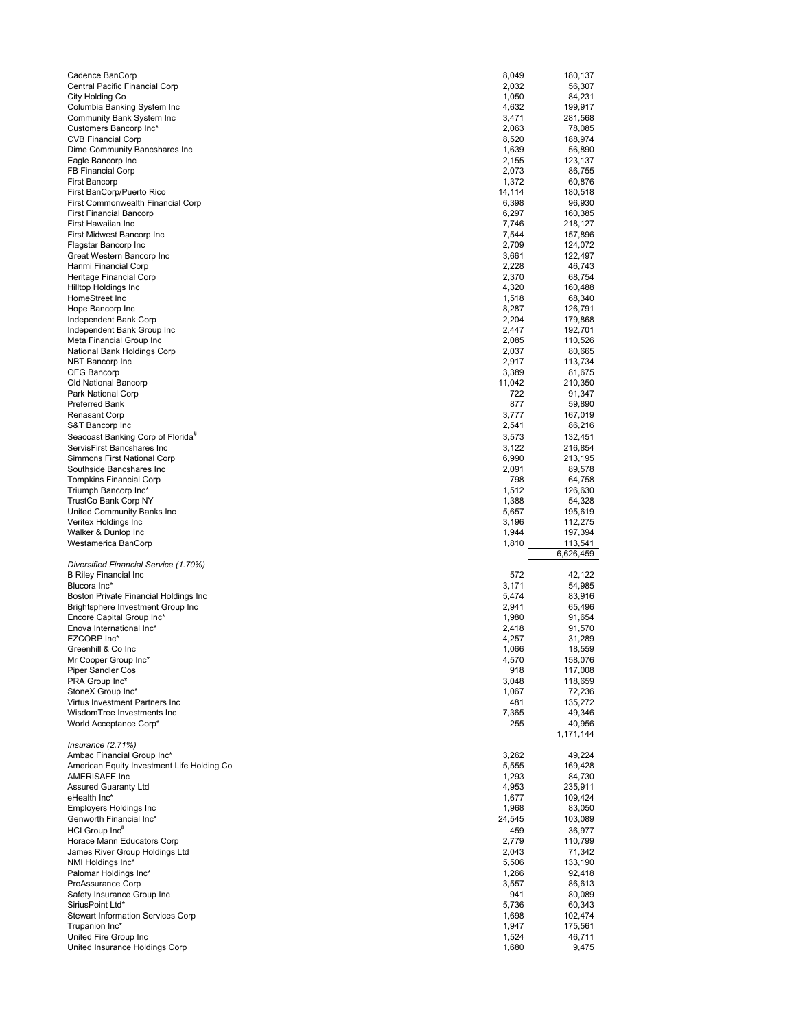| | | |
|---|---|---|
| Cadence BanCorp | 8,049 | 180,137 |
| Central Pacific Financial Corp | 2,032 | 56,307 |
| City Holding Co | 1,050 | 84,231 |
| Columbia Banking System Inc | 4,632 | 199,917 |
| Community Bank System Inc | 3,471 | 281,568 |
| Customers Bancorp Inc* | 2,063 | 78,085 |
| CVB Financial Corp | 8,520 | 188,974 |
| Dime Community Bancshares Inc | 1,639 | 56,890 |
| Eagle Bancorp Inc | 2,155 | 123,137 |
| FB Financial Corp | 2,073 | 86,755 |
| First Bancorp | 1,372 | 60,876 |
| First BanCorp/Puerto Rico | 14,114 | 180,518 |
| First Commonwealth Financial Corp | 6,398 | 96,930 |
| First Financial Bancorp | 6,297 | 160,385 |
| First Hawaiian Inc | 7,746 | 218,127 |
| First Midwest Bancorp Inc | 7,544 | 157,896 |
| Flagstar Bancorp Inc | 2,709 | 124,072 |
| Great Western Bancorp Inc | 3,661 | 122,497 |
| Hanmi Financial Corp | 2,228 | 46,743 |
| Heritage Financial Corp | 2,370 | 68,754 |
| Hilltop Holdings Inc | 4,320 | 160,488 |
| HomeStreet Inc | 1,518 | 68,340 |
| Hope Bancorp Inc | 8,287 | 126,791 |
| Independent Bank Corp | 2,204 | 179,868 |
| Independent Bank Group Inc | 2,447 | 192,701 |
| Meta Financial Group Inc | 2,085 | 110,526 |
| National Bank Holdings Corp | 2,037 | 80,665 |
| NBT Bancorp Inc | 2,917 | 113,734 |
| OFG Bancorp | 3,389 | 81,675 |
| Old National Bancorp | 11,042 | 210,350 |
| Park National Corp | 722 | 91,347 |
| Preferred Bank | 877 | 59,890 |
| Renasant Corp | 3,777 | 167,019 |
| S&T Bancorp Inc | 2,541 | 86,216 |
| Seacoast Banking Corp of Florida# | 3,573 | 132,451 |
| ServisFirst Bancshares Inc | 3,122 | 216,854 |
| Simmons First National Corp | 6,990 | 213,195 |
| Southside Bancshares Inc | 2,091 | 89,578 |
| Tompkins Financial Corp | 798 | 64,758 |
| Triumph Bancorp Inc* | 1,512 | 126,630 |
| TrustCo Bank Corp NY | 1,388 | 54,328 |
| United Community Banks Inc | 5,657 | 195,619 |
| Veritex Holdings Inc | 3,196 | 112,275 |
| Walker & Dunlop Inc | 1,944 | 197,394 |
| Westamerica BanCorp | 1,810 | 113,541 |
| | | 6,626,459 |
| *Diversified Financial Service (1.70%)* | | |
| B Riley Financial Inc | 572 | 42,122 |
| Blucora Inc* | 3,171 | 54,985 |
| Boston Private Financial Holdings Inc | 5,474 | 83,916 |
| Brightsphere Investment Group Inc | 2,941 | 65,496 |
| Encore Capital Group Inc* | 1,980 | 91,654 |
| Enova International Inc* | 2,418 | 91,570 |
| EZCORP Inc* | 4,257 | 31,289 |
| Greenhill & Co Inc | 1,066 | 18,559 |
| Mr Cooper Group Inc* | 4,570 | 158,076 |
| Piper Sandler Cos | 918 | 117,008 |
| PRA Group Inc* | 3,048 | 118,659 |
| StoneX Group Inc* | 1,067 | 72,236 |
| Virtus Investment Partners Inc | 481 | 135,272 |
| WisdomTree Investments Inc | 7,365 | 49,346 |
| World Acceptance Corp* | 255 | 40,956 |
| | | 1,171,144 |
| *Insurance (2.71%)* | | |
| Ambac Financial Group Inc* | 3,262 | 49,224 |
| American Equity Investment Life Holding Co | 5,555 | 169,428 |
| AMERISAFE Inc | 1,293 | 84,730 |
| Assured Guaranty Ltd | 4,953 | 235,911 |
| eHealth Inc* | 1,677 | 109,424 |
| Employers Holdings Inc | 1,968 | 83,050 |
| Genworth Financial Inc* | 24,545 | 103,089 |
| HCI Group Inc# | 459 | 36,977 |
| Horace Mann Educators Corp | 2,779 | 110,799 |
| James River Group Holdings Ltd | 2,043 | 71,342 |
| NMI Holdings Inc* | 5,506 | 133,190 |
| Palomar Holdings Inc* | 1,266 | 92,418 |
| ProAssurance Corp | 3,557 | 86,613 |
| Safety Insurance Group Inc | 941 | 80,089 |
| SiriusPoint Ltd* | 5,736 | 60,343 |
| Stewart Information Services Corp | 1,698 | 102,474 |
| Trupanion Inc* | 1,947 | 175,561 |
| United Fire Group Inc | 1,524 | 46,711 |
| United Insurance Holdings Corp | 1,680 | 9,475 |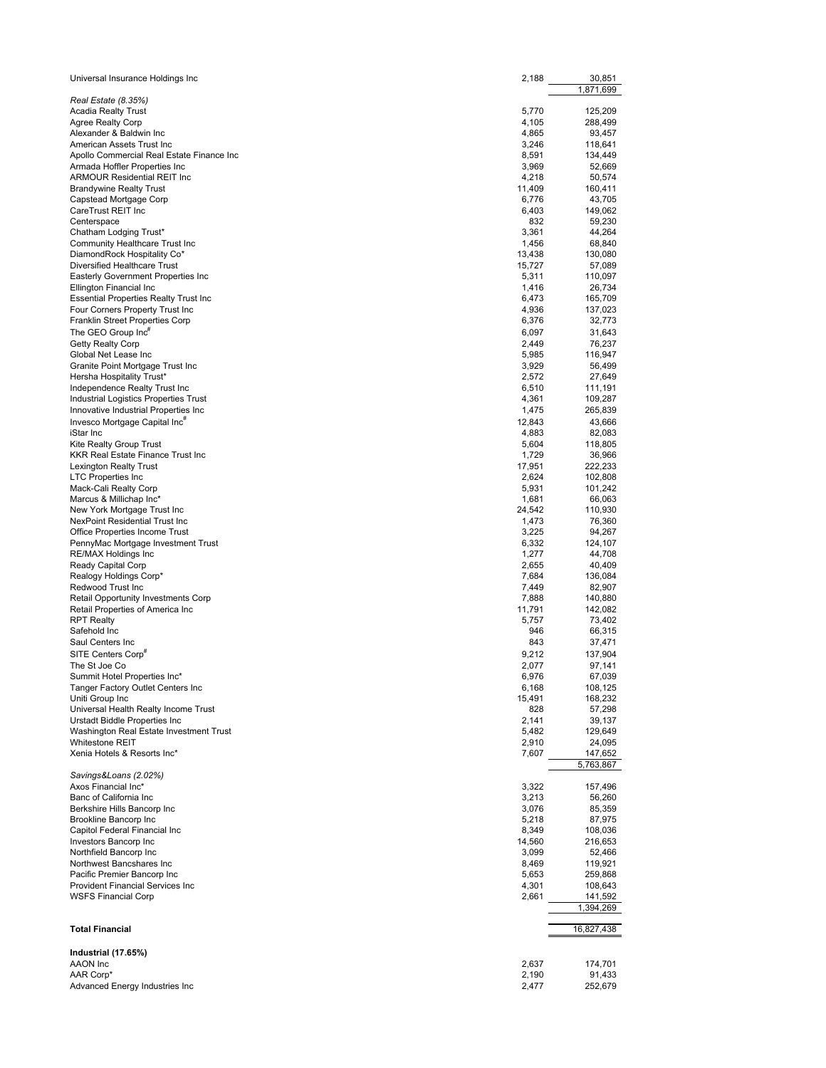| | Shares | Value |
|---|---|---|
| Universal Insurance Holdings Inc | 2,188 | 30,851 |
| | | 1,871,699 |
| *Real Estate (8.35%)* | | |
| Acadia Realty Trust | 5,770 | 125,209 |
| Agree Realty Corp | 4,105 | 288,499 |
| Alexander & Baldwin Inc | 4,865 | 93,457 |
| American Assets Trust Inc | 3,246 | 118,641 |
| Apollo Commercial Real Estate Finance Inc | 8,591 | 134,449 |
| Armada Hoffler Properties Inc | 3,969 | 52,669 |
| ARMOUR Residential REIT Inc | 4,218 | 50,574 |
| Brandywine Realty Trust | 11,409 | 160,411 |
| Capstead Mortgage Corp | 6,776 | 43,705 |
| CareTrust REIT Inc | 6,403 | 149,062 |
| Centerspace | 832 | 59,230 |
| Chatham Lodging Trust* | 3,361 | 44,264 |
| Community Healthcare Trust Inc | 1,456 | 68,840 |
| DiamondRock Hospitality Co* | 13,438 | 130,080 |
| Diversified Healthcare Trust | 15,727 | 57,089 |
| Easterly Government Properties Inc | 5,311 | 110,097 |
| Ellington Financial Inc | 1,416 | 26,734 |
| Essential Properties Realty Trust Inc | 6,473 | 165,709 |
| Four Corners Property Trust Inc | 4,936 | 137,023 |
| Franklin Street Properties Corp | 6,376 | 32,773 |
| The GEO Group Inc# | 6,097 | 31,643 |
| Getty Realty Corp | 2,449 | 76,237 |
| Global Net Lease Inc | 5,985 | 116,947 |
| Granite Point Mortgage Trust Inc | 3,929 | 56,499 |
| Hersha Hospitality Trust* | 2,572 | 27,649 |
| Independence Realty Trust Inc | 6,510 | 111,191 |
| Industrial Logistics Properties Trust | 4,361 | 109,287 |
| Innovative Industrial Properties Inc | 1,475 | 265,839 |
| Invesco Mortgage Capital Inc# | 12,843 | 43,666 |
| iStar Inc | 4,883 | 82,083 |
| Kite Realty Group Trust | 5,604 | 118,805 |
| KKR Real Estate Finance Trust Inc | 1,729 | 36,966 |
| Lexington Realty Trust | 17,951 | 222,233 |
| LTC Properties Inc | 2,624 | 102,808 |
| Mack-Cali Realty Corp | 5,931 | 101,242 |
| Marcus & Millichap Inc* | 1,681 | 66,063 |
| New York Mortgage Trust Inc | 24,542 | 110,930 |
| NexPoint Residential Trust Inc | 1,473 | 76,360 |
| Office Properties Income Trust | 3,225 | 94,267 |
| PennyMac Mortgage Investment Trust | 6,332 | 124,107 |
| RE/MAX Holdings Inc | 1,277 | 44,708 |
| Ready Capital Corp | 2,655 | 40,409 |
| Realogy Holdings Corp* | 7,684 | 136,084 |
| Redwood Trust Inc | 7,449 | 82,907 |
| Retail Opportunity Investments Corp | 7,888 | 140,880 |
| Retail Properties of America Inc | 11,791 | 142,082 |
| RPT Realty | 5,757 | 73,402 |
| Safehold Inc | 946 | 66,315 |
| Saul Centers Inc | 843 | 37,471 |
| SITE Centers Corp# | 9,212 | 137,904 |
| The St Joe Co | 2,077 | 97,141 |
| Summit Hotel Properties Inc* | 6,976 | 67,039 |
| Tanger Factory Outlet Centers Inc | 6,168 | 108,125 |
| Uniti Group Inc | 15,491 | 168,232 |
| Universal Health Realty Income Trust | 828 | 57,298 |
| Urstadt Biddle Properties Inc | 2,141 | 39,137 |
| Washington Real Estate Investment Trust | 5,482 | 129,649 |
| Whitestone REIT | 2,910 | 24,095 |
| Xenia Hotels & Resorts Inc* | 7,607 | 147,652 |
| | | 5,763,867 |
| *Savings&Loans (2.02%)* | | |
| Axos Financial Inc* | 3,322 | 157,496 |
| Banc of California Inc | 3,213 | 56,260 |
| Berkshire Hills Bancorp Inc | 3,076 | 85,359 |
| Brookline Bancorp Inc | 5,218 | 87,975 |
| Capitol Federal Financial Inc | 8,349 | 108,036 |
| Investors Bancorp Inc | 14,560 | 216,653 |
| Northfield Bancorp Inc | 3,099 | 52,466 |
| Northwest Bancshares Inc | 8,469 | 119,921 |
| Pacific Premier Bancorp Inc | 5,653 | 259,868 |
| Provident Financial Services Inc | 4,301 | 108,643 |
| WSFS Financial Corp | 2,661 | 141,592 |
| | | 1,394,269 |
| **Total Financial** | | 16,827,438 |
| **Industrial (17.65%)** | | |
| AAON Inc | 2,637 | 174,701 |
| AAR Corp* | 2,190 | 91,433 |
| Advanced Energy Industries Inc | 2,477 | 252,679 |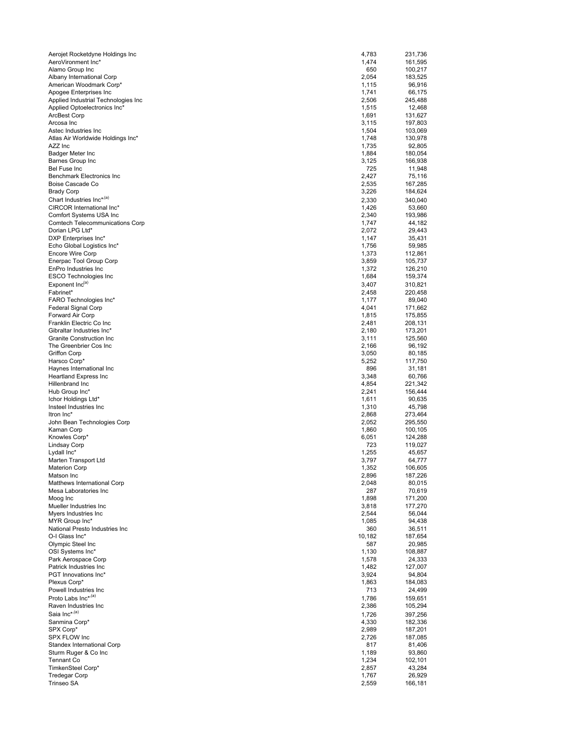| | | |
|---|---|---|
| Aerojet Rocketdyne Holdings Inc | 4,783 | 231,736 |
| AeroVironment Inc* | 1,474 | 161,595 |
| Alamo Group Inc | 650 | 100,217 |
| Albany International Corp | 2,054 | 183,525 |
| American Woodmark Corp* | 1,115 | 96,916 |
| Apogee Enterprises Inc | 1,741 | 66,175 |
| Applied Industrial Technologies Inc | 2,506 | 245,488 |
| Applied Optoelectronics Inc* | 1,515 | 12,468 |
| ArcBest Corp | 1,691 | 131,627 |
| Arcosa Inc | 3,115 | 197,803 |
| Astec Industries Inc | 1,504 | 103,069 |
| Atlas Air Worldwide Holdings Inc* | 1,748 | 130,978 |
| AZZ Inc | 1,735 | 92,805 |
| Badger Meter Inc | 1,884 | 180,054 |
| Barnes Group Inc | 3,125 | 166,938 |
| Bel Fuse Inc | 725 | 11,948 |
| Benchmark Electronics Inc | 2,427 | 75,116 |
| Boise Cascade Co | 2,535 | 167,285 |
| Brady Corp | 3,226 | 184,624 |
| Chart Industries Inc*,[(a)] | 2,330 | 340,040 |
| CIRCOR International Inc* | 1,426 | 53,660 |
| Comfort Systems USA Inc | 2,340 | 193,986 |
| Comtech Telecommunications Corp | 1,747 | 44,182 |
| Dorian LPG Ltd* | 2,072 | 29,443 |
| DXP Enterprises Inc* | 1,147 | 35,431 |
| Echo Global Logistics Inc* | 1,756 | 59,985 |
| Encore Wire Corp | 1,373 | 112,861 |
| Enerpac Tool Group Corp | 3,859 | 105,737 |
| EnPro Industries Inc | 1,372 | 126,210 |
| ESCO Technologies Inc | 1,684 | 159,374 |
| Exponent Inc[(a)] | 3,407 | 310,821 |
| Fabrinet* | 2,458 | 220,458 |
| FARO Technologies Inc* | 1,177 | 89,040 |
| Federal Signal Corp | 4,041 | 171,662 |
| Forward Air Corp | 1,815 | 175,855 |
| Franklin Electric Co Inc | 2,481 | 208,131 |
| Gibraltar Industries Inc* | 2,180 | 173,201 |
| Granite Construction Inc | 3,111 | 125,560 |
| The Greenbrier Cos Inc | 2,166 | 96,192 |
| Griffon Corp | 3,050 | 80,185 |
| Harsco Corp* | 5,252 | 117,750 |
| Haynes International Inc | 896 | 31,181 |
| Heartland Express Inc | 3,348 | 60,766 |
| Hillenbrand Inc | 4,854 | 221,342 |
| Hub Group Inc* | 2,241 | 156,444 |
| Ichor Holdings Ltd* | 1,611 | 90,635 |
| Insteel Industries Inc | 1,310 | 45,798 |
| Itron Inc* | 2,868 | 273,464 |
| John Bean Technologies Corp | 2,052 | 295,550 |
| Kaman Corp | 1,860 | 100,105 |
| Knowles Corp* | 6,051 | 124,288 |
| Lindsay Corp | 723 | 119,027 |
| Lydall Inc* | 1,255 | 45,657 |
| Marten Transport Ltd | 3,797 | 64,777 |
| Materion Corp | 1,352 | 106,605 |
| Matson Inc | 2,896 | 187,226 |
| Matthews International Corp | 2,048 | 80,015 |
| Mesa Laboratories Inc | 287 | 70,619 |
| Moog Inc | 1,898 | 171,200 |
| Mueller Industries Inc | 3,818 | 177,270 |
| Myers Industries Inc | 2,544 | 56,044 |
| MYR Group Inc* | 1,085 | 94,438 |
| National Presto Industries Inc | 360 | 36,511 |
| O-I Glass Inc* | 10,182 | 187,654 |
| Olympic Steel Inc | 587 | 20,985 |
| OSI Systems Inc* | 1,130 | 108,887 |
| Park Aerospace Corp | 1,578 | 24,333 |
| Patrick Industries Inc | 1,482 | 127,007 |
| PGT Innovations Inc* | 3,924 | 94,804 |
| Plexus Corp* | 1,863 | 184,083 |
| Powell Industries Inc | 713 | 24,499 |
| Proto Labs Inc*,[(a)] | 1,786 | 159,651 |
| Raven Industries Inc | 2,386 | 105,294 |
| Saia Inc*,[(a)] | 1,726 | 397,256 |
| Sanmina Corp* | 4,330 | 182,336 |
| SPX Corp* | 2,989 | 187,201 |
| SPX FLOW Inc | 2,726 | 187,085 |
| Standex International Corp | 817 | 81,406 |
| Sturm Ruger & Co Inc | 1,189 | 93,860 |
| Tennant Co | 1,234 | 102,101 |
| TimkenSteel Corp* | 2,857 | 43,284 |
| Tredegar Corp | 1,767 | 26,929 |
| Trinseo SA | 2,559 | 166,181 |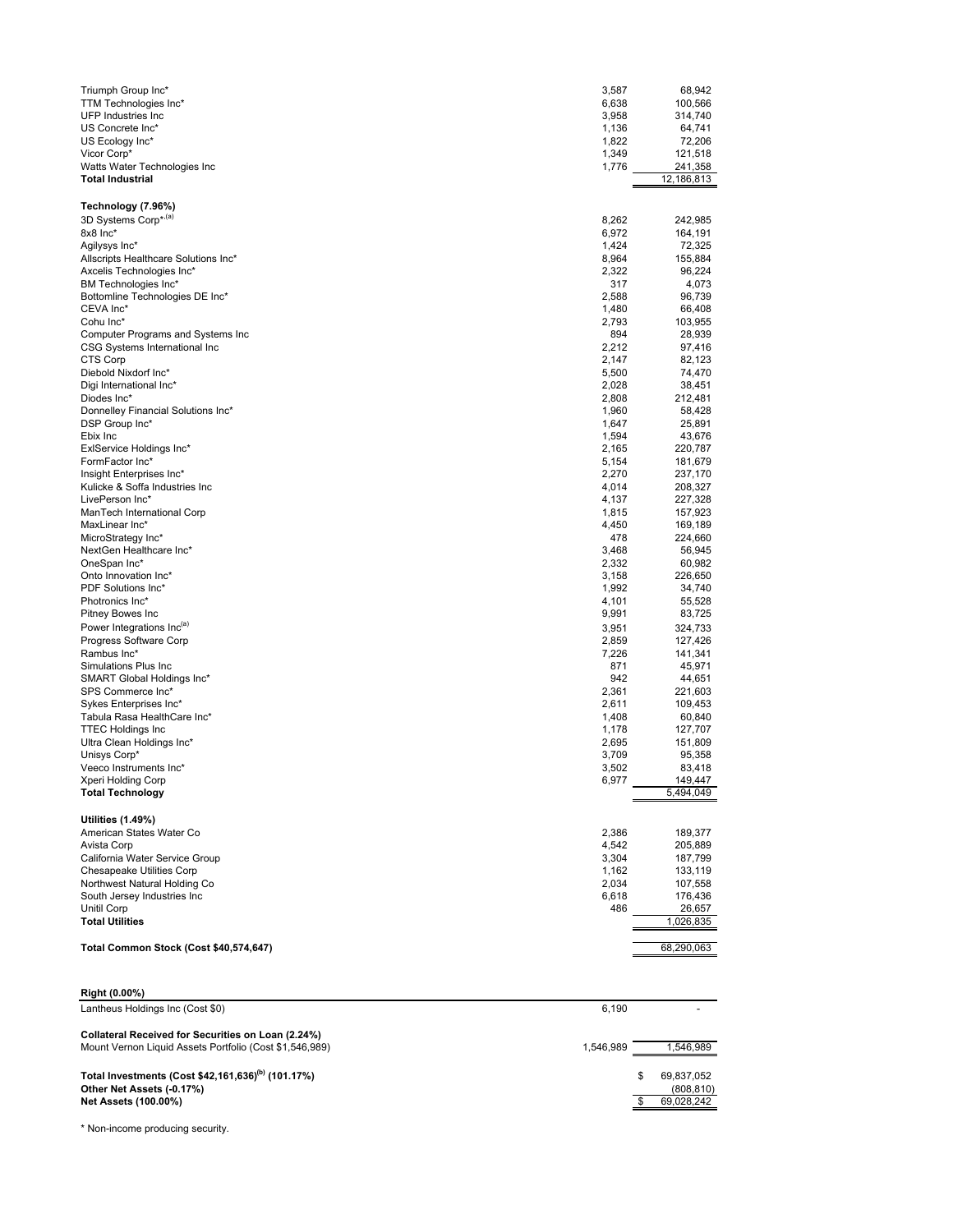| | | |
|---|---|---|
| Triumph Group Inc* | 3,587 | 68,942 |
| TTM Technologies Inc* | 6,638 | 100,566 |
| UFP Industries Inc | 3,958 | 314,740 |
| US Concrete Inc* | 1,136 | 64,741 |
| US Ecology Inc* | 1,822 | 72,206 |
| Vicor Corp* | 1,349 | 121,518 |
| Watts Water Technologies Inc | 1,776 | 241,358 |
| **Total Industrial** | | 12,186,813 |
| | | |
| **Technology (7.96%)** | | |
| 3D Systems Corp*,[a] | 8,262 | 242,985 |
| 8x8 Inc* | 6,972 | 164,191 |
| Agilysys Inc* | 1,424 | 72,325 |
| Allscripts Healthcare Solutions Inc* | 8,964 | 155,884 |
| Axcelis Technologies Inc* | 2,322 | 96,224 |
| BM Technologies Inc* | 317 | 4,073 |
| Bottomline Technologies DE Inc* | 2,588 | 96,739 |
| CEVA Inc* | 1,480 | 66,408 |
| Cohu Inc* | 2,793 | 103,955 |
| Computer Programs and Systems Inc | 894 | 28,939 |
| CSG Systems International Inc | 2,212 | 97,416 |
| CTS Corp | 2,147 | 82,123 |
| Diebold Nixdorf Inc* | 5,500 | 74,470 |
| Digi International Inc* | 2,028 | 38,451 |
| Diodes Inc* | 2,808 | 212,481 |
| Donnelley Financial Solutions Inc* | 1,960 | 58,428 |
| DSP Group Inc* | 1,647 | 25,891 |
| Ebix Inc | 1,594 | 43,676 |
| ExlService Holdings Inc* | 2,165 | 220,787 |
| FormFactor Inc* | 5,154 | 181,679 |
| Insight Enterprises Inc* | 2,270 | 237,170 |
| Kulicke & Soffa Industries Inc | 4,014 | 208,327 |
| LivePerson Inc* | 4,137 | 227,328 |
| ManTech International Corp | 1,815 | 157,923 |
| MaxLinear Inc* | 4,450 | 169,189 |
| MicroStrategy Inc* | 478 | 224,660 |
| NextGen Healthcare Inc* | 3,468 | 56,945 |
| OneSpan Inc* | 2,332 | 60,982 |
| Onto Innovation Inc* | 3,158 | 226,650 |
| PDF Solutions Inc* | 1,992 | 34,740 |
| Photronics Inc* | 4,101 | 55,528 |
| Pitney Bowes Inc | 9,991 | 83,725 |
| Power Integrations Inc[a] | 3,951 | 324,733 |
| Progress Software Corp | 2,859 | 127,426 |
| Rambus Inc* | 7,226 | 141,341 |
| Simulations Plus Inc | 871 | 45,971 |
| SMART Global Holdings Inc* | 942 | 44,651 |
| SPS Commerce Inc* | 2,361 | 221,603 |
| Sykes Enterprises Inc* | 2,611 | 109,453 |
| Tabula Rasa HealthCare Inc* | 1,408 | 60,840 |
| TTEC Holdings Inc | 1,178 | 127,707 |
| Ultra Clean Holdings Inc* | 2,695 | 151,809 |
| Unisys Corp* | 3,709 | 95,358 |
| Veeco Instruments Inc* | 3,502 | 83,418 |
| Xperi Holding Corp | 6,977 | 149,447 |
| **Total Technology** | | 5,494,049 |
| | | |
| **Utilities (1.49%)** | | |
| American States Water Co | 2,386 | 189,377 |
| Avista Corp | 4,542 | 205,889 |
| California Water Service Group | 3,304 | 187,799 |
| Chesapeake Utilities Corp | 1,162 | 133,119 |
| Northwest Natural Holding Co | 2,034 | 107,558 |
| South Jersey Industries Inc | 6,618 | 176,436 |
| Unitil Corp | 486 | 26,657 |
| **Total Utilities** | | 1,026,835 |
| | | |
| **Total Common Stock (Cost $40,574,647)** | | 68,290,063 |
| | | |
| **Right (0.00%)** | | |
| Lantheus Holdings Inc (Cost $0) | 6,190 | - |
| | | |
| **Collateral Received for Securities on Loan (2.24%)** | | |
| Mount Vernon Liquid Assets Portfolio (Cost $1,546,989) | 1,546,989 | 1,546,989 |
| | | |
| **Total Investments (Cost $42,161,636)[b] (101.17%)** | | $ 69,837,052 |
| **Other Net Assets (-0.17%)** | | (808,810) |
| **Net Assets (100.00%)** | | $ 69,028,242 |

\* Non-income producing security.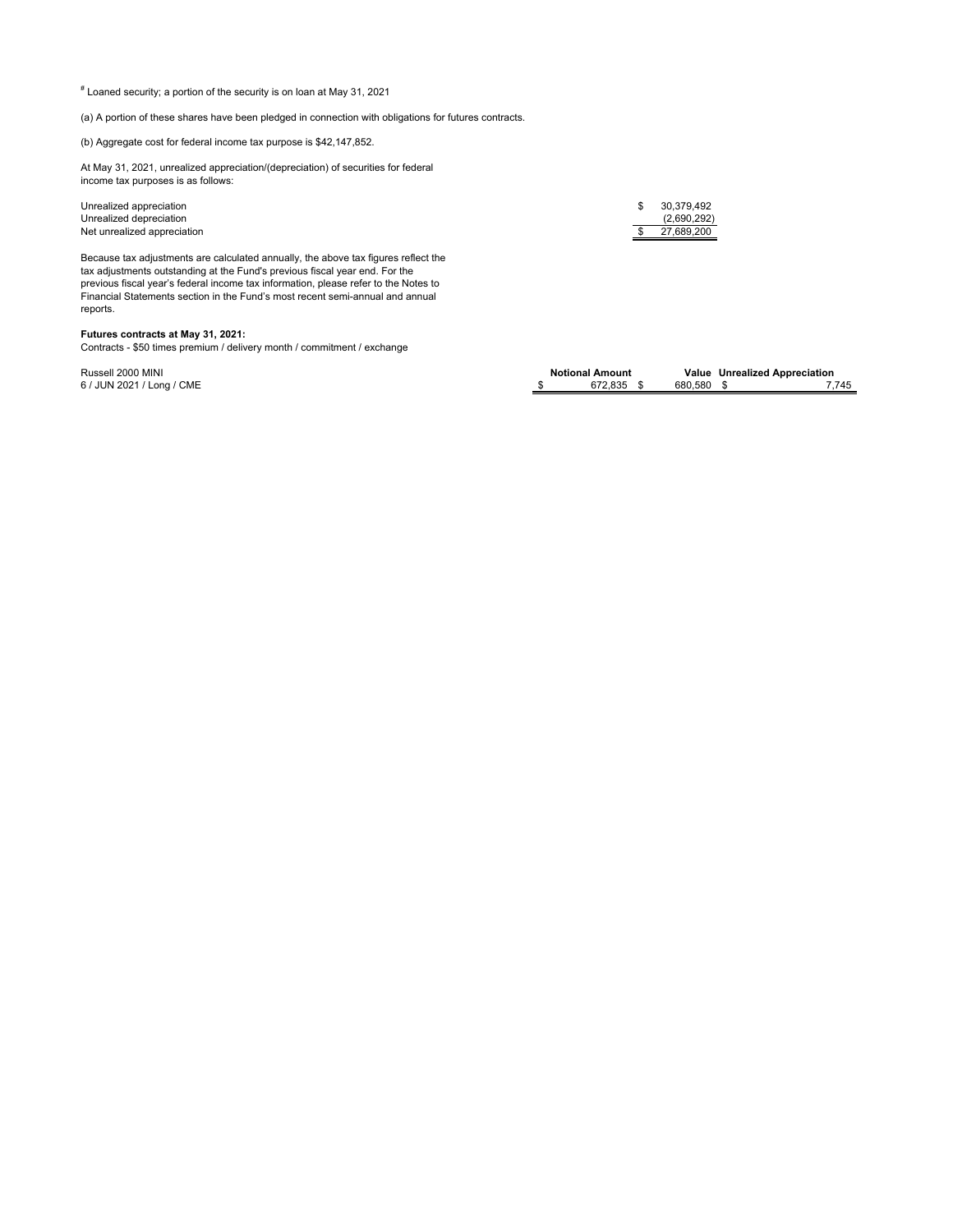# Loaned security; a portion of the security is on loan at May 31, 2021

(a) A portion of these shares have been pledged in connection with obligations for futures contracts.

(b) Aggregate cost for federal income tax purpose is $42,147,852.

At May 31, 2021, unrealized appreciation/(depreciation) of securities for federal income tax purposes is as follows:

| | |
|---|---|
| Unrealized appreciation | $ 30,379,492 |
| Unrealized depreciation | (2,690,292) |
| Net unrealized appreciation | $ 27,689,200 |

Because tax adjustments are calculated annually, the above tax figures reflect the tax adjustments outstanding at the Fund's previous fiscal year end. For the previous fiscal year's federal income tax information, please refer to the Notes to Financial Statements section in the Fund's most recent semi-annual and annual reports.

**Futures contracts at May 31, 2021:**

Contracts - $50 times premium / delivery month / commitment / exchange

| | Notional Amount | Value | Unrealized Appreciation |
|---|---|---|---|
| Russell 2000 MINI<br>6 / JUN 2021 / Long / CME | $ 672,835 | $ 680,580 | $ 7,745 |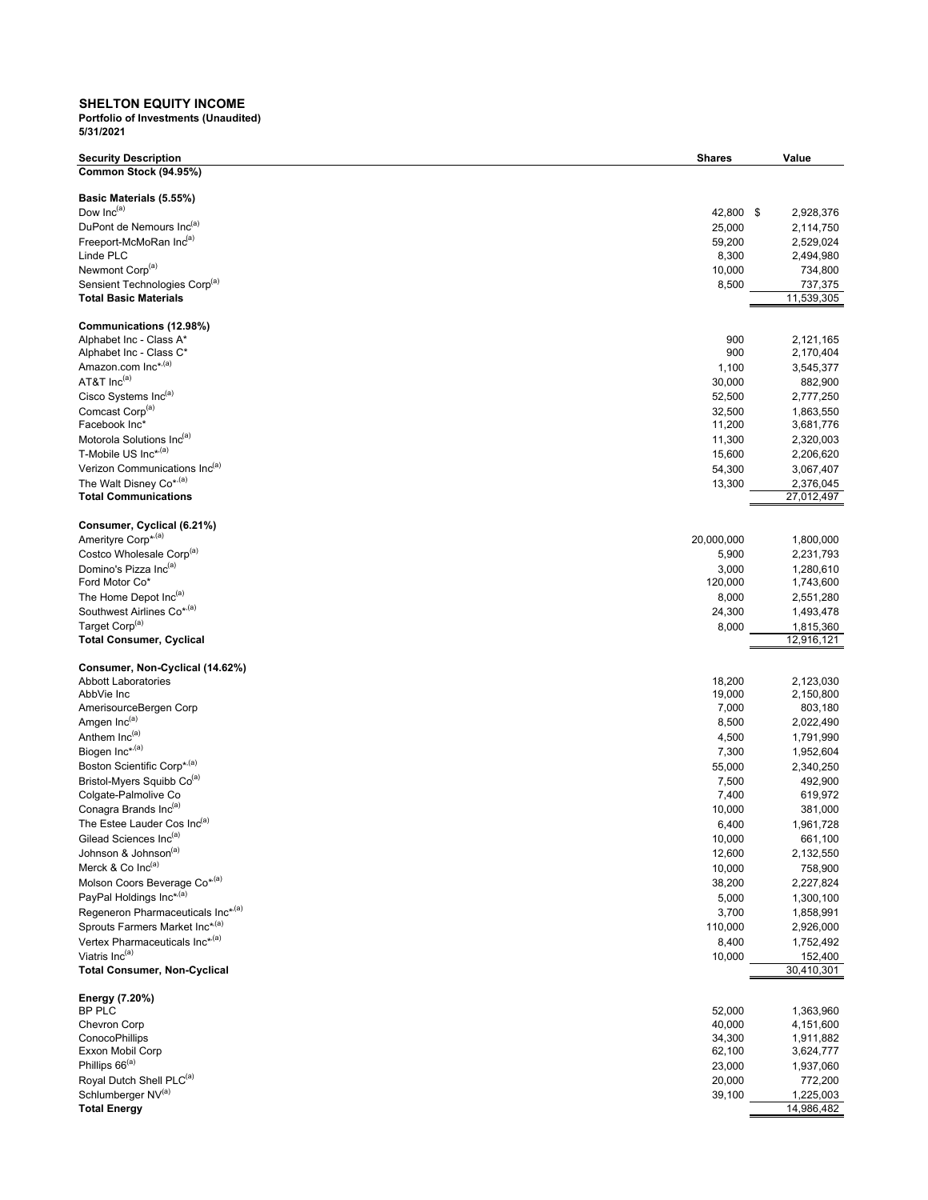**SHELTON EQUITY INCOME**
**Portfolio of Investments (Unaudited)**
**5/31/2021**

| Security Description | Shares | Value |
|---|---|---|
| **Common Stock (94.95%)** | | |
| **Basic Materials (5.55%)** | | |
| Dow Inc[(a)] | 42,800 | $ 2,928,376 |
| DuPont de Nemours Inc[(a)] | 25,000 | 2,114,750 |
| Freeport-McMoRan Inc[(a)] | 59,200 | 2,529,024 |
| Linde PLC | 8,300 | 2,494,980 |
| Newmont Corp[(a)] | 10,000 | 734,800 |
| Sensient Technologies Corp[(a)] | 8,500 | 737,375 |
| **Total Basic Materials** | | 11,539,305 |
| **Communications (12.98%)** | | |
| Alphabet Inc - Class A* | 900 | 2,121,165 |
| Alphabet Inc - Class C* | 900 | 2,170,404 |
| Amazon.com Inc*,[(a)] | 1,100 | 3,545,377 |
| AT&T Inc[(a)] | 30,000 | 882,900 |
| Cisco Systems Inc[(a)] | 52,500 | 2,777,250 |
| Comcast Corp[(a)] | 32,500 | 1,863,550 |
| Facebook Inc* | 11,200 | 3,681,776 |
| Motorola Solutions Inc[(a)] | 11,300 | 2,320,003 |
| T-Mobile US Inc*,[(a)] | 15,600 | 2,206,620 |
| Verizon Communications Inc[(a)] | 54,300 | 3,067,407 |
| The Walt Disney Co*,[(a)] | 13,300 | 2,376,045 |
| **Total Communications** | | 27,012,497 |
| **Consumer, Cyclical (6.21%)** | | |
| Amerityre Corp*,[(a)] | 20,000,000 | 1,800,000 |
| Costco Wholesale Corp[(a)] | 5,900 | 2,231,793 |
| Domino's Pizza Inc[(a)] | 3,000 | 1,280,610 |
| Ford Motor Co* | 120,000 | 1,743,600 |
| The Home Depot Inc[(a)] | 8,000 | 2,551,280 |
| Southwest Airlines Co*,[(a)] | 24,300 | 1,493,478 |
| Target Corp[(a)] | 8,000 | 1,815,360 |
| **Total Consumer, Cyclical** | | 12,916,121 |
| **Consumer, Non-Cyclical (14.62%)** | | |
| Abbott Laboratories | 18,200 | 2,123,030 |
| AbbVie Inc | 19,000 | 2,150,800 |
| AmerisourceBergen Corp | 7,000 | 803,180 |
| Amgen Inc[(a)] | 8,500 | 2,022,490 |
| Anthem Inc[(a)] | 4,500 | 1,791,990 |
| Biogen Inc*,[(a)] | 7,300 | 1,952,604 |
| Boston Scientific Corp*,[(a)] | 55,000 | 2,340,250 |
| Bristol-Myers Squibb Co[(a)] | 7,500 | 492,900 |
| Colgate-Palmolive Co | 7,400 | 619,972 |
| Conagra Brands Inc[(a)] | 10,000 | 381,000 |
| The Estee Lauder Cos Inc[(a)] | 6,400 | 1,961,728 |
| Gilead Sciences Inc[(a)] | 10,000 | 661,100 |
| Johnson & Johnson[(a)] | 12,600 | 2,132,550 |
| Merck & Co Inc[(a)] | 10,000 | 758,900 |
| Molson Coors Beverage Co*,[(a)] | 38,200 | 2,227,824 |
| PayPal Holdings Inc*,[(a)] | 5,000 | 1,300,100 |
| Regeneron Pharmaceuticals Inc*,[(a)] | 3,700 | 1,858,991 |
| Sprouts Farmers Market Inc*,[(a)] | 110,000 | 2,926,000 |
| Vertex Pharmaceuticals Inc*,[(a)] | 8,400 | 1,752,492 |
| Viatris Inc[(a)] | 10,000 | 152,400 |
| **Total Consumer, Non-Cyclical** | | 30,410,301 |
| **Energy (7.20%)** | | |
| BP PLC | 52,000 | 1,363,960 |
| Chevron Corp | 40,000 | 4,151,600 |
| ConocoPhillips | 34,300 | 1,911,882 |
| Exxon Mobil Corp | 62,100 | 3,624,777 |
| Phillips 66[(a)] | 23,000 | 1,937,060 |
| Royal Dutch Shell PLC[(a)] | 20,000 | 772,200 |
| Schlumberger NV[(a)] | 39,100 | 1,225,003 |
| **Total Energy** | | 14,986,482 |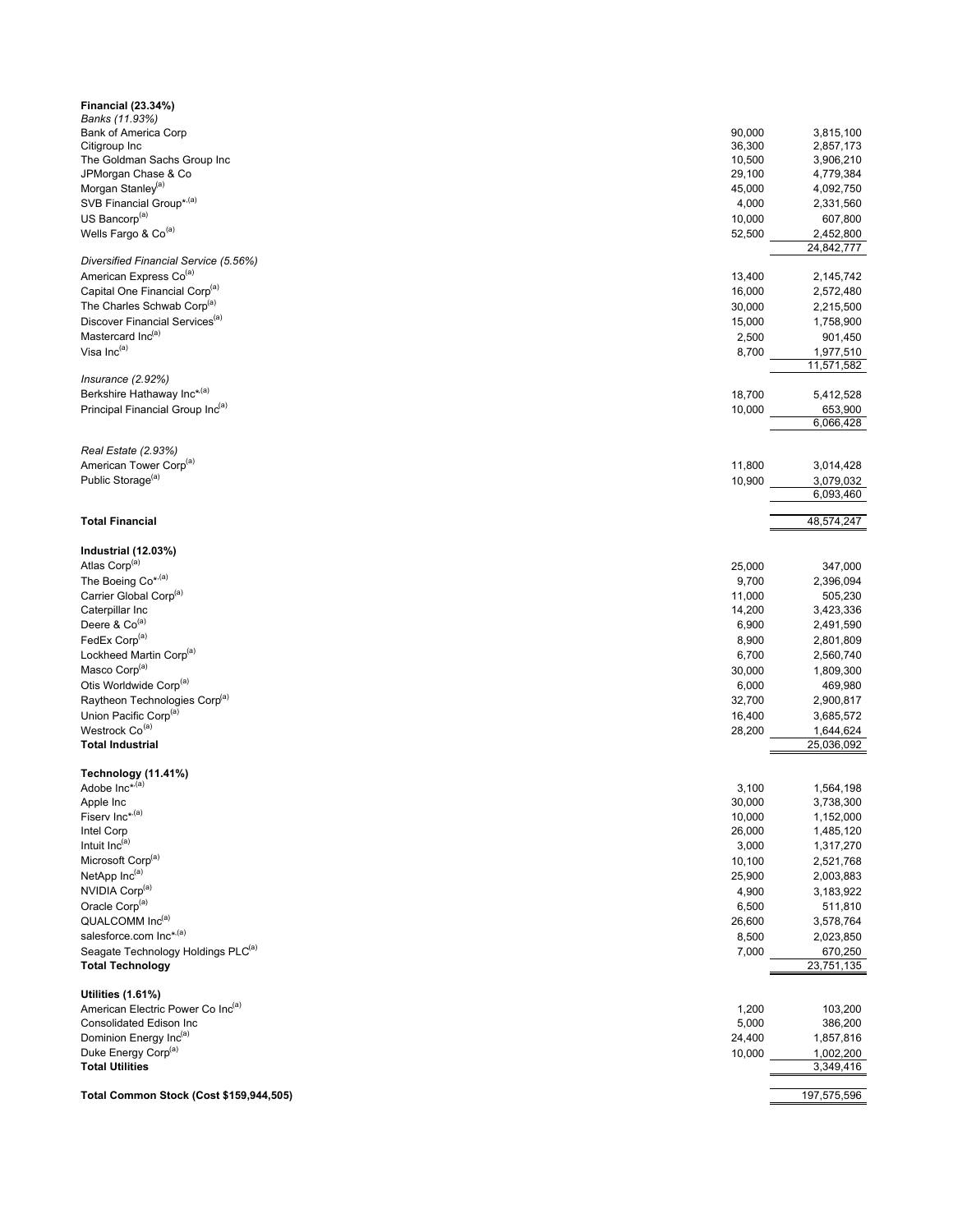| | Shares | Value |
|---|---|---|
| **Financial (23.34%)** | | |
| *Banks (11.93%)* | | |
| Bank of America Corp | 90,000 | 3,815,100 |
| Citigroup Inc | 36,300 | 2,857,173 |
| The Goldman Sachs Group Inc | 10,500 | 3,906,210 |
| JPMorgan Chase & Co | 29,100 | 4,779,384 |
| Morgan Stanley[(a)] | 45,000 | 4,092,750 |
| SVB Financial Group*,[(a)] | 4,000 | 2,331,560 |
| US Bancorp[(a)] | 10,000 | 607,800 |
| Wells Fargo & Co[(a)] | 52,500 | 2,452,800 |
| | | 24,842,777 |
| *Diversified Financial Service (5.56%)* | | |
| American Express Co[(a)] | 13,400 | 2,145,742 |
| Capital One Financial Corp[(a)] | 16,000 | 2,572,480 |
| The Charles Schwab Corp[(a)] | 30,000 | 2,215,500 |
| Discover Financial Services[(a)] | 15,000 | 1,758,900 |
| Mastercard Inc[(a)] | 2,500 | 901,450 |
| Visa Inc[(a)] | 8,700 | 1,977,510 |
| | | 11,571,582 |
| *Insurance (2.92%)* | | |
| Berkshire Hathaway Inc*,[(a)] | 18,700 | 5,412,528 |
| Principal Financial Group Inc[(a)] | 10,000 | 653,900 |
| | | 6,066,428 |
| *Real Estate (2.93%)* | | |
| American Tower Corp[(a)] | 11,800 | 3,014,428 |
| Public Storage[(a)] | 10,900 | 3,079,032 |
| | | 6,093,460 |
| **Total Financial** | | 48,574,247 |
| **Industrial (12.03%)** | | |
| Atlas Corp[(a)] | 25,000 | 347,000 |
| The Boeing Co*,[(a)] | 9,700 | 2,396,094 |
| Carrier Global Corp[(a)] | 11,000 | 505,230 |
| Caterpillar Inc | 14,200 | 3,423,336 |
| Deere & Co[(a)] | 6,900 | 2,491,590 |
| FedEx Corp[(a)] | 8,900 | 2,801,809 |
| Lockheed Martin Corp[(a)] | 6,700 | 2,560,740 |
| Masco Corp[(a)] | 30,000 | 1,809,300 |
| Otis Worldwide Corp[(a)] | 6,000 | 469,980 |
| Raytheon Technologies Corp[(a)] | 32,700 | 2,900,817 |
| Union Pacific Corp[(a)] | 16,400 | 3,685,572 |
| Westrock Co[(a)] | 28,200 | 1,644,624 |
| **Total Industrial** | | 25,036,092 |
| **Technology (11.41%)** | | |
| Adobe Inc*,[(a)] | 3,100 | 1,564,198 |
| Apple Inc | 30,000 | 3,738,300 |
| Fiserv Inc*,[(a)] | 10,000 | 1,152,000 |
| Intel Corp | 26,000 | 1,485,120 |
| Intuit Inc[(a)] | 3,000 | 1,317,270 |
| Microsoft Corp[(a)] | 10,100 | 2,521,768 |
| NetApp Inc[(a)] | 25,900 | 2,003,883 |
| NVIDIA Corp[(a)] | 4,900 | 3,183,922 |
| Oracle Corp[(a)] | 6,500 | 511,810 |
| QUALCOMM Inc[(a)] | 26,600 | 3,578,764 |
| salesforce.com Inc*,[(a)] | 8,500 | 2,023,850 |
| Seagate Technology Holdings PLC[(a)] | 7,000 | 670,250 |
| **Total Technology** | | 23,751,135 |
| **Utilities (1.61%)** | | |
| American Electric Power Co Inc[(a)] | 1,200 | 103,200 |
| Consolidated Edison Inc | 5,000 | 386,200 |
| Dominion Energy Inc[(a)] | 24,400 | 1,857,816 |
| Duke Energy Corp[(a)] | 10,000 | 1,002,200 |
| **Total Utilities** | | 3,349,416 |
| **Total Common Stock (Cost $159,944,505)** | | 197,575,596 |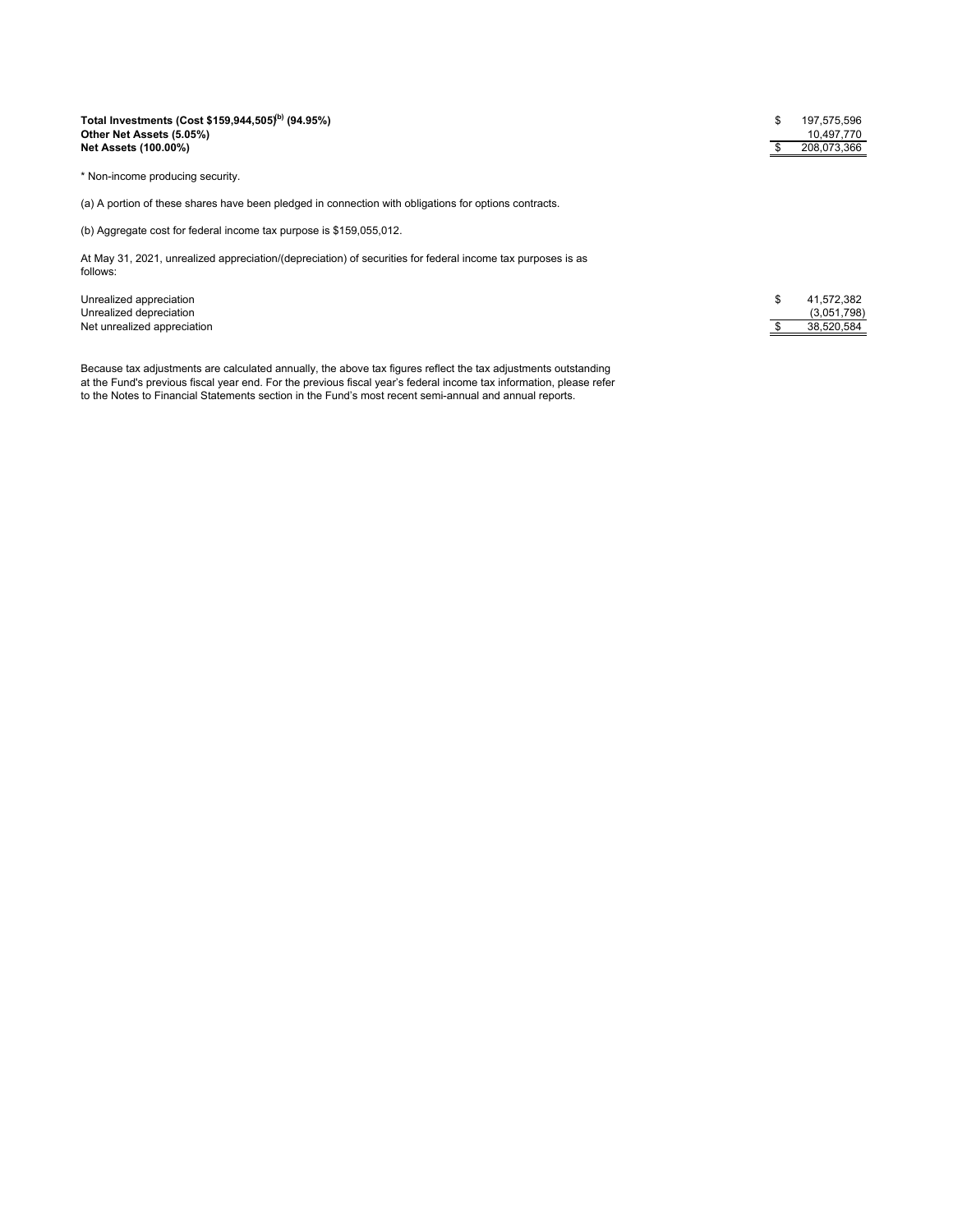| | | |
|---|---|---|
| **Total Investments (Cost $159,944,505)[b] (94.95%)** | $ | 197,575,596 |
| **Other Net Assets (5.05%)** | | 10,497,770 |
| **Net Assets (100.00%)** | $ | 208,073,366 |

* Non-income producing security.

(a) A portion of these shares have been pledged in connection with obligations for options contracts.

(b) Aggregate cost for federal income tax purpose is $159,055,012.

At May 31, 2021, unrealized appreciation/(depreciation) of securities for federal income tax purposes is as follows:

| | | |
|---|---|---|
| Unrealized appreciation | $ | 41,572,382 |
| Unrealized depreciation | | (3,051,798) |
| Net unrealized appreciation | $ | 38,520,584 |

Because tax adjustments are calculated annually, the above tax figures reflect the tax adjustments outstanding at the Fund's previous fiscal year end. For the previous fiscal year's federal income tax information, please refer to the Notes to Financial Statements section in the Fund's most recent semi-annual and annual reports.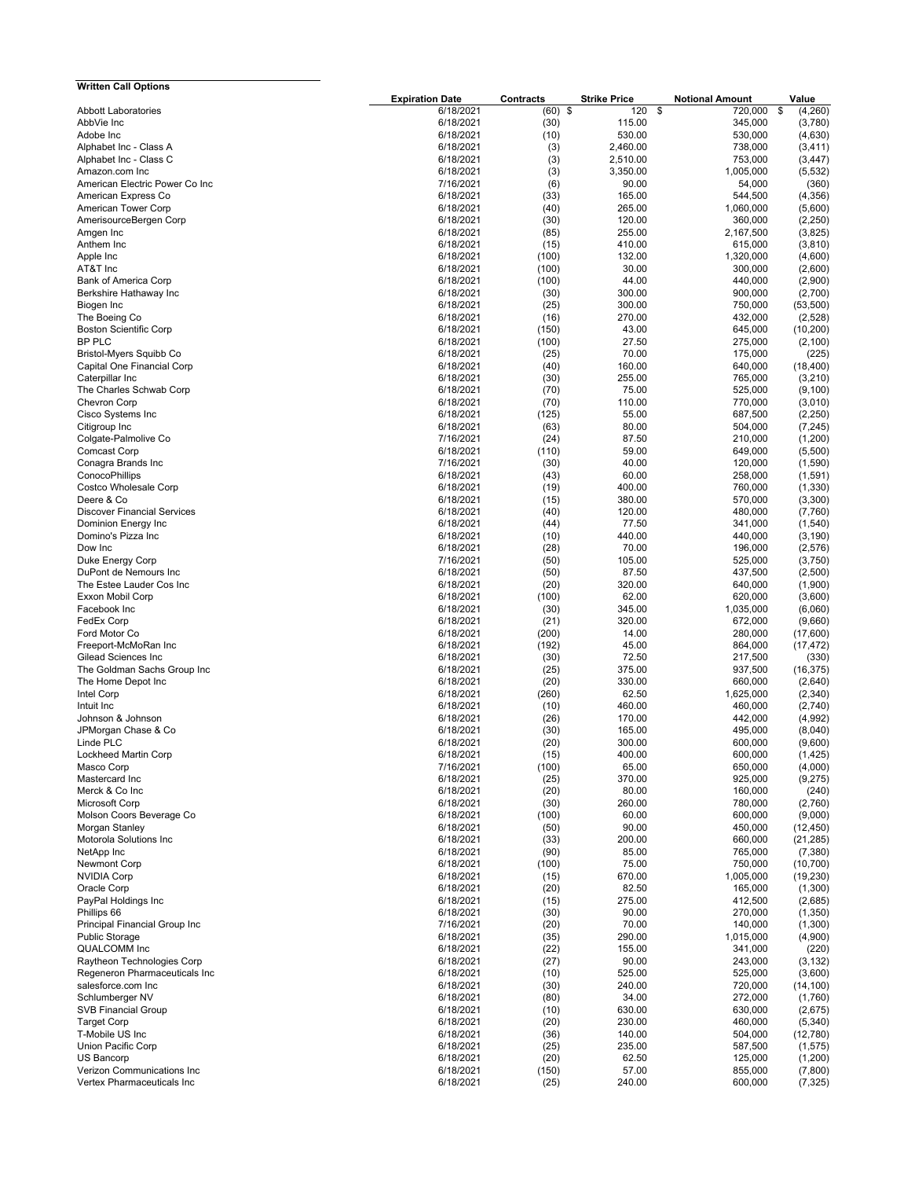**Written Call Options**

| | Expiration Date | Contracts | Strike Price | Notional Amount | Value |
|---|---|---|---|---|---|
| Abbott Laboratories | 6/18/2021 | (60) | $ 120 | $ 720,000 | $ (4,260) |
| AbbVie Inc | 6/18/2021 | (30) | 115.00 | 345,000 | (3,780) |
| Adobe Inc | 6/18/2021 | (10) | 530.00 | 530,000 | (4,630) |
| Alphabet Inc - Class A | 6/18/2021 | (3) | 2,460.00 | 738,000 | (3,411) |
| Alphabet Inc - Class C | 6/18/2021 | (3) | 2,510.00 | 753,000 | (3,447) |
| Amazon.com Inc | 6/18/2021 | (3) | 3,350.00 | 1,005,000 | (5,532) |
| American Electric Power Co Inc | 7/16/2021 | (6) | 90.00 | 54,000 | (360) |
| American Express Co | 6/18/2021 | (33) | 165.00 | 544,500 | (4,356) |
| American Tower Corp | 6/18/2021 | (40) | 265.00 | 1,060,000 | (5,600) |
| AmerisourceBergen Corp | 6/18/2021 | (30) | 120.00 | 360,000 | (2,250) |
| Amgen Inc | 6/18/2021 | (85) | 255.00 | 2,167,500 | (3,825) |
| Anthem Inc | 6/18/2021 | (15) | 410.00 | 615,000 | (3,810) |
| Apple Inc | 6/18/2021 | (100) | 132.00 | 1,320,000 | (4,600) |
| AT&T Inc | 6/18/2021 | (100) | 30.00 | 300,000 | (2,600) |
| Bank of America Corp | 6/18/2021 | (100) | 44.00 | 440,000 | (2,900) |
| Berkshire Hathaway Inc | 6/18/2021 | (30) | 300.00 | 900,000 | (2,700) |
| Biogen Inc | 6/18/2021 | (25) | 300.00 | 750,000 | (53,500) |
| The Boeing Co | 6/18/2021 | (16) | 270.00 | 432,000 | (2,528) |
| Boston Scientific Corp | 6/18/2021 | (150) | 43.00 | 645,000 | (10,200) |
| BP PLC | 6/18/2021 | (100) | 27.50 | 275,000 | (2,100) |
| Bristol-Myers Squibb Co | 6/18/2021 | (25) | 70.00 | 175,000 | (225) |
| Capital One Financial Corp | 6/18/2021 | (40) | 160.00 | 640,000 | (18,400) |
| Caterpillar Inc | 6/18/2021 | (30) | 255.00 | 765,000 | (3,210) |
| The Charles Schwab Corp | 6/18/2021 | (70) | 75.00 | 525,000 | (9,100) |
| Chevron Corp | 6/18/2021 | (70) | 110.00 | 770,000 | (3,010) |
| Cisco Systems Inc | 6/18/2021 | (125) | 55.00 | 687,500 | (2,250) |
| Citigroup Inc | 6/18/2021 | (63) | 80.00 | 504,000 | (7,245) |
| Colgate-Palmolive Co | 7/16/2021 | (24) | 87.50 | 210,000 | (1,200) |
| Comcast Corp | 6/18/2021 | (110) | 59.00 | 649,000 | (5,500) |
| Conagra Brands Inc | 7/16/2021 | (30) | 40.00 | 120,000 | (1,590) |
| ConocoPhillips | 6/18/2021 | (43) | 60.00 | 258,000 | (1,591) |
| Costco Wholesale Corp | 6/18/2021 | (19) | 400.00 | 760,000 | (1,330) |
| Deere & Co | 6/18/2021 | (15) | 380.00 | 570,000 | (3,300) |
| Discover Financial Services | 6/18/2021 | (40) | 120.00 | 480,000 | (7,760) |
| Dominion Energy Inc | 6/18/2021 | (44) | 77.50 | 341,000 | (1,540) |
| Domino's Pizza Inc | 6/18/2021 | (10) | 440.00 | 440,000 | (3,190) |
| Dow Inc | 6/18/2021 | (28) | 70.00 | 196,000 | (2,576) |
| Duke Energy Corp | 7/16/2021 | (50) | 105.00 | 525,000 | (3,750) |
| DuPont de Nemours Inc | 6/18/2021 | (50) | 87.50 | 437,500 | (2,500) |
| The Estee Lauder Cos Inc | 6/18/2021 | (20) | 320.00 | 640,000 | (1,900) |
| Exxon Mobil Corp | 6/18/2021 | (100) | 62.00 | 620,000 | (3,600) |
| Facebook Inc | 6/18/2021 | (30) | 345.00 | 1,035,000 | (6,060) |
| FedEx Corp | 6/18/2021 | (21) | 320.00 | 672,000 | (9,660) |
| Ford Motor Co | 6/18/2021 | (200) | 14.00 | 280,000 | (17,600) |
| Freeport-McMoRan Inc | 6/18/2021 | (192) | 45.00 | 864,000 | (17,472) |
| Gilead Sciences Inc | 6/18/2021 | (30) | 72.50 | 217,500 | (330) |
| The Goldman Sachs Group Inc | 6/18/2021 | (25) | 375.00 | 937,500 | (16,375) |
| The Home Depot Inc | 6/18/2021 | (20) | 330.00 | 660,000 | (2,640) |
| Intel Corp | 6/18/2021 | (260) | 62.50 | 1,625,000 | (2,340) |
| Intuit Inc | 6/18/2021 | (10) | 460.00 | 460,000 | (2,740) |
| Johnson & Johnson | 6/18/2021 | (26) | 170.00 | 442,000 | (4,992) |
| JPMorgan Chase & Co | 6/18/2021 | (30) | 165.00 | 495,000 | (8,040) |
| Linde PLC | 6/18/2021 | (20) | 300.00 | 600,000 | (9,600) |
| Lockheed Martin Corp | 6/18/2021 | (15) | 400.00 | 600,000 | (1,425) |
| Masco Corp | 7/16/2021 | (100) | 65.00 | 650,000 | (4,000) |
| Mastercard Inc | 6/18/2021 | (25) | 370.00 | 925,000 | (9,275) |
| Merck & Co Inc | 6/18/2021 | (20) | 80.00 | 160,000 | (240) |
| Microsoft Corp | 6/18/2021 | (30) | 260.00 | 780,000 | (2,760) |
| Molson Coors Beverage Co | 6/18/2021 | (100) | 60.00 | 600,000 | (9,000) |
| Morgan Stanley | 6/18/2021 | (50) | 90.00 | 450,000 | (12,450) |
| Motorola Solutions Inc | 6/18/2021 | (33) | 200.00 | 660,000 | (21,285) |
| NetApp Inc | 6/18/2021 | (90) | 85.00 | 765,000 | (7,380) |
| Newmont Corp | 6/18/2021 | (100) | 75.00 | 750,000 | (10,700) |
| NVIDIA Corp | 6/18/2021 | (15) | 670.00 | 1,005,000 | (19,230) |
| Oracle Corp | 6/18/2021 | (20) | 82.50 | 165,000 | (1,300) |
| PayPal Holdings Inc | 6/18/2021 | (15) | 275.00 | 412,500 | (2,685) |
| Phillips 66 | 6/18/2021 | (30) | 90.00 | 270,000 | (1,350) |
| Principal Financial Group Inc | 7/16/2021 | (20) | 70.00 | 140,000 | (1,300) |
| Public Storage | 6/18/2021 | (35) | 290.00 | 1,015,000 | (4,900) |
| QUALCOMM Inc | 6/18/2021 | (22) | 155.00 | 341,000 | (220) |
| Raytheon Technologies Corp | 6/18/2021 | (27) | 90.00 | 243,000 | (3,132) |
| Regeneron Pharmaceuticals Inc | 6/18/2021 | (10) | 525.00 | 525,000 | (3,600) |
| salesforce.com Inc | 6/18/2021 | (30) | 240.00 | 720,000 | (14,100) |
| Schlumberger NV | 6/18/2021 | (80) | 34.00 | 272,000 | (1,760) |
| SVB Financial Group | 6/18/2021 | (10) | 630.00 | 630,000 | (2,675) |
| Target Corp | 6/18/2021 | (20) | 230.00 | 460,000 | (5,340) |
| T-Mobile US Inc | 6/18/2021 | (36) | 140.00 | 504,000 | (12,780) |
| Union Pacific Corp | 6/18/2021 | (25) | 235.00 | 587,500 | (1,575) |
| US Bancorp | 6/18/2021 | (20) | 62.50 | 125,000 | (1,200) |
| Verizon Communications Inc | 6/18/2021 | (150) | 57.00 | 855,000 | (7,800) |
| Vertex Pharmaceuticals Inc | 6/18/2021 | (25) | 240.00 | 600,000 | (7,325) |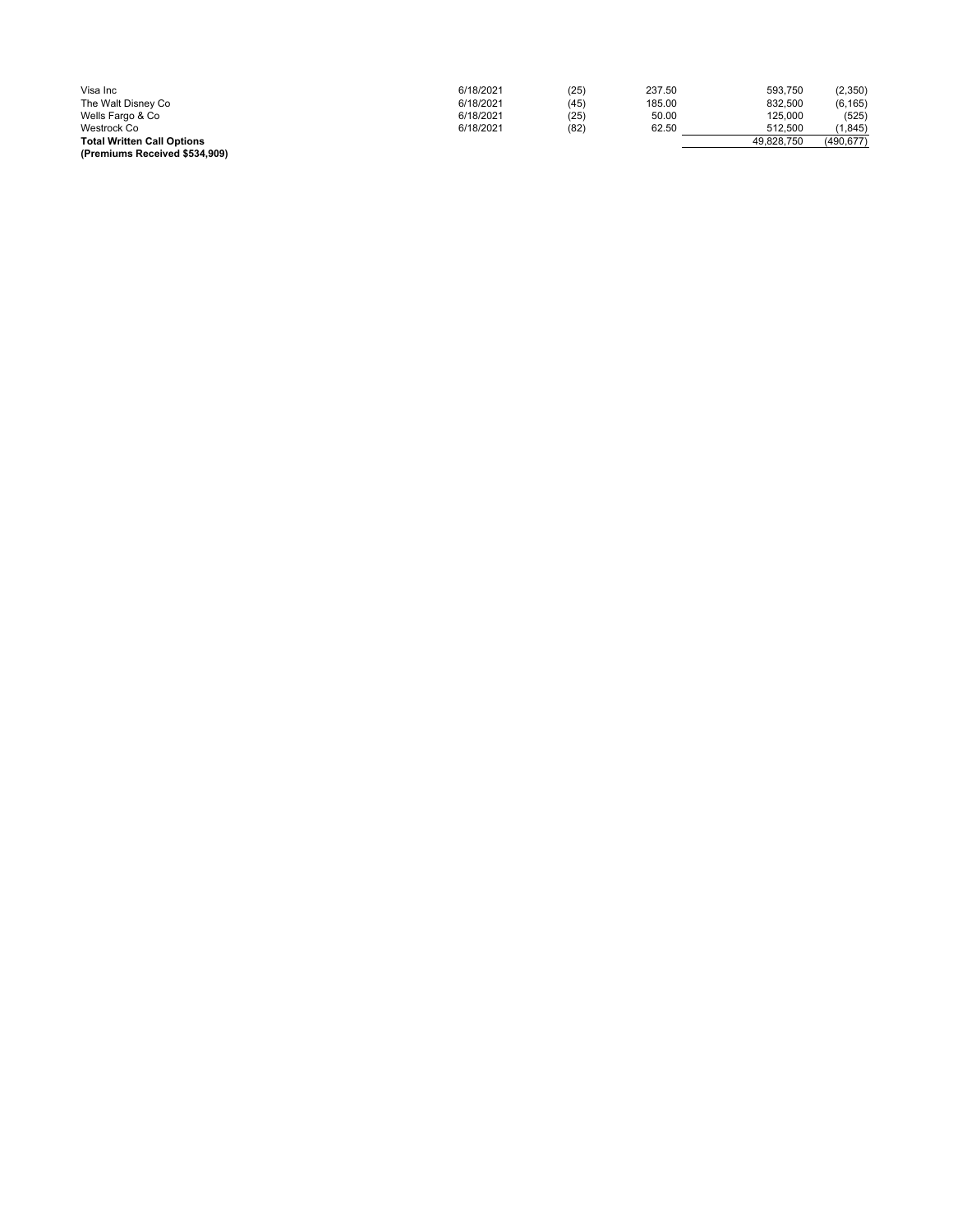| | | | | | |
|---|---|---|---|---|---|
| Visa Inc | 6/18/2021 | (25) | 237.50 | 593,750 | (2,350) |
| The Walt Disney Co | 6/18/2021 | (45) | 185.00 | 832,500 | (6,165) |
| Wells Fargo & Co | 6/18/2021 | (25) | 50.00 | 125,000 | (525) |
| Westrock Co | 6/18/2021 | (82) | 62.50 | 512,500 | (1,845) |
| **Total Written Call Options** | | | | 49,828,750 | (490,677) |
| **(Premiums Received $534,909)** | | | | | |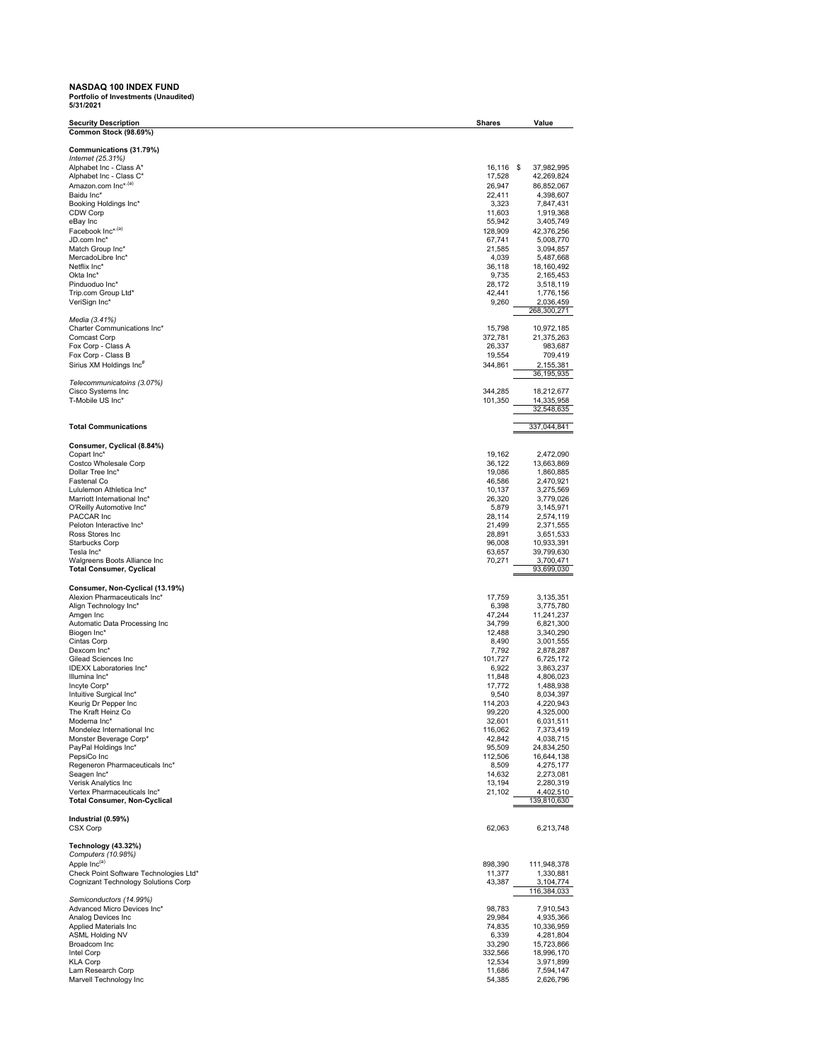**NASDAQ 100 INDEX FUND**
**Portfolio of Investments (Unaudited)**
**5/31/2021**

| Security Description | Shares | Value |
|---|---|---|
| **Common Stock (98.69%)** | | |
| | | |
| **Communications (31.79%)** | | |
| *Internet (25.31%)* | | |
| Alphabet Inc - Class A* | 16,116 | $ 37,982,995 |
| Alphabet Inc - Class C* | 17,528 | 42,269,824 |
| Amazon.com Inc*,(a) | 26,947 | 86,852,067 |
| Baidu Inc* | 22,411 | 4,398,607 |
| Booking Holdings Inc* | 3,323 | 7,847,431 |
| CDW Corp | 11,603 | 1,919,368 |
| eBay Inc | 55,942 | 3,405,749 |
| Facebook Inc*,(a) | 128,909 | 42,376,256 |
| JD.com Inc* | 67,741 | 5,008,770 |
| Match Group Inc* | 21,585 | 3,094,857 |
| MercadoLibre Inc* | 4,039 | 5,487,668 |
| Netflix Inc* | 36,118 | 18,160,492 |
| Okta Inc* | 9,735 | 2,165,453 |
| Pinduoduo Inc* | 28,172 | 3,518,119 |
| Trip.com Group Ltd* | 42,441 | 1,776,156 |
| VeriSign Inc* | 9,260 | 2,036,459 |
| | | 268,300,271 |
| *Media (3.41%)* | | |
| Charter Communications Inc* | 15,798 | 10,972,185 |
| Comcast Corp | 372,781 | 21,375,263 |
| Fox Corp - Class A | 26,337 | 983,687 |
| Fox Corp - Class B | 19,554 | 709,419 |
| Sirius XM Holdings Inc[#] | 344,861 | 2,155,381 |
| | | 36,195,935 |
| *Telecommunicatoins (3.07%)* | | |
| Cisco Systems Inc | 344,285 | 18,212,677 |
| T-Mobile US Inc* | 101,350 | 14,335,958 |
| | | 32,548,635 |
| | | |
| **Total Communications** | | 337,044,841 |
| | | |
| **Consumer, Cyclical (8.84%)** | | |
| Copart Inc* | 19,162 | 2,472,090 |
| Costco Wholesale Corp | 36,122 | 13,663,869 |
| Dollar Tree Inc* | 19,086 | 1,860,885 |
| Fastenal Co | 46,586 | 2,470,921 |
| Lululemon Athletica Inc* | 10,137 | 3,275,569 |
| Marriott International Inc* | 26,320 | 3,779,026 |
| O'Reilly Automotive Inc* | 5,879 | 3,145,971 |
| PACCAR Inc | 28,114 | 2,574,119 |
| Peloton Interactive Inc* | 21,499 | 2,371,555 |
| Ross Stores Inc | 28,891 | 3,651,533 |
| Starbucks Corp | 96,008 | 10,933,391 |
| Tesla Inc* | 63,657 | 39,799,630 |
| Walgreens Boots Alliance Inc | 70,271 | 3,700,471 |
| **Total Consumer, Cyclical** | | 93,699,030 |
| | | |
| **Consumer, Non-Cyclical (13.19%)** | | |
| Alexion Pharmaceuticals Inc* | 17,759 | 3,135,351 |
| Align Technology Inc* | 6,398 | 3,775,780 |
| Amgen Inc | 47,244 | 11,241,237 |
| Automatic Data Processing Inc | 34,799 | 6,821,300 |
| Biogen Inc* | 12,488 | 3,340,290 |
| Cintas Corp | 8,490 | 3,001,555 |
| Dexcom Inc* | 7,792 | 2,878,287 |
| Gilead Sciences Inc | 101,727 | 6,725,172 |
| IDEXX Laboratories Inc* | 6,922 | 3,863,237 |
| Illumina Inc* | 11,848 | 4,806,023 |
| Incyte Corp* | 17,772 | 1,488,938 |
| Intuitive Surgical Inc* | 9,540 | 8,034,397 |
| Keurig Dr Pepper Inc | 114,203 | 4,220,943 |
| The Kraft Heinz Co | 99,220 | 4,325,000 |
| Moderna Inc* | 32,601 | 6,031,511 |
| Mondelez International Inc | 116,062 | 7,373,419 |
| Monster Beverage Corp* | 42,842 | 4,038,715 |
| PayPal Holdings Inc* | 95,509 | 24,834,250 |
| PepsiCo Inc | 112,506 | 16,644,138 |
| Regeneron Pharmaceuticals Inc* | 8,509 | 4,275,177 |
| Seagen Inc* | 14,632 | 2,273,081 |
| Verisk Analytics Inc | 13,194 | 2,280,319 |
| Vertex Pharmaceuticals Inc* | 21,102 | 4,402,510 |
| **Total Consumer, Non-Cyclical** | | 139,810,630 |
| | | |
| **Industrial (0.59%)** | | |
| CSX Corp | 62,063 | 6,213,748 |
| | | |
| **Technology (43.32%)** | | |
| *Computers (10.98%)* | | |
| Apple Inc(a) | 898,390 | 111,948,378 |
| Check Point Software Technologies Ltd* | 11,377 | 1,330,881 |
| Cognizant Technology Solutions Corp | 43,387 | 3,104,774 |
| | | 116,384,033 |
| *Semiconductors (14.99%)* | | |
| Advanced Micro Devices Inc* | 98,783 | 7,910,543 |
| Analog Devices Inc | 29,984 | 4,935,366 |
| Applied Materials Inc | 74,835 | 10,336,959 |
| ASML Holding NV | 6,339 | 4,281,804 |
| Broadcom Inc | 33,290 | 15,723,866 |
| Intel Corp | 332,566 | 18,996,170 |
| KLA Corp | 12,534 | 3,971,899 |
| Lam Research Corp | 11,686 | 7,594,147 |
| Marvell Technology Inc | 54,385 | 2,626,796 |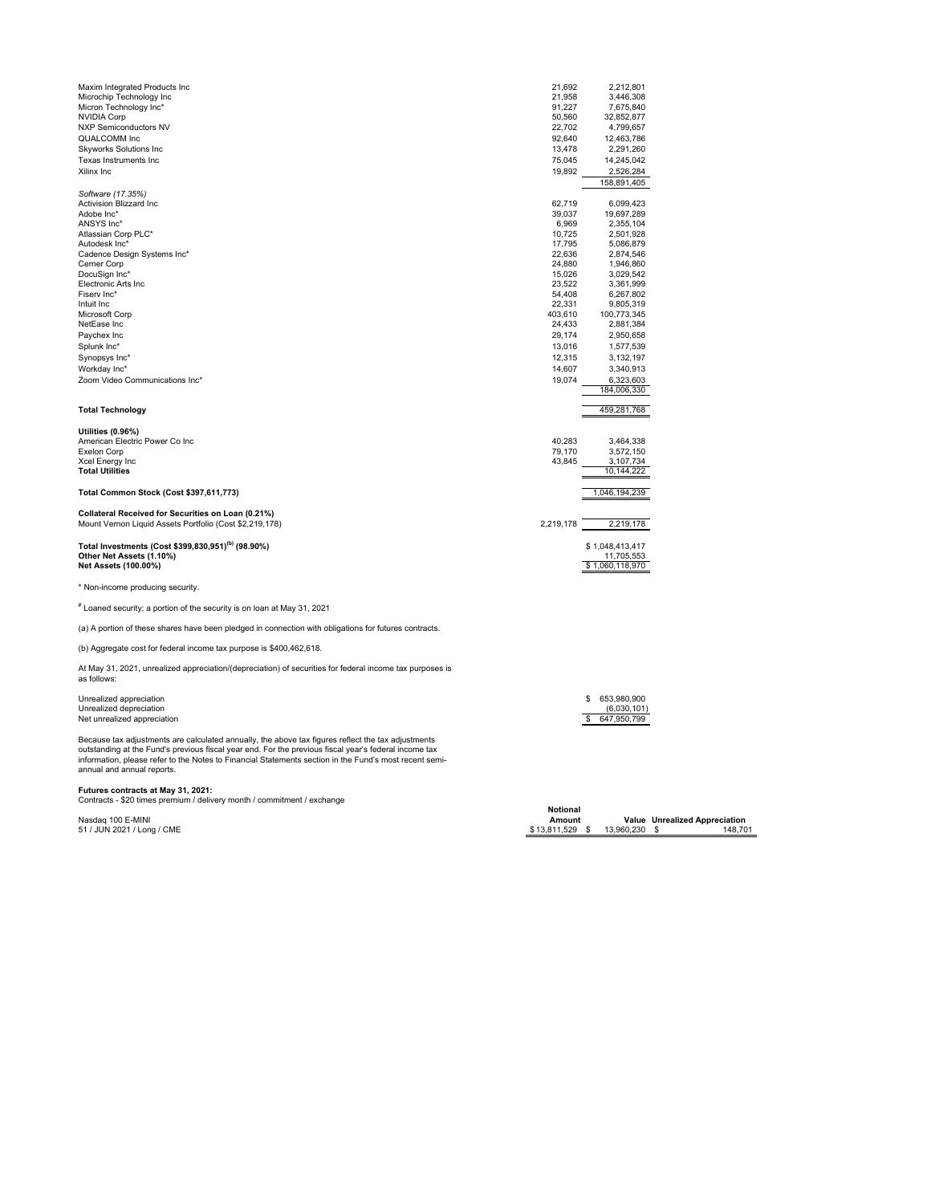| | Shares | Value |
|---|---|---|
| Maxim Integrated Products Inc | 21,692 | 2,212,801 |
| Microchip Technology Inc | 21,958 | 3,446,308 |
| Micron Technology Inc* | 91,227 | 7,675,840 |
| NVIDIA Corp | 50,560 | 32,852,877 |
| NXP Semiconductors NV | 22,702 | 4,799,657 |
| QUALCOMM Inc | 92,640 | 12,463,786 |
| Skyworks Solutions Inc | 13,478 | 2,291,260 |
| Texas Instruments Inc | 75,045 | 14,245,042 |
| Xilinx Inc | 19,892 | 2,526,284 |
| | | 158,891,405 |
| *Software (17.35%)* | | |
| Activision Blizzard Inc | 62,719 | 6,099,423 |
| Adobe Inc* | 39,037 | 19,697,289 |
| ANSYS Inc* | 6,969 | 2,355,104 |
| Atlassian Corp PLC* | 10,725 | 2,501,928 |
| Autodesk Inc* | 17,795 | 5,086,879 |
| Cadence Design Systems Inc* | 22,636 | 2,874,546 |
| Cerner Corp | 24,880 | 1,946,860 |
| DocuSign Inc* | 15,026 | 3,029,542 |
| Electronic Arts Inc | 23,522 | 3,361,999 |
| Fiserv Inc* | 54,408 | 6,267,802 |
| Intuit Inc | 22,331 | 9,805,319 |
| Microsoft Corp | 403,610 | 100,773,345 |
| NetEase Inc | 24,433 | 2,881,384 |
| Paychex Inc | 29,174 | 2,950,658 |
| Splunk Inc* | 13,016 | 1,577,539 |
| Synopsys Inc* | 12,315 | 3,132,197 |
| Workday Inc* | 14,607 | 3,340,913 |
| Zoom Video Communications Inc* | 19,074 | 6,323,603 |
| | | 184,006,330 |
| **Total Technology** | | 459,281,768 |
| **Utilities (0.96%)** | | |
| American Electric Power Co Inc | 40,283 | 3,464,338 |
| Exelon Corp | 79,170 | 3,572,150 |
| Xcel Energy Inc | 43,845 | 3,107,734 |
| **Total Utilities** | | 10,144,222 |
| **Total Common Stock (Cost $397,611,773)** | | 1,046,194,239 |
| **Collateral Received for Securities on Loan (0.21%)** | | |
| Mount Vernon Liquid Assets Portfolio (Cost $2,219,178) | 2,219,178 | 2,219,178 |
| **Total Investments (Cost $399,830,951)[(b)] (98.90%)** | | $ 1,048,413,417 |
| **Other Net Assets (1.10%)** | | 11,705,553 |
| **Net Assets (100.00%)** | | $ 1,060,118,970 |

\* Non-income producing security.

[#] Loaned security; a portion of the security is on loan at May 31, 2021

(a) A portion of these shares have been pledged in connection with obligations for futures contracts.

(b) Aggregate cost for federal income tax purpose is $400,462,618.

At May 31, 2021, unrealized appreciation/(depreciation) of securities for federal income tax purposes is as follows:

| | |
|---|---|
| Unrealized appreciation | $ 653,980,900 |
| Unrealized depreciation | (6,030,101) |
| Net unrealized appreciation | $ 647,950,799 |

Because tax adjustments are calculated annually, the above tax figures reflect the tax adjustments outstanding at the Fund's previous fiscal year end. For the previous fiscal year's federal income tax information, please refer to the Notes to Financial Statements section in the Fund's most recent semi-annual and annual reports.

**Futures contracts at May 31, 2021:**

Contracts - $20 times premium / delivery month / commitment / exchange

| | Notional Amount | Value | Unrealized Appreciation |
|---|---|---|---|
| Nasdaq 100 E-MINI<br>51 / JUN 2021 / Long / CME | $ 13,811,529 | $ 13,960,230 | $ 148,701 |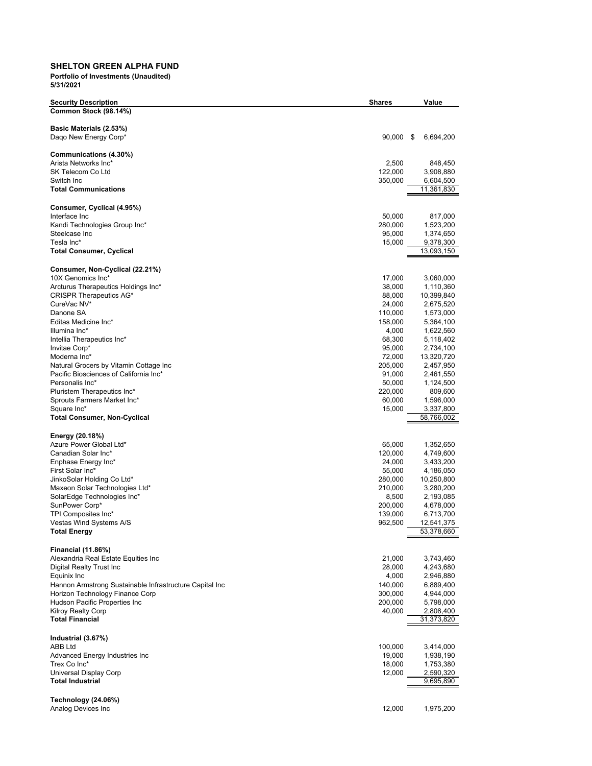**SHELTON GREEN ALPHA FUND**

**Portfolio of Investments (Unaudited)**

**5/31/2021**

| Security Description | Shares | Value |
|---|---|---|
| **Common Stock (98.14%)** | | |
| | | |
| **Basic Materials (2.53%)** | | |
| Daqo New Energy Corp* | 90,000 | $ 6,694,200 |
| | | |
| **Communications (4.30%)** | | |
| Arista Networks Inc* | 2,500 | 848,450 |
| SK Telecom Co Ltd | 122,000 | 3,908,880 |
| Switch Inc | 350,000 | 6,604,500 |
| **Total Communications** | | 11,361,830 |
| | | |
| **Consumer, Cyclical (4.95%)** | | |
| Interface Inc | 50,000 | 817,000 |
| Kandi Technologies Group Inc* | 280,000 | 1,523,200 |
| Steelcase Inc | 95,000 | 1,374,650 |
| Tesla Inc* | 15,000 | 9,378,300 |
| **Total Consumer, Cyclical** | | 13,093,150 |
| | | |
| **Consumer, Non-Cyclical (22.21%)** | | |
| 10X Genomics Inc* | 17,000 | 3,060,000 |
| Arcturus Therapeutics Holdings Inc* | 38,000 | 1,110,360 |
| CRISPR Therapeutics AG* | 88,000 | 10,399,840 |
| CureVac NV* | 24,000 | 2,675,520 |
| Danone SA | 110,000 | 1,573,000 |
| Editas Medicine Inc* | 158,000 | 5,364,100 |
| Illumina Inc* | 4,000 | 1,622,560 |
| Intellia Therapeutics Inc* | 68,300 | 5,118,402 |
| Invitae Corp* | 95,000 | 2,734,100 |
| Moderna Inc* | 72,000 | 13,320,720 |
| Natural Grocers by Vitamin Cottage Inc | 205,000 | 2,457,950 |
| Pacific Biosciences of California Inc* | 91,000 | 2,461,550 |
| Personalis Inc* | 50,000 | 1,124,500 |
| Pluristem Therapeutics Inc* | 220,000 | 809,600 |
| Sprouts Farmers Market Inc* | 60,000 | 1,596,000 |
| Square Inc* | 15,000 | 3,337,800 |
| **Total Consumer, Non-Cyclical** | | 58,766,002 |
| | | |
| **Energy (20.18%)** | | |
| Azure Power Global Ltd* | 65,000 | 1,352,650 |
| Canadian Solar Inc* | 120,000 | 4,749,600 |
| Enphase Energy Inc* | 24,000 | 3,433,200 |
| First Solar Inc* | 55,000 | 4,186,050 |
| JinkoSolar Holding Co Ltd* | 280,000 | 10,250,800 |
| Maxeon Solar Technologies Ltd* | 210,000 | 3,280,200 |
| SolarEdge Technologies Inc* | 8,500 | 2,193,085 |
| SunPower Corp* | 200,000 | 4,678,000 |
| TPI Composites Inc* | 139,000 | 6,713,700 |
| Vestas Wind Systems A/S | 962,500 | 12,541,375 |
| **Total Energy** | | 53,378,660 |
| | | |
| **Financial (11.86%)** | | |
| Alexandria Real Estate Equities Inc | 21,000 | 3,743,460 |
| Digital Realty Trust Inc | 28,000 | 4,243,680 |
| Equinix Inc | 4,000 | 2,946,880 |
| Hannon Armstrong Sustainable Infrastructure Capital Inc | 140,000 | 6,889,400 |
| Horizon Technology Finance Corp | 300,000 | 4,944,000 |
| Hudson Pacific Properties Inc | 200,000 | 5,798,000 |
| Kilroy Realty Corp | 40,000 | 2,808,400 |
| **Total Financial** | | 31,373,820 |
| | | |
| **Industrial (3.67%)** | | |
| ABB Ltd | 100,000 | 3,414,000 |
| Advanced Energy Industries Inc | 19,000 | 1,938,190 |
| Trex Co Inc* | 18,000 | 1,753,380 |
| Universal Display Corp | 12,000 | 2,590,320 |
| **Total Industrial** | | 9,695,890 |
| | | |
| **Technology (24.06%)** | | |
| Analog Devices Inc | 12,000 | 1,975,200 |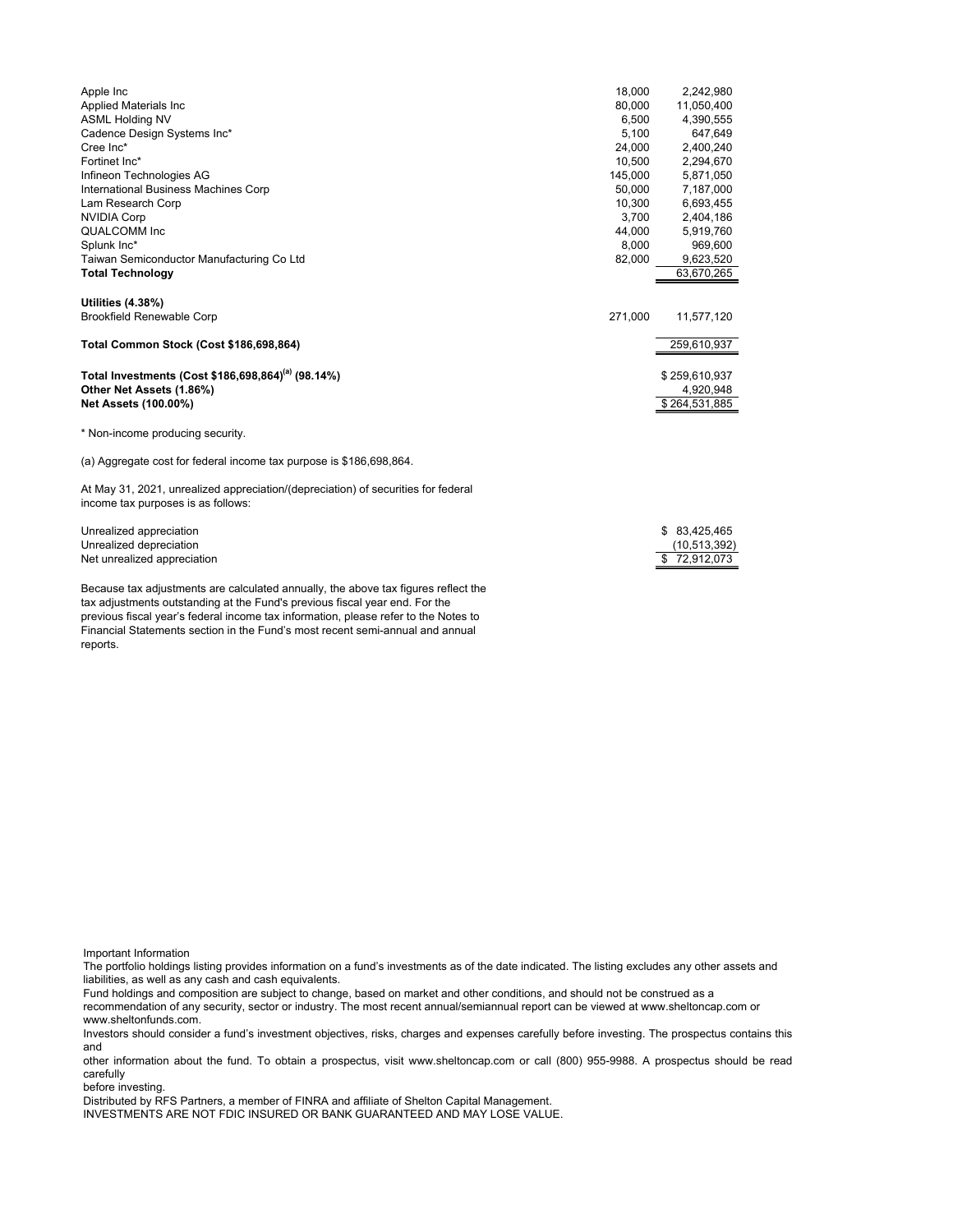| | | |
|---|---|---|
| Apple Inc | 18,000 | 2,242,980 |
| Applied Materials Inc | 80,000 | 11,050,400 |
| ASML Holding NV | 6,500 | 4,390,555 |
| Cadence Design Systems Inc* | 5,100 | 647,649 |
| Cree Inc* | 24,000 | 2,400,240 |
| Fortinet Inc* | 10,500 | 2,294,670 |
| Infineon Technologies AG | 145,000 | 5,871,050 |
| International Business Machines Corp | 50,000 | 7,187,000 |
| Lam Research Corp | 10,300 | 6,693,455 |
| NVIDIA Corp | 3,700 | 2,404,186 |
| QUALCOMM Inc | 44,000 | 5,919,760 |
| Splunk Inc* | 8,000 | 969,600 |
| Taiwan Semiconductor Manufacturing Co Ltd | 82,000 | 9,623,520 |
| **Total Technology** | | 63,670,265 |
| **Utilities (4.38%)** | | |
| Brookfield Renewable Corp | 271,000 | 11,577,120 |
| **Total Common Stock (Cost $186,698,864)** | | 259,610,937 |
| **Total Investments (Cost $186,698,864)[(a)] (98.14%)** | | $ 259,610,937 |
| **Other Net Assets (1.86%)** | | 4,920,948 |
| **Net Assets (100.00%)** | | $ 264,531,885 |

* Non-income producing security.

(a) Aggregate cost for federal income tax purpose is $186,698,864.

At May 31, 2021, unrealized appreciation/(depreciation) of securities for federal income tax purposes is as follows:

| | |
|---|---|
| Unrealized appreciation | $ 83,425,465 |
| Unrealized depreciation | (10,513,392) |
| Net unrealized appreciation | $ 72,912,073 |

Because tax adjustments are calculated annually, the above tax figures reflect the tax adjustments outstanding at the Fund's previous fiscal year end. For the previous fiscal year's federal income tax information, please refer to the Notes to Financial Statements section in the Fund's most recent semi-annual and annual reports.

Important Information

The portfolio holdings listing provides information on a fund's investments as of the date indicated. The listing excludes any other assets and liabilities, as well as any cash and cash equivalents.

Fund holdings and composition are subject to change, based on market and other conditions, and should not be construed as a recommendation of any security, sector or industry. The most recent annual/semiannual report can be viewed at www.sheltoncap.com or www.sheltonfunds.com.

Investors should consider a fund's investment objectives, risks, charges and expenses carefully before investing. The prospectus contains this and other information about the fund. To obtain a prospectus, visit www.sheltoncap.com or call (800) 955-9988. A prospectus should be read carefully before investing.

Distributed by RFS Partners, a member of FINRA and affiliate of Shelton Capital Management.

INVESTMENTS ARE NOT FDIC INSURED OR BANK GUARANTEED AND MAY LOSE VALUE.